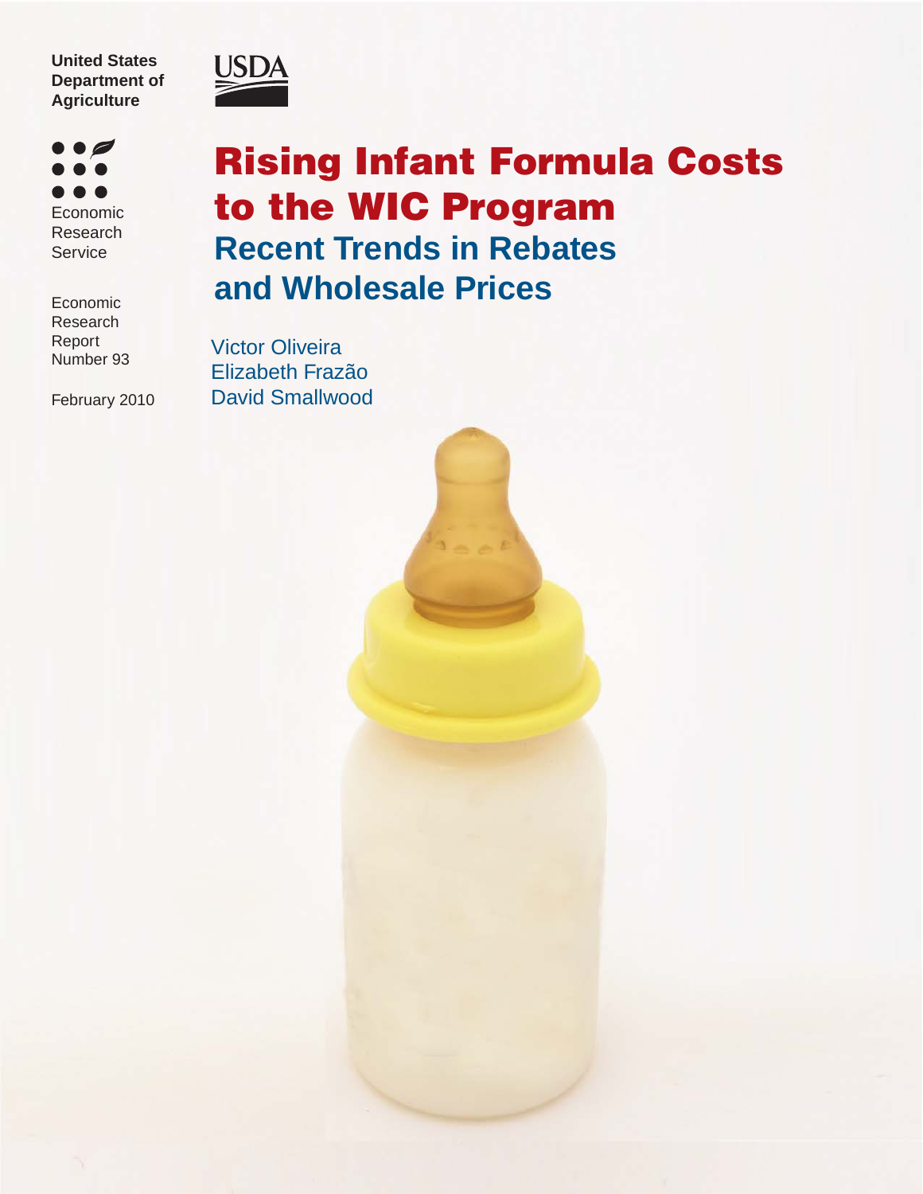United States Department of Agriculture

USDA

Economic Research Service

Economic Research Report Number 93

February 2010

# Rising Infant Formula Costs to the WIC Program

## Recent Trends in Rebates and Wholesale Prices

Victor Oliveira
Elizabeth Frazão
David Smallwood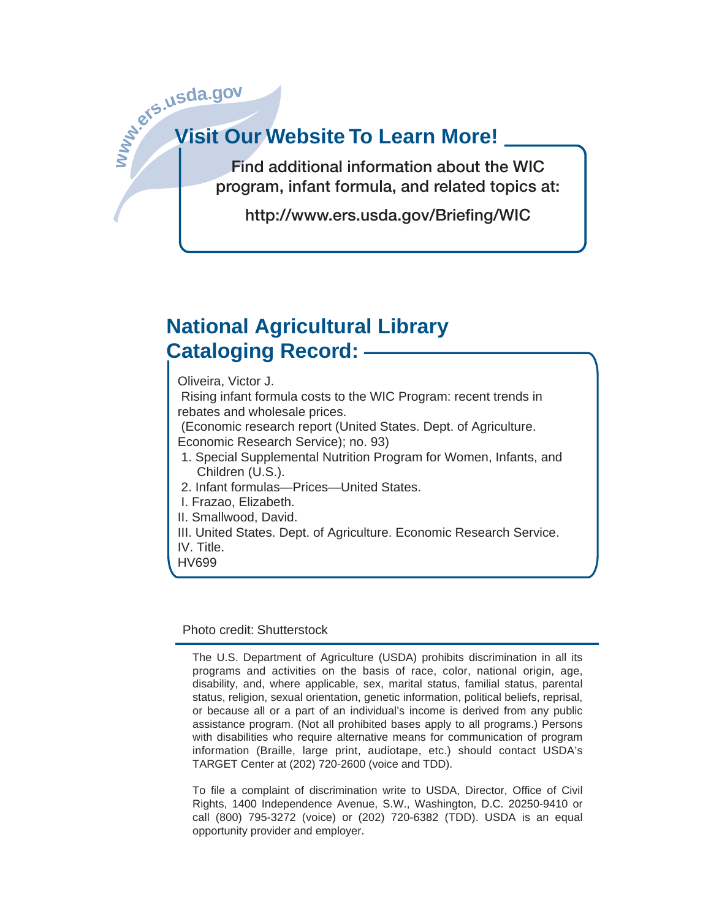www.ers.usda.gov

## Visit Our Website To Learn More!

Find additional information about the WIC program, infant formula, and related topics at:

http://www.ers.usda.gov/Briefing/WIC

## National Agricultural Library Cataloging Record:

Oliveira, Victor J.

Rising infant formula costs to the WIC Program: recent trends in rebates and wholesale prices.

(Economic research report (United States. Dept. of Agriculture. Economic Research Service); no. 93)

1. Special Supplemental Nutrition Program for Women, Infants, and Children (U.S.).
2. Infant formulas—Prices—United States.

I. Frazao, Elizabeth.
II. Smallwood, David.
III. United States. Dept. of Agriculture. Economic Research Service.
IV. Title.

HV699

Photo credit: Shutterstock

---

The U.S. Department of Agriculture (USDA) prohibits discrimination in all its programs and activities on the basis of race, color, national origin, age, disability, and, where applicable, sex, marital status, familial status, parental status, religion, sexual orientation, genetic information, political beliefs, reprisal, or because all or a part of an individual's income is derived from any public assistance program. (Not all prohibited bases apply to all programs.) Persons with disabilities who require alternative means for communication of program information (Braille, large print, audiotape, etc.) should contact USDA's TARGET Center at (202) 720-2600 (voice and TDD).

To file a complaint of discrimination write to USDA, Director, Office of Civil Rights, 1400 Independence Avenue, S.W., Washington, D.C. 20250-9410 or call (800) 795-3272 (voice) or (202) 720-6382 (TDD). USDA is an equal opportunity provider and employer.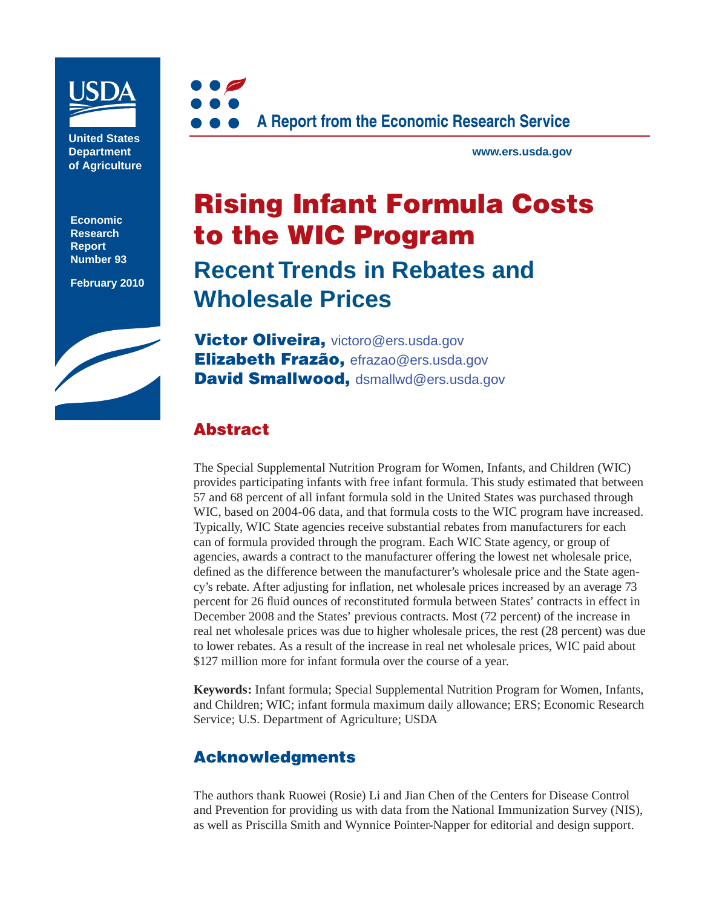United States Department of Agriculture

Economic Research Report Number 93

February 2010

A Report from the Economic Research Service

www.ers.usda.gov

# Rising Infant Formula Costs to the WIC Program

## Recent Trends in Rebates and Wholesale Prices

**Victor Oliveira,** victoro@ers.usda.gov
**Elizabeth Frazão,** efrazao@ers.usda.gov
**David Smallwood,** dsmallwd@ers.usda.gov

## Abstract

The Special Supplemental Nutrition Program for Women, Infants, and Children (WIC) provides participating infants with free infant formula. This study estimated that between 57 and 68 percent of all infant formula sold in the United States was purchased through WIC, based on 2004-06 data, and that formula costs to the WIC program have increased. Typically, WIC State agencies receive substantial rebates from manufacturers for each can of formula provided through the program. Each WIC State agency, or group of agencies, awards a contract to the manufacturer offering the lowest net wholesale price, defined as the difference between the manufacturer's wholesale price and the State agency's rebate. After adjusting for inflation, net wholesale prices increased by an average 73 percent for 26 fluid ounces of reconstituted formula between States' contracts in effect in December 2008 and the States' previous contracts. Most (72 percent) of the increase in real net wholesale prices was due to higher wholesale prices, the rest (28 percent) was due to lower rebates. As a result of the increase in real net wholesale prices, WIC paid about $127 million more for infant formula over the course of a year.

**Keywords:** Infant formula; Special Supplemental Nutrition Program for Women, Infants, and Children; WIC; infant formula maximum daily allowance; ERS; Economic Research Service; U.S. Department of Agriculture; USDA

## Acknowledgments

The authors thank Ruowei (Rosie) Li and Jian Chen of the Centers for Disease Control and Prevention for providing us with data from the National Immunization Survey (NIS), as well as Priscilla Smith and Wynnice Pointer-Napper for editorial and design support.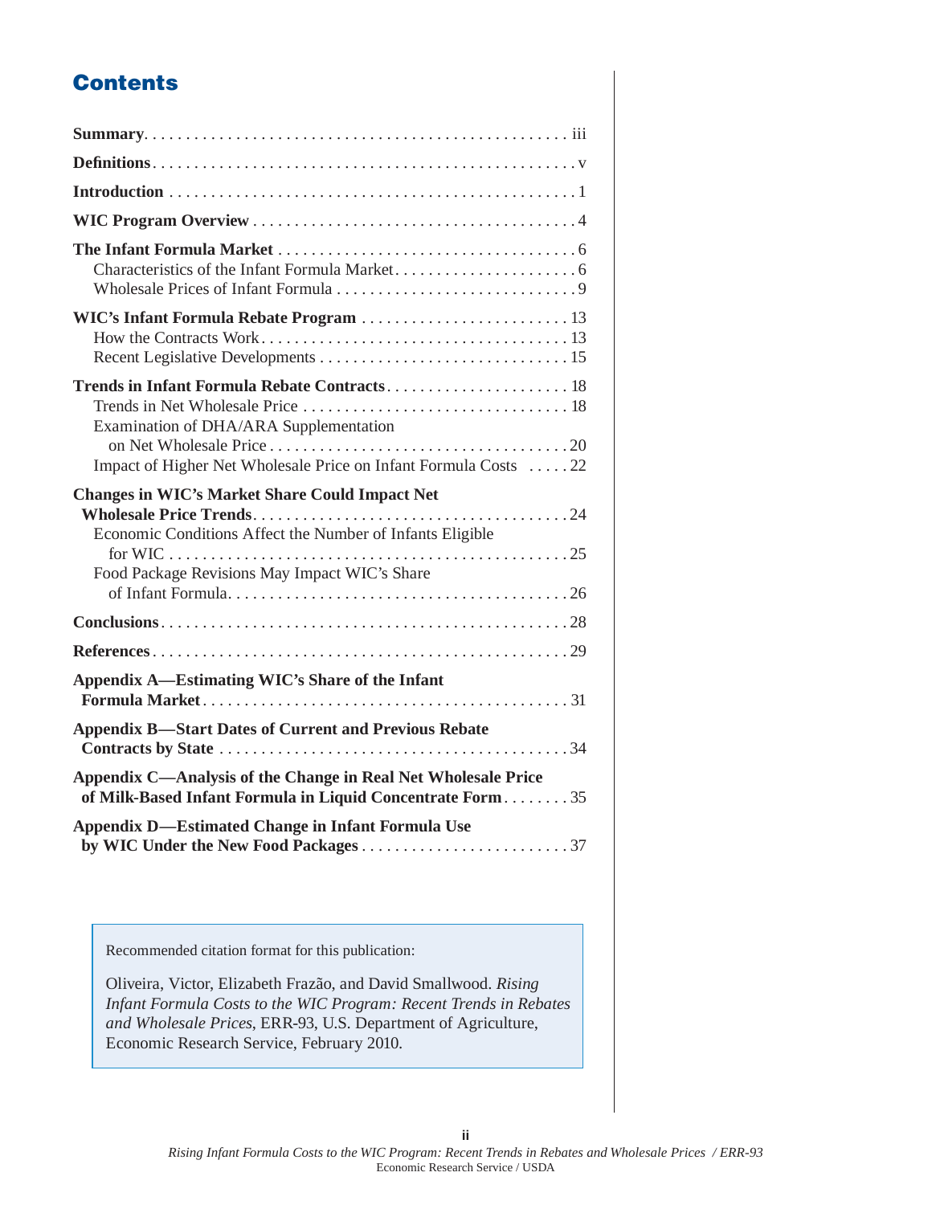# Contents

**Summary** . . . . . . . . . . . . . . . . . . . . . . . . . . . . . . . . . . . . . . . . . . . . . . . . . iii

**Definitions** . . . . . . . . . . . . . . . . . . . . . . . . . . . . . . . . . . . . . . . . . . . . . . . . . v

**Introduction** . . . . . . . . . . . . . . . . . . . . . . . . . . . . . . . . . . . . . . . . . . . . . . . . 1

**WIC Program Overview** . . . . . . . . . . . . . . . . . . . . . . . . . . . . . . . . . . . . . . 4

**The Infant Formula Market** . . . . . . . . . . . . . . . . . . . . . . . . . . . . . . . . . . . 6
- Characteristics of the Infant Formula Market . . . . . . . . . . . . . . . . . . . . . . 6
- Wholesale Prices of Infant Formula . . . . . . . . . . . . . . . . . . . . . . . . . . . . . 9

**WIC's Infant Formula Rebate Program** . . . . . . . . . . . . . . . . . . . . . . . . . 13
- How the Contracts Work . . . . . . . . . . . . . . . . . . . . . . . . . . . . . . . . . . . . . 13
- Recent Legislative Developments . . . . . . . . . . . . . . . . . . . . . . . . . . . . . . 15

**Trends in Infant Formula Rebate Contracts** . . . . . . . . . . . . . . . . . . . . . . 18
- Trends in Net Wholesale Price . . . . . . . . . . . . . . . . . . . . . . . . . . . . . . . . 18
- Examination of DHA/ARA Supplementation on Net Wholesale Price . . . . . . . . . . . . . . . . . . . . . . . . . . . . . . . . . . . . 20
- Impact of Higher Net Wholesale Price on Infant Formula Costs . . . . . 22

**Changes in WIC's Market Share Could Impact Net Wholesale Price Trends** . . . . . . . . . . . . . . . . . . . . . . . . . . . . . . . . . . . . . 24
- Economic Conditions Affect the Number of Infants Eligible for WIC . . . . . . . . . . . . . . . . . . . . . . . . . . . . . . . . . . . . . . . . . . . . . . . . 25
- Food Package Revisions May Impact WIC's Share of Infant Formula . . . . . . . . . . . . . . . . . . . . . . . . . . . . . . . . . . . . . . . . 26

**Conclusions** . . . . . . . . . . . . . . . . . . . . . . . . . . . . . . . . . . . . . . . . . . . . . . . . 28

**References** . . . . . . . . . . . . . . . . . . . . . . . . . . . . . . . . . . . . . . . . . . . . . . . . 29

**Appendix A—Estimating WIC's Share of the Infant Formula Market** . . . . . . . . . . . . . . . . . . . . . . . . . . . . . . . . . . . . . . . . . . . . 31

**Appendix B—Start Dates of Current and Previous Rebate Contracts by State** . . . . . . . . . . . . . . . . . . . . . . . . . . . . . . . . . . . . . . . . 34

**Appendix C—Analysis of the Change in Real Net Wholesale Price of Milk-Based Infant Formula in Liquid Concentrate Form** . . . . . . . . 35

**Appendix D—Estimated Change in Infant Formula Use by WIC Under the New Food Packages** . . . . . . . . . . . . . . . . . . . . . . . . . 37

Recommended citation format for this publication:

Oliveira, Victor, Elizabeth Frazão, and David Smallwood. *Rising Infant Formula Costs to the WIC Program: Recent Trends in Rebates and Wholesale Prices*, ERR-93, U.S. Department of Agriculture, Economic Research Service, February 2010.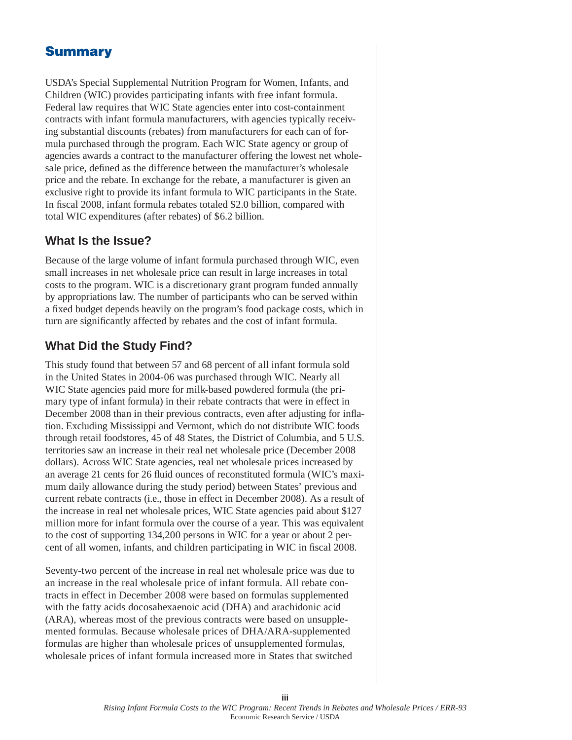# Summary

USDA's Special Supplemental Nutrition Program for Women, Infants, and Children (WIC) provides participating infants with free infant formula. Federal law requires that WIC State agencies enter into cost-containment contracts with infant formula manufacturers, with agencies typically receiving substantial discounts (rebates) from manufacturers for each can of formula purchased through the program. Each WIC State agency or group of agencies awards a contract to the manufacturer offering the lowest net wholesale price, defined as the difference between the manufacturer's wholesale price and the rebate. In exchange for the rebate, a manufacturer is given an exclusive right to provide its infant formula to WIC participants in the State. In fiscal 2008, infant formula rebates totaled $2.0 billion, compared with total WIC expenditures (after rebates) of $6.2 billion.

## What Is the Issue?

Because of the large volume of infant formula purchased through WIC, even small increases in net wholesale price can result in large increases in total costs to the program. WIC is a discretionary grant program funded annually by appropriations law. The number of participants who can be served within a fixed budget depends heavily on the program's food package costs, which in turn are significantly affected by rebates and the cost of infant formula.

## What Did the Study Find?

This study found that between 57 and 68 percent of all infant formula sold in the United States in 2004-06 was purchased through WIC. Nearly all WIC State agencies paid more for milk-based powdered formula (the primary type of infant formula) in their rebate contracts that were in effect in December 2008 than in their previous contracts, even after adjusting for inflation. Excluding Mississippi and Vermont, which do not distribute WIC foods through retail foodstores, 45 of 48 States, the District of Columbia, and 5 U.S. territories saw an increase in their real net wholesale price (December 2008 dollars). Across WIC State agencies, real net wholesale prices increased by an average 21 cents for 26 fluid ounces of reconstituted formula (WIC's maximum daily allowance during the study period) between States' previous and current rebate contracts (i.e., those in effect in December 2008). As a result of the increase in real net wholesale prices, WIC State agencies paid about $127 million more for infant formula over the course of a year. This was equivalent to the cost of supporting 134,200 persons in WIC for a year or about 2 percent of all women, infants, and children participating in WIC in fiscal 2008.

Seventy-two percent of the increase in real net wholesale price was due to an increase in the real wholesale price of infant formula. All rebate contracts in effect in December 2008 were based on formulas supplemented with the fatty acids docosahexaenoic acid (DHA) and arachidonic acid (ARA), whereas most of the previous contracts were based on unsupplemented formulas. Because wholesale prices of DHA/ARA-supplemented formulas are higher than wholesale prices of unsupplemented formulas, wholesale prices of infant formula increased more in States that switched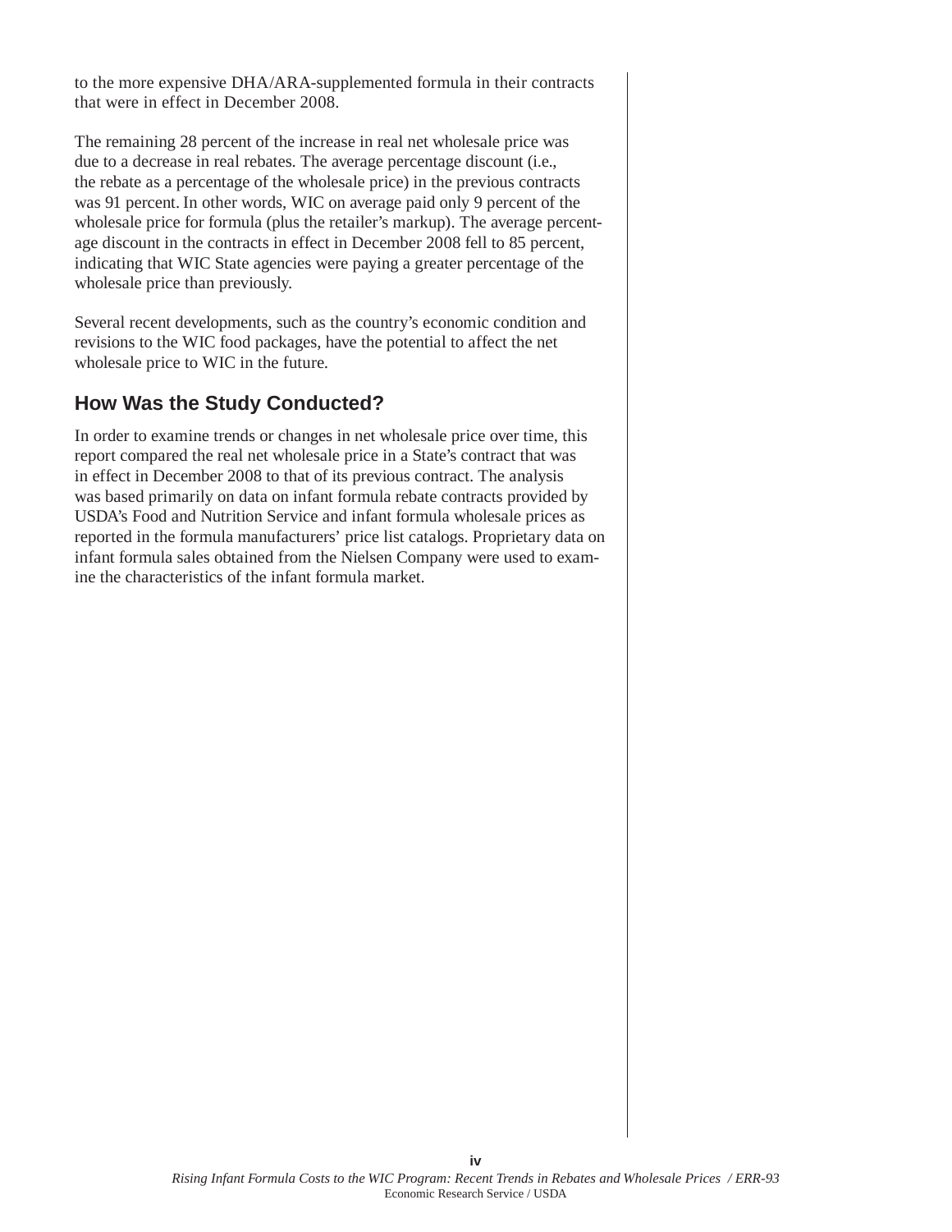to the more expensive DHA/ARA-supplemented formula in their contracts that were in effect in December 2008.

The remaining 28 percent of the increase in real net wholesale price was due to a decrease in real rebates. The average percentage discount (i.e., the rebate as a percentage of the wholesale price) in the previous contracts was 91 percent. In other words, WIC on average paid only 9 percent of the wholesale price for formula (plus the retailer's markup). The average percentage discount in the contracts in effect in December 2008 fell to 85 percent, indicating that WIC State agencies were paying a greater percentage of the wholesale price than previously.

Several recent developments, such as the country's economic condition and revisions to the WIC food packages, have the potential to affect the net wholesale price to WIC in the future.

## How Was the Study Conducted?

In order to examine trends or changes in net wholesale price over time, this report compared the real net wholesale price in a State's contract that was in effect in December 2008 to that of its previous contract. The analysis was based primarily on data on infant formula rebate contracts provided by USDA's Food and Nutrition Service and infant formula wholesale prices as reported in the formula manufacturers' price list catalogs. Proprietary data on infant formula sales obtained from the Nielsen Company were used to examine the characteristics of the infant formula market.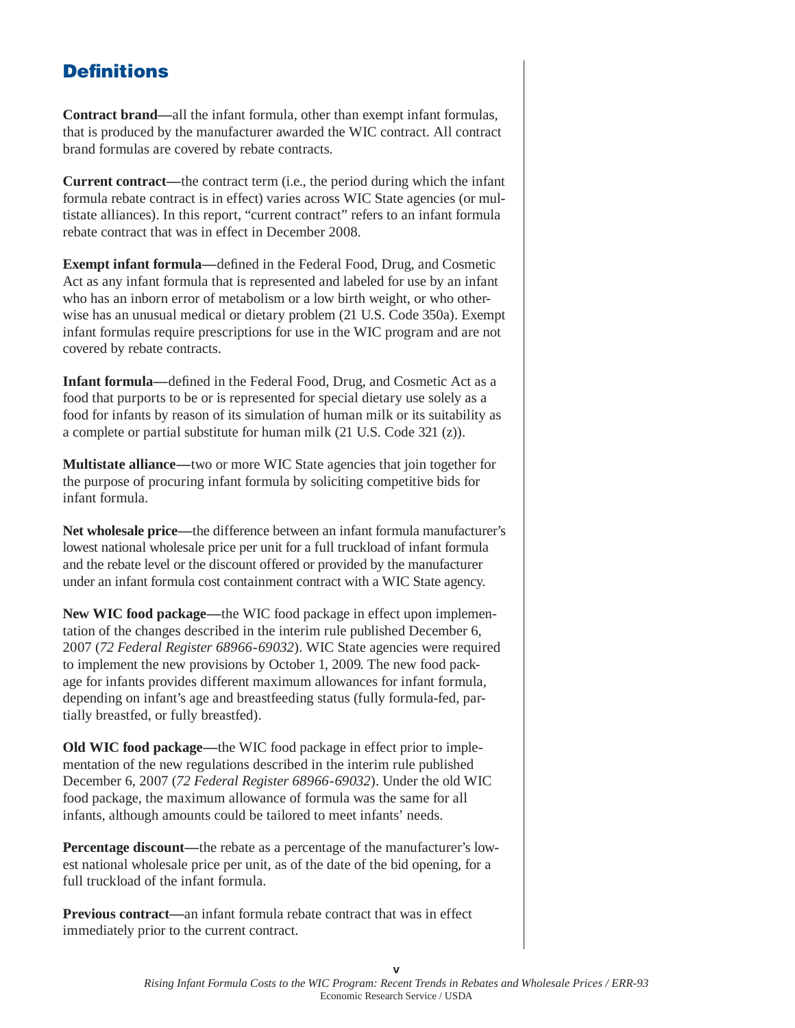## Definitions

**Contract brand—**all the infant formula, other than exempt infant formulas, that is produced by the manufacturer awarded the WIC contract. All contract brand formulas are covered by rebate contracts.

**Current contract—**the contract term (i.e., the period during which the infant formula rebate contract is in effect) varies across WIC State agencies (or multistate alliances). In this report, "current contract" refers to an infant formula rebate contract that was in effect in December 2008.

**Exempt infant formula—**defined in the Federal Food, Drug, and Cosmetic Act as any infant formula that is represented and labeled for use by an infant who has an inborn error of metabolism or a low birth weight, or who otherwise has an unusual medical or dietary problem (21 U.S. Code 350a). Exempt infant formulas require prescriptions for use in the WIC program and are not covered by rebate contracts.

**Infant formula—**defined in the Federal Food, Drug, and Cosmetic Act as a food that purports to be or is represented for special dietary use solely as a food for infants by reason of its simulation of human milk or its suitability as a complete or partial substitute for human milk (21 U.S. Code 321 (z)).

**Multistate alliance—**two or more WIC State agencies that join together for the purpose of procuring infant formula by soliciting competitive bids for infant formula.

**Net wholesale price—**the difference between an infant formula manufacturer's lowest national wholesale price per unit for a full truckload of infant formula and the rebate level or the discount offered or provided by the manufacturer under an infant formula cost containment contract with a WIC State agency.

**New WIC food package—**the WIC food package in effect upon implementation of the changes described in the interim rule published December 6, 2007 (*72 Federal Register 68966-69032*). WIC State agencies were required to implement the new provisions by October 1, 2009. The new food package for infants provides different maximum allowances for infant formula, depending on infant's age and breastfeeding status (fully formula-fed, partially breastfed, or fully breastfed).

**Old WIC food package—**the WIC food package in effect prior to implementation of the new regulations described in the interim rule published December 6, 2007 (*72 Federal Register 68966-69032*). Under the old WIC food package, the maximum allowance of formula was the same for all infants, although amounts could be tailored to meet infants' needs.

**Percentage discount—**the rebate as a percentage of the manufacturer's lowest national wholesale price per unit, as of the date of the bid opening, for a full truckload of the infant formula.

**Previous contract—**an infant formula rebate contract that was in effect immediately prior to the current contract.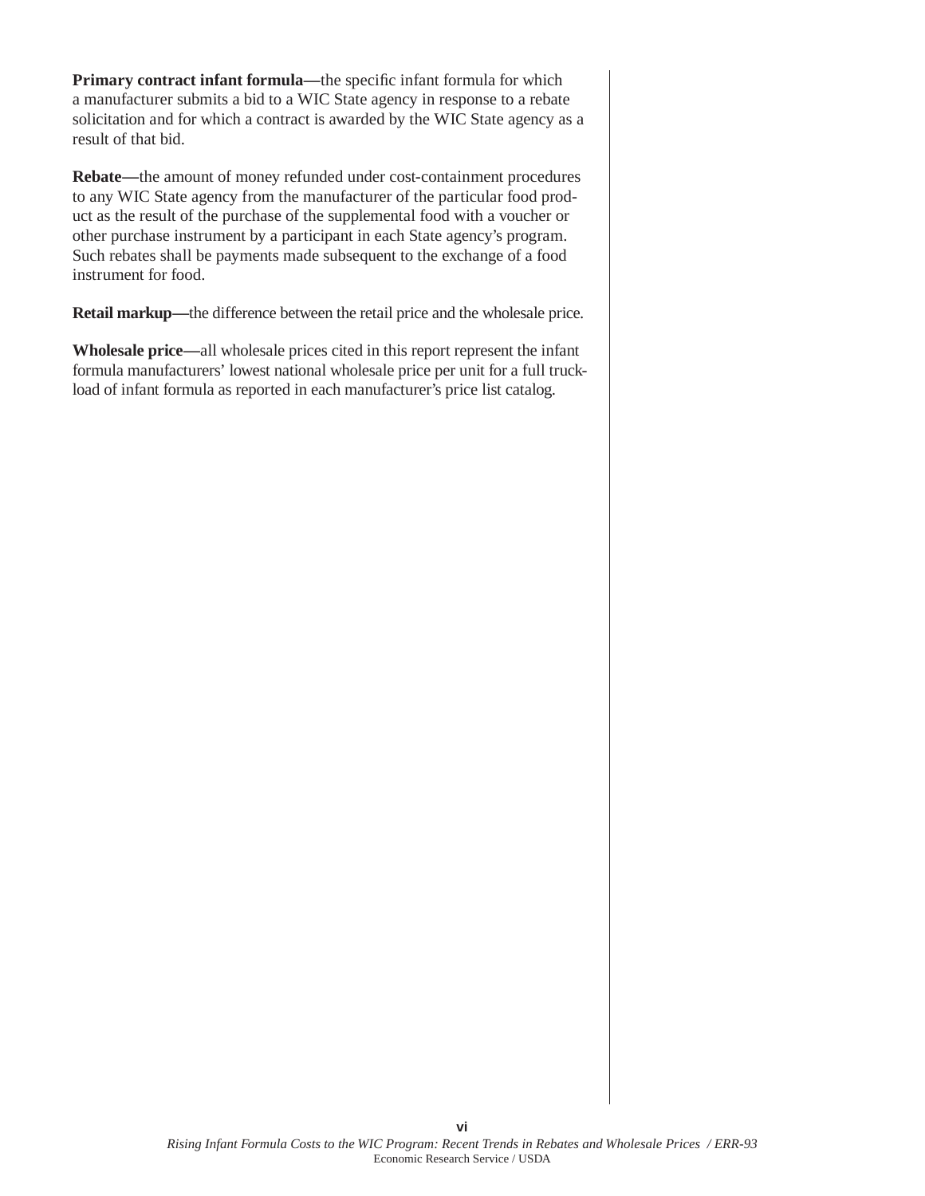**Primary contract infant formula—**the specific infant formula for which a manufacturer submits a bid to a WIC State agency in response to a rebate solicitation and for which a contract is awarded by the WIC State agency as a result of that bid.

**Rebate—**the amount of money refunded under cost-containment procedures to any WIC State agency from the manufacturer of the particular food product as the result of the purchase of the supplemental food with a voucher or other purchase instrument by a participant in each State agency's program. Such rebates shall be payments made subsequent to the exchange of a food instrument for food.

**Retail markup—**the difference between the retail price and the wholesale price.

**Wholesale price—**all wholesale prices cited in this report represent the infant formula manufacturers' lowest national wholesale price per unit for a full truckload of infant formula as reported in each manufacturer's price list catalog.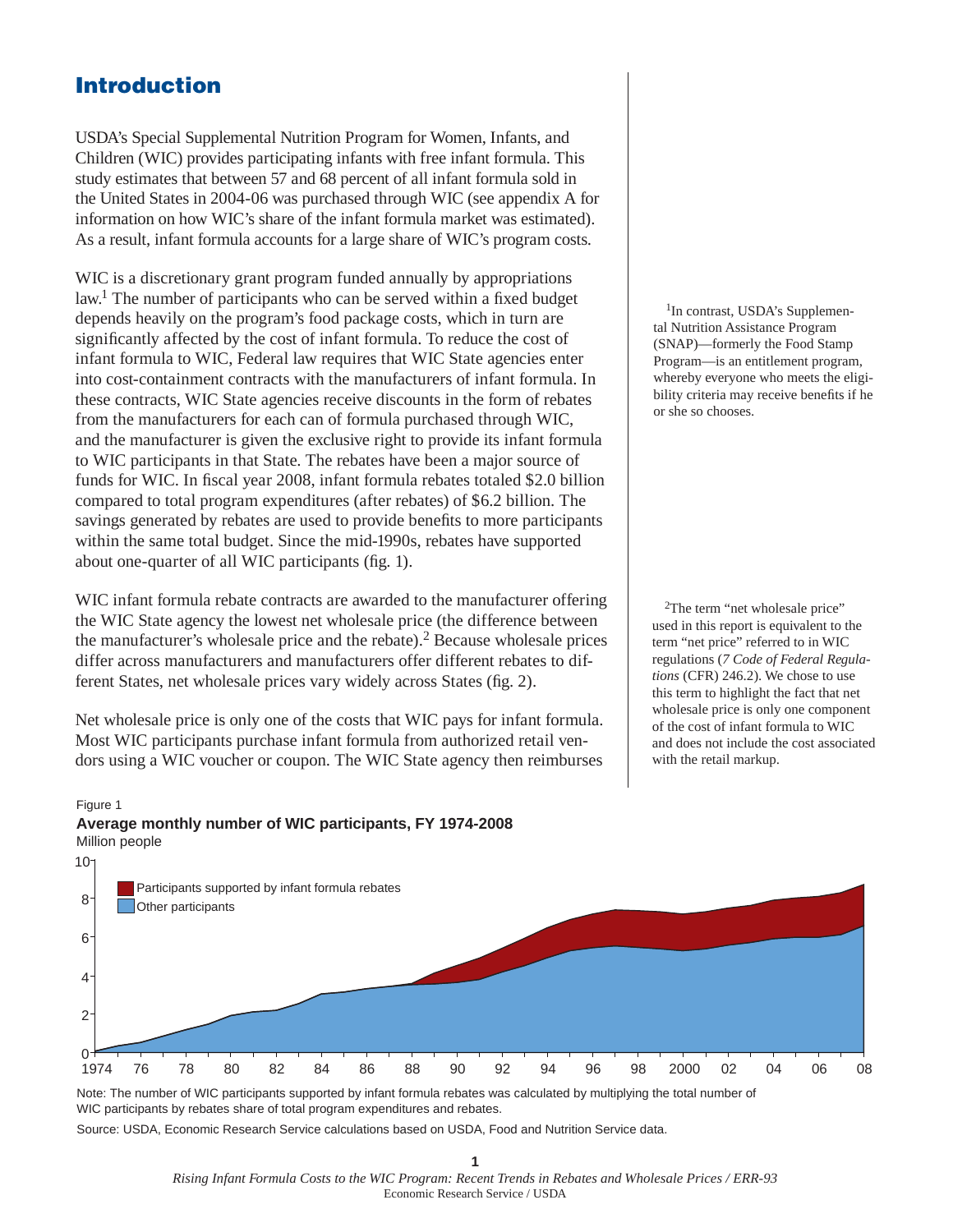## Introduction

USDA's Special Supplemental Nutrition Program for Women, Infants, and Children (WIC) provides participating infants with free infant formula. This study estimates that between 57 and 68 percent of all infant formula sold in the United States in 2004-06 was purchased through WIC (see appendix A for information on how WIC's share of the infant formula market was estimated). As a result, infant formula accounts for a large share of WIC's program costs.

WIC is a discretionary grant program funded annually by appropriations law.[1] The number of participants who can be served within a fixed budget depends heavily on the program's food package costs, which in turn are significantly affected by the cost of infant formula. To reduce the cost of infant formula to WIC, Federal law requires that WIC State agencies enter into cost-containment contracts with the manufacturers of infant formula. In these contracts, WIC State agencies receive discounts in the form of rebates from the manufacturers for each can of formula purchased through WIC, and the manufacturer is given the exclusive right to provide its infant formula to WIC participants in that State. The rebates have been a major source of funds for WIC. In fiscal year 2008, infant formula rebates totaled $2.0 billion compared to total program expenditures (after rebates) of $6.2 billion. The savings generated by rebates are used to provide benefits to more participants within the same total budget. Since the mid-1990s, rebates have supported about one-quarter of all WIC participants (fig. 1).

WIC infant formula rebate contracts are awarded to the manufacturer offering the WIC State agency the lowest net wholesale price (the difference between the manufacturer's wholesale price and the rebate).[2] Because wholesale prices differ across manufacturers and manufacturers offer different rebates to different States, net wholesale prices vary widely across States (fig. 2).

Net wholesale price is only one of the costs that WIC pays for infant formula. Most WIC participants purchase infant formula from authorized retail vendors using a WIC voucher or coupon. The WIC State agency then reimburses

[1] In contrast, USDA's Supplemental Nutrition Assistance Program (SNAP)—formerly the Food Stamp Program—is an entitlement program, whereby everyone who meets the eligibility criteria may receive benefits if he or she so chooses.

[2] The term "net wholesale price" used in this report is equivalent to the term "net price" referred to in WIC regulations (*7 Code of Federal Regulations* (CFR) 246.2). We chose to use this term to highlight the fact that net wholesale price is only one component of the cost of infant formula to WIC and does not include the cost associated with the retail markup.

Figure 1

**Average monthly number of WIC participants, FY 1974-2008**

Million people

Note: The number of WIC participants supported by infant formula rebates was calculated by multiplying the total number of WIC participants by rebates share of total program expenditures and rebates.

Source: USDA, Economic Research Service calculations based on USDA, Food and Nutrition Service data.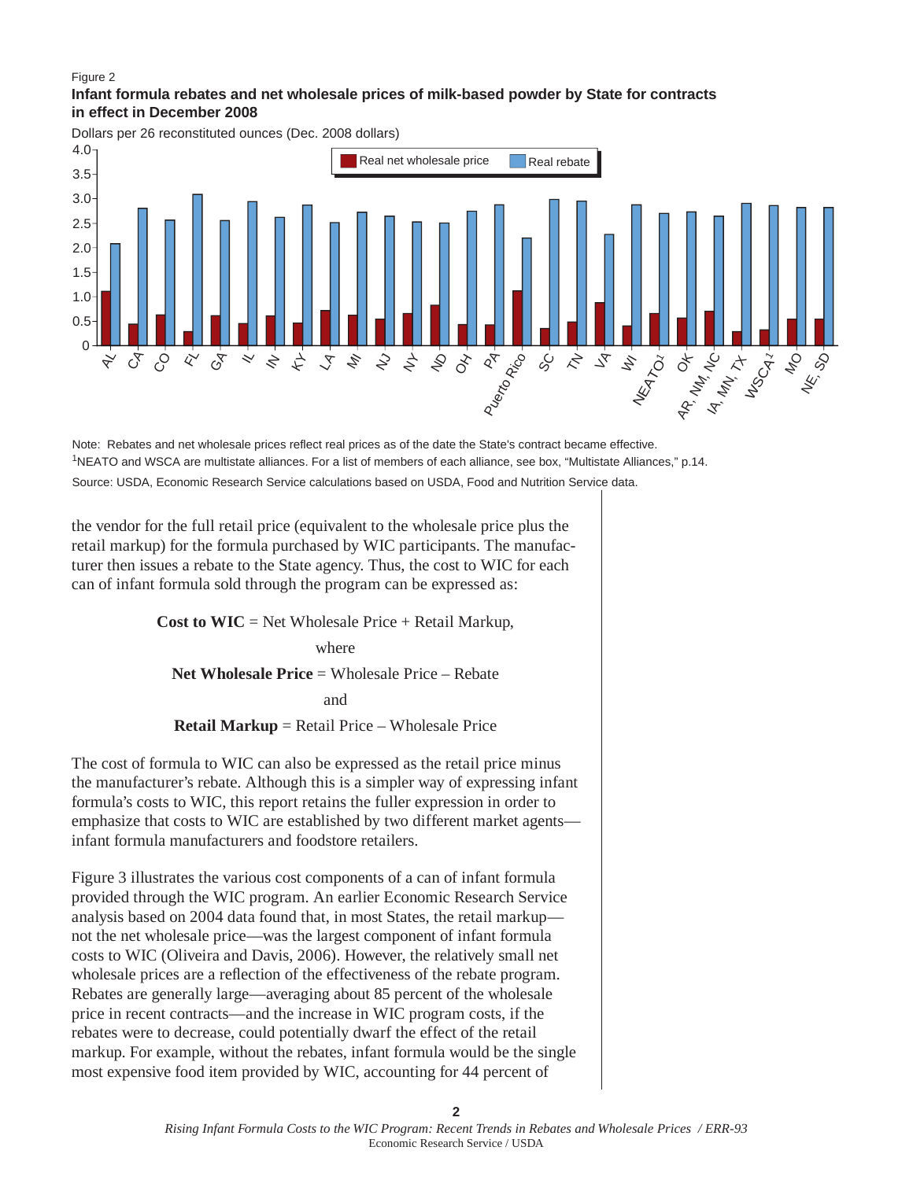Figure 2

**Infant formula rebates and net wholesale prices of milk-based powder by State for contracts in effect in December 2008**

Dollars per 26 reconstituted ounces (Dec. 2008 dollars)

Note: Rebates and net wholesale prices reflect real prices as of the date the State's contract became effective.

[1]NEATO and WSCA are multistate alliances. For a list of members of each alliance, see box, "Multistate Alliances," p.14.

Source: USDA, Economic Research Service calculations based on USDA, Food and Nutrition Service data.

the vendor for the full retail price (equivalent to the wholesale price plus the retail markup) for the formula purchased by WIC participants. The manufacturer then issues a rebate to the State agency. Thus, the cost to WIC for each can of infant formula sold through the program can be expressed as:

**Cost to WIC** = Net Wholesale Price + Retail Markup,

where

**Net Wholesale Price** = Wholesale Price – Rebate

and

**Retail Markup** = Retail Price – Wholesale Price

The cost of formula to WIC can also be expressed as the retail price minus the manufacturer's rebate. Although this is a simpler way of expressing infant formula's costs to WIC, this report retains the fuller expression in order to emphasize that costs to WIC are established by two different market agents—infant formula manufacturers and foodstore retailers.

Figure 3 illustrates the various cost components of a can of infant formula provided through the WIC program. An earlier Economic Research Service analysis based on 2004 data found that, in most States, the retail markup—not the net wholesale price—was the largest component of infant formula costs to WIC (Oliveira and Davis, 2006). However, the relatively small net wholesale prices are a reflection of the effectiveness of the rebate program. Rebates are generally large—averaging about 85 percent of the wholesale price in recent contracts—and the increase in WIC program costs, if the rebates were to decrease, could potentially dwarf the effect of the retail markup. For example, without the rebates, infant formula would be the single most expensive food item provided by WIC, accounting for 44 percent of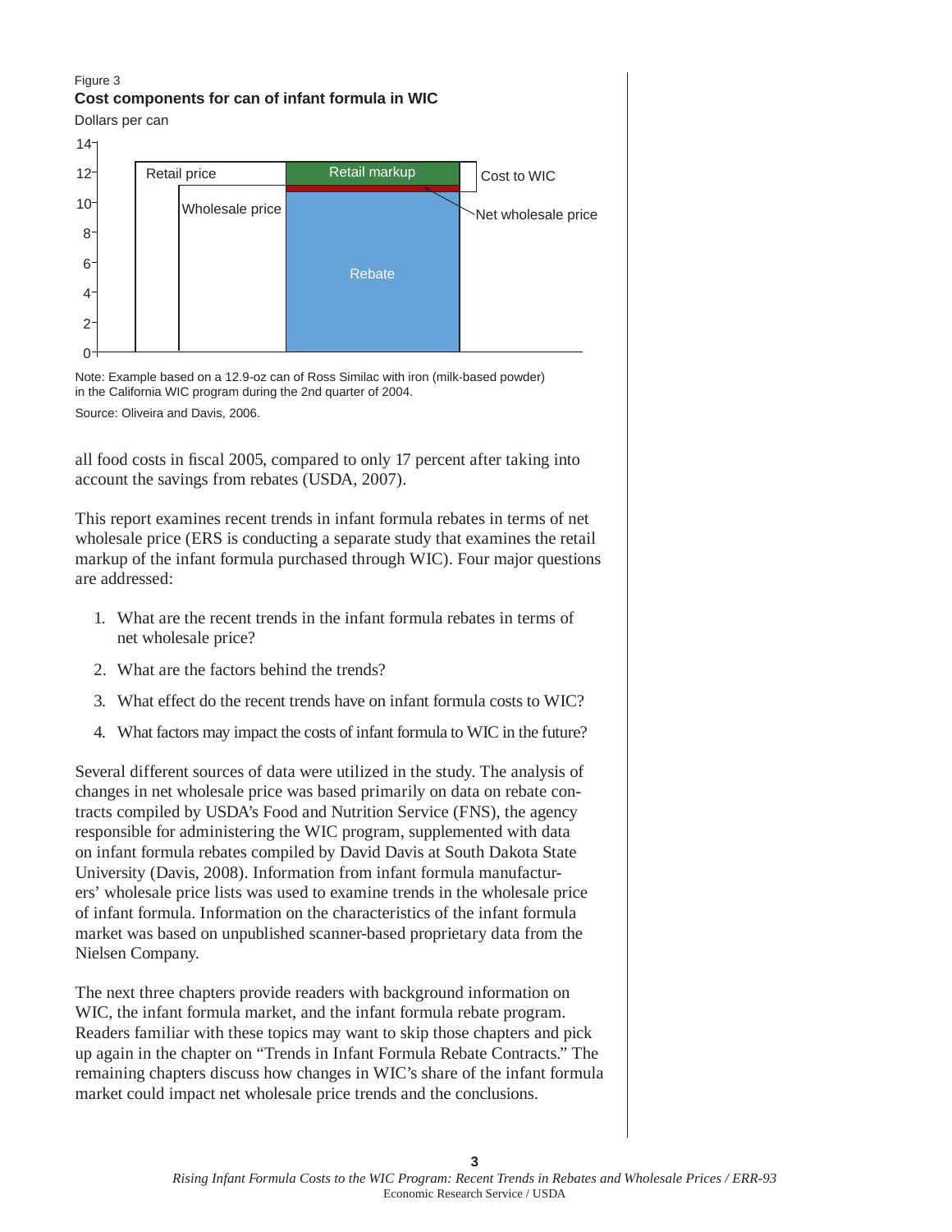Figure 3

**Cost components for can of infant formula in WIC**

Dollars per can

Note: Example based on a 12.9-oz can of Ross Similac with iron (milk-based powder) in the California WIC program during the 2nd quarter of 2004.

Source: Oliveira and Davis, 2006.

all food costs in fiscal 2005, compared to only 17 percent after taking into account the savings from rebates (USDA, 2007).

This report examines recent trends in infant formula rebates in terms of net wholesale price (ERS is conducting a separate study that examines the retail markup of the infant formula purchased through WIC). Four major questions are addressed:

1. What are the recent trends in the infant formula rebates in terms of net wholesale price?
2. What are the factors behind the trends?
3. What effect do the recent trends have on infant formula costs to WIC?
4. What factors may impact the costs of infant formula to WIC in the future?

Several different sources of data were utilized in the study. The analysis of changes in net wholesale price was based primarily on data on rebate contracts compiled by USDA's Food and Nutrition Service (FNS), the agency responsible for administering the WIC program, supplemented with data on infant formula rebates compiled by David Davis at South Dakota State University (Davis, 2008). Information from infant formula manufacturers' wholesale price lists was used to examine trends in the wholesale price of infant formula. Information on the characteristics of the infant formula market was based on unpublished scanner-based proprietary data from the Nielsen Company.

The next three chapters provide readers with background information on WIC, the infant formula market, and the infant formula rebate program. Readers familiar with these topics may want to skip those chapters and pick up again in the chapter on "Trends in Infant Formula Rebate Contracts." The remaining chapters discuss how changes in WIC's share of the infant formula market could impact net wholesale price trends and the conclusions.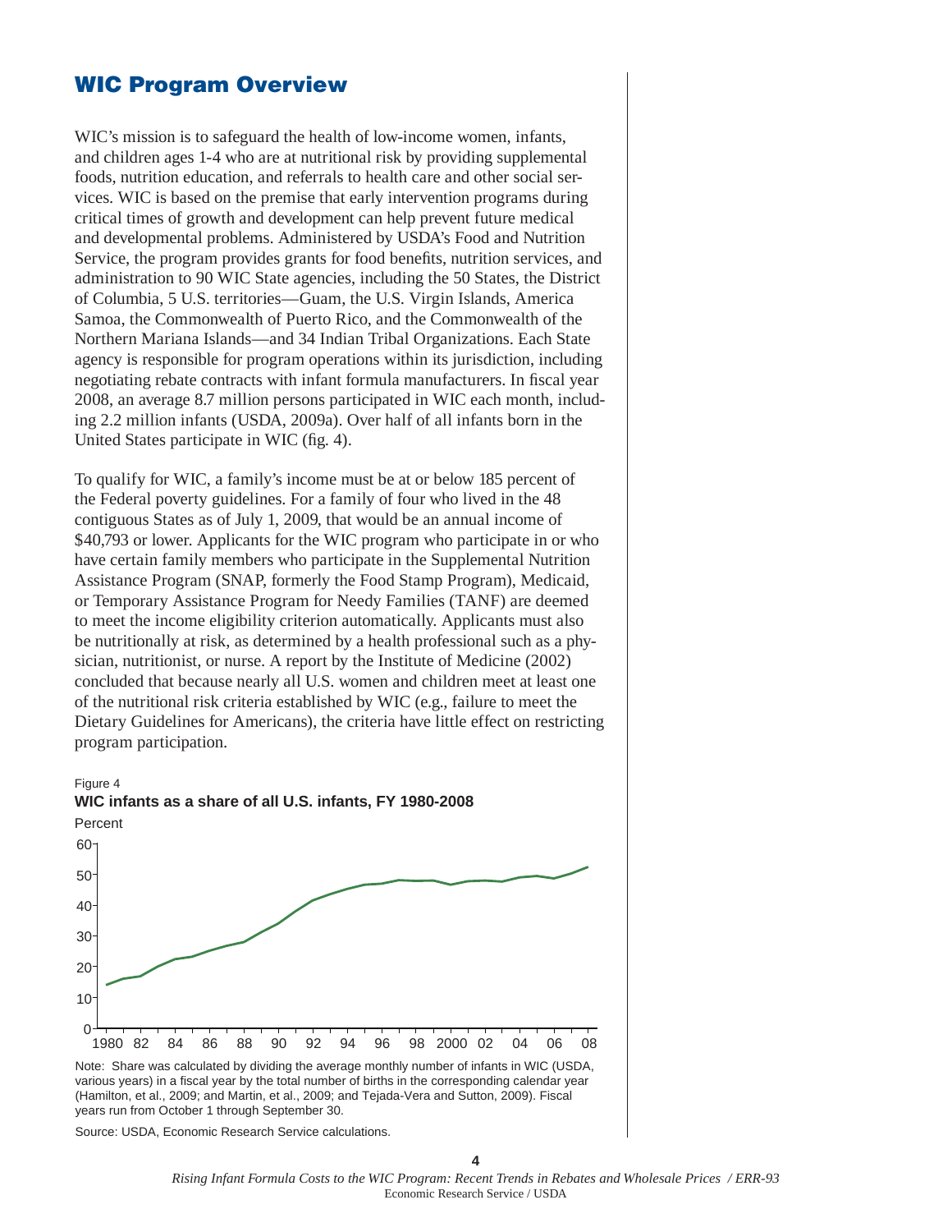## WIC Program Overview

WIC's mission is to safeguard the health of low-income women, infants, and children ages 1-4 who are at nutritional risk by providing supplemental foods, nutrition education, and referrals to health care and other social services. WIC is based on the premise that early intervention programs during critical times of growth and development can help prevent future medical and developmental problems. Administered by USDA's Food and Nutrition Service, the program provides grants for food benefits, nutrition services, and administration to 90 WIC State agencies, including the 50 States, the District of Columbia, 5 U.S. territories—Guam, the U.S. Virgin Islands, America Samoa, the Commonwealth of Puerto Rico, and the Commonwealth of the Northern Mariana Islands—and 34 Indian Tribal Organizations. Each State agency is responsible for program operations within its jurisdiction, including negotiating rebate contracts with infant formula manufacturers. In fiscal year 2008, an average 8.7 million persons participated in WIC each month, including 2.2 million infants (USDA, 2009a). Over half of all infants born in the United States participate in WIC (fig. 4).

To qualify for WIC, a family's income must be at or below 185 percent of the Federal poverty guidelines. For a family of four who lived in the 48 contiguous States as of July 1, 2009, that would be an annual income of $40,793 or lower. Applicants for the WIC program who participate in or who have certain family members who participate in the Supplemental Nutrition Assistance Program (SNAP, formerly the Food Stamp Program), Medicaid, or Temporary Assistance Program for Needy Families (TANF) are deemed to meet the income eligibility criterion automatically. Applicants must also be nutritionally at risk, as determined by a health professional such as a physician, nutritionist, or nurse. A report by the Institute of Medicine (2002) concluded that because nearly all U.S. women and children meet at least one of the nutritional risk criteria established by WIC (e.g., failure to meet the Dietary Guidelines for Americans), the criteria have little effect on restricting program participation.

Figure 4

**WIC infants as a share of all U.S. infants, FY 1980-2008**

Note: Share was calculated by dividing the average monthly number of infants in WIC (USDA, various years) in a fiscal year by the total number of births in the corresponding calendar year (Hamilton, et al., 2009; and Martin, et al., 2009; and Tejada-Vera and Sutton, 2009). Fiscal years run from October 1 through September 30.

Source: USDA, Economic Research Service calculations.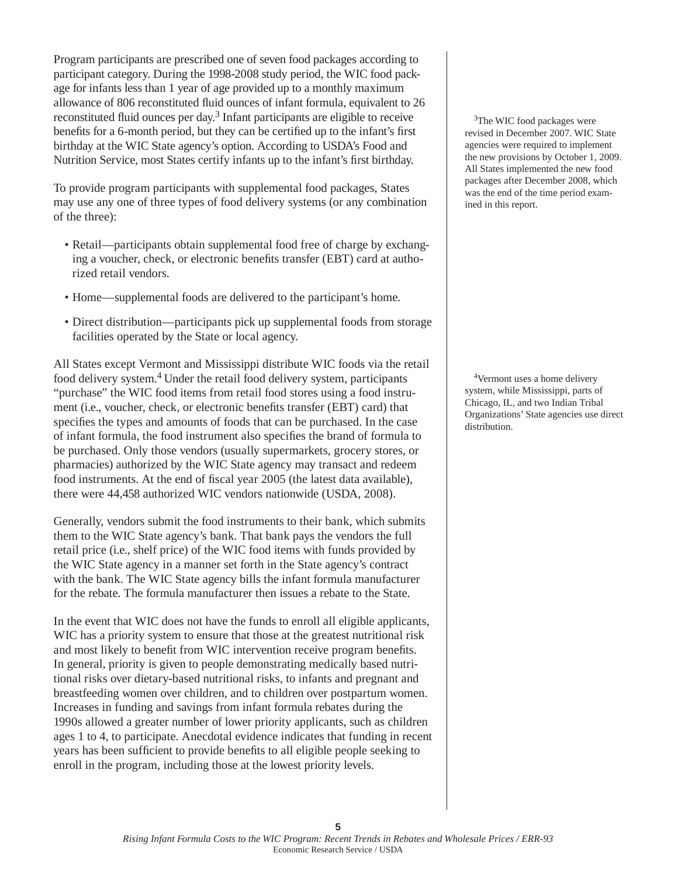Program participants are prescribed one of seven food packages according to participant category. During the 1998-2008 study period, the WIC food package for infants less than 1 year of age provided up to a monthly maximum allowance of 806 reconstituted fluid ounces of infant formula, equivalent to 26 reconstituted fluid ounces per day.[3] Infant participants are eligible to receive benefits for a 6-month period, but they can be certified up to the infant's first birthday at the WIC State agency's option. According to USDA's Food and Nutrition Service, most States certify infants up to the infant's first birthday.

To provide program participants with supplemental food packages, States may use any one of three types of food delivery systems (or any combination of the three):

- Retail—participants obtain supplemental food free of charge by exchanging a voucher, check, or electronic benefits transfer (EBT) card at authorized retail vendors.
- Home—supplemental foods are delivered to the participant's home.
- Direct distribution—participants pick up supplemental foods from storage facilities operated by the State or local agency.

All States except Vermont and Mississippi distribute WIC foods via the retail food delivery system.[4] Under the retail food delivery system, participants "purchase" the WIC food items from retail food stores using a food instrument (i.e., voucher, check, or electronic benefits transfer (EBT) card) that specifies the types and amounts of foods that can be purchased. In the case of infant formula, the food instrument also specifies the brand of formula to be purchased. Only those vendors (usually supermarkets, grocery stores, or pharmacies) authorized by the WIC State agency may transact and redeem food instruments. At the end of fiscal year 2005 (the latest data available), there were 44,458 authorized WIC vendors nationwide (USDA, 2008).

Generally, vendors submit the food instruments to their bank, which submits them to the WIC State agency's bank. That bank pays the vendors the full retail price (i.e., shelf price) of the WIC food items with funds provided by the WIC State agency in a manner set forth in the State agency's contract with the bank. The WIC State agency bills the infant formula manufacturer for the rebate. The formula manufacturer then issues a rebate to the State.

In the event that WIC does not have the funds to enroll all eligible applicants, WIC has a priority system to ensure that those at the greatest nutritional risk and most likely to benefit from WIC intervention receive program benefits. In general, priority is given to people demonstrating medically based nutritional risks over dietary-based nutritional risks, to infants and pregnant and breastfeeding women over children, and to children over postpartum women. Increases in funding and savings from infant formula rebates during the 1990s allowed a greater number of lower priority applicants, such as children ages 1 to 4, to participate. Anecdotal evidence indicates that funding in recent years has been sufficient to provide benefits to all eligible people seeking to enroll in the program, including those at the lowest priority levels.

[3] The WIC food packages were revised in December 2007. WIC State agencies were required to implement the new provisions by October 1, 2009. All States implemented the new food packages after December 2008, which was the end of the time period examined in this report.

[4] Vermont uses a home delivery system, while Mississippi, parts of Chicago, IL, and two Indian Tribal Organizations' State agencies use direct distribution.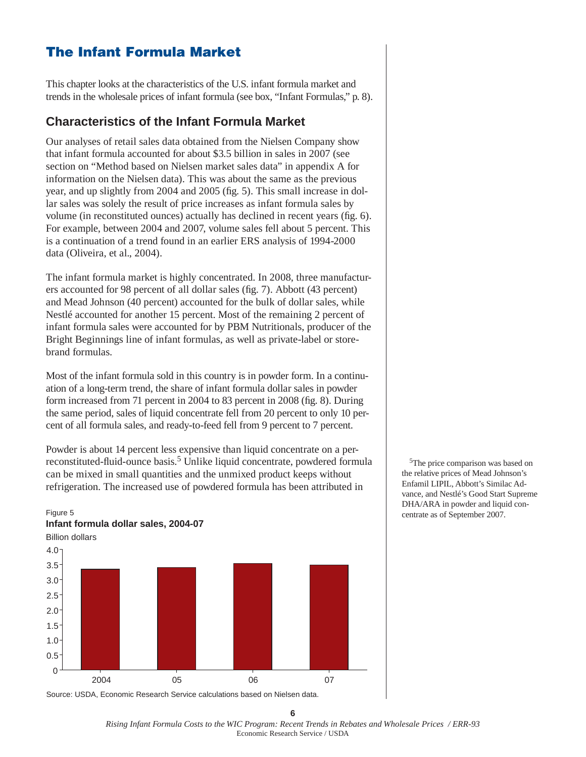# The Infant Formula Market

This chapter looks at the characteristics of the U.S. infant formula market and trends in the wholesale prices of infant formula (see box, “Infant Formulas,” p. 8).

## Characteristics of the Infant Formula Market

Our analyses of retail sales data obtained from the Nielsen Company show that infant formula accounted for about $3.5 billion in sales in 2007 (see section on “Method based on Nielsen market sales data” in appendix A for information on the Nielsen data). This was about the same as the previous year, and up slightly from 2004 and 2005 (fig. 5). This small increase in dollar sales was solely the result of price increases as infant formula sales by volume (in reconstituted ounces) actually has declined in recent years (fig. 6). For example, between 2004 and 2007, volume sales fell about 5 percent. This is a continuation of a trend found in an earlier ERS analysis of 1994-2000 data (Oliveira, et al., 2004).

The infant formula market is highly concentrated. In 2008, three manufacturers accounted for 98 percent of all dollar sales (fig. 7). Abbott (43 percent) and Mead Johnson (40 percent) accounted for the bulk of dollar sales, while Nestlé accounted for another 15 percent. Most of the remaining 2 percent of infant formula sales were accounted for by PBM Nutritionals, producer of the Bright Beginnings line of infant formulas, as well as private-label or store-brand formulas.

Most of the infant formula sold in this country is in powder form. In a continuation of a long-term trend, the share of infant formula dollar sales in powder form increased from 71 percent in 2004 to 83 percent in 2008 (fig. 8). During the same period, sales of liquid concentrate fell from 20 percent to only 10 percent of all formula sales, and ready-to-feed fell from 9 percent to 7 percent.

Powder is about 14 percent less expensive than liquid concentrate on a per-reconstituted-fluid-ounce basis.[5] Unlike liquid concentrate, powdered formula can be mixed in small quantities and the unmixed product keeps without refrigeration. The increased use of powdered formula has been attributed in

[5]The price comparison was based on the relative prices of Mead Johnson’s Enfamil LIPIL, Abbott’s Similac Advance, and Nestlé’s Good Start Supreme DHA/ARA in powder and liquid concentrate as of September 2007.

Figure 5
**Infant formula dollar sales, 2004-07**

Billion dollars

| Year | Sales (billion dollars, approx.) |
|---|---|
| 2004 | 3.35 |
| 05 | 3.4 |
| 06 | 3.53 |
| 07 | 3.48 |

Source: USDA, Economic Research Service calculations based on Nielsen data.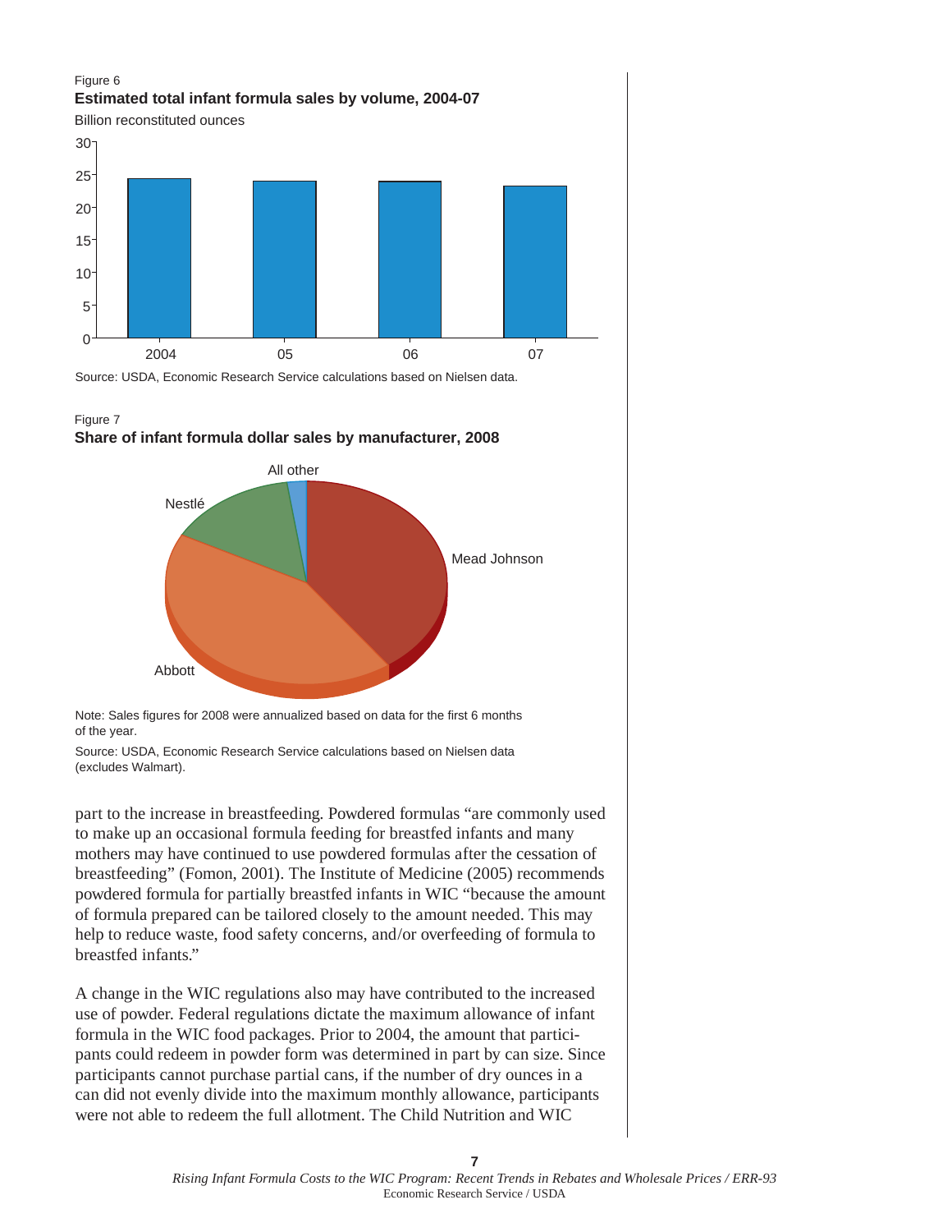Figure 6

**Estimated total infant formula sales by volume, 2004-07**

Billion reconstituted ounces

Source: USDA, Economic Research Service calculations based on Nielsen data.

Figure 7

**Share of infant formula dollar sales by manufacturer, 2008**

Note: Sales figures for 2008 were annualized based on data for the first 6 months of the year.

Source: USDA, Economic Research Service calculations based on Nielsen data (excludes Walmart).

part to the increase in breastfeeding. Powdered formulas "are commonly used to make up an occasional formula feeding for breastfed infants and many mothers may have continued to use powdered formulas after the cessation of breastfeeding" (Fomon, 2001). The Institute of Medicine (2005) recommends powdered formula for partially breastfed infants in WIC "because the amount of formula prepared can be tailored closely to the amount needed. This may help to reduce waste, food safety concerns, and/or overfeeding of formula to breastfed infants."

A change in the WIC regulations also may have contributed to the increased use of powder. Federal regulations dictate the maximum allowance of infant formula in the WIC food packages. Prior to 2004, the amount that participants could redeem in powder form was determined in part by can size. Since participants cannot purchase partial cans, if the number of dry ounces in a can did not evenly divide into the maximum monthly allowance, participants were not able to redeem the full allotment. The Child Nutrition and WIC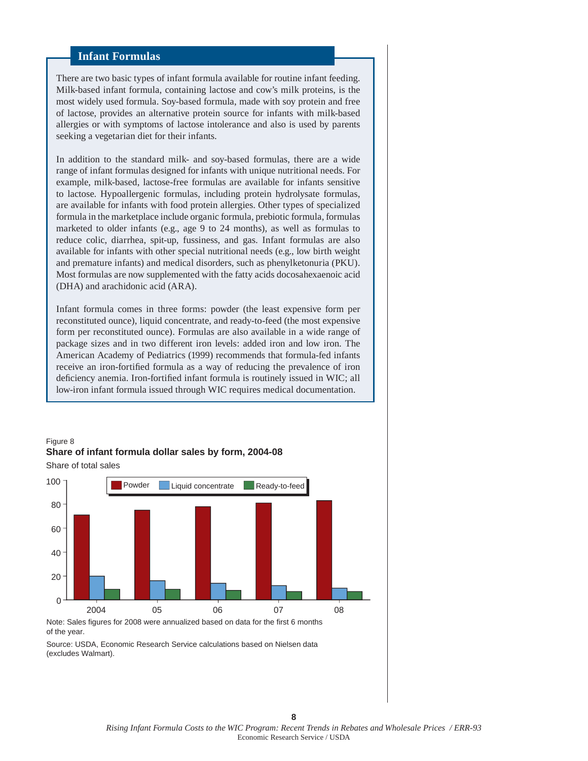## Infant Formulas

There are two basic types of infant formula available for routine infant feeding. Milk-based infant formula, containing lactose and cow's milk proteins, is the most widely used formula. Soy-based formula, made with soy protein and free of lactose, provides an alternative protein source for infants with milk-based allergies or with symptoms of lactose intolerance and also is used by parents seeking a vegetarian diet for their infants.

In addition to the standard milk- and soy-based formulas, there are a wide range of infant formulas designed for infants with unique nutritional needs. For example, milk-based, lactose-free formulas are available for infants sensitive to lactose. Hypoallergenic formulas, including protein hydrolysate formulas, are available for infants with food protein allergies. Other types of specialized formula in the marketplace include organic formula, prebiotic formula, formulas marketed to older infants (e.g., age 9 to 24 months), as well as formulas to reduce colic, diarrhea, spit-up, fussiness, and gas. Infant formulas are also available for infants with other special nutritional needs (e.g., low birth weight and premature infants) and medical disorders, such as phenylketonuria (PKU). Most formulas are now supplemented with the fatty acids docosahexaenoic acid (DHA) and arachidonic acid (ARA).

Infant formula comes in three forms: powder (the least expensive form per reconstituted ounce), liquid concentrate, and ready-to-feed (the most expensive form per reconstituted ounce). Formulas are also available in a wide range of package sizes and in two different iron levels: added iron and low iron. The American Academy of Pediatrics (1999) recommends that formula-fed infants receive an iron-fortified formula as a way of reducing the prevalence of iron deficiency anemia. Iron-fortified infant formula is routinely issued in WIC; all low-iron infant formula issued through WIC requires medical documentation.

Figure 8

**Share of infant formula dollar sales by form, 2004-08**

Share of total sales

Note: Sales figures for 2008 were annualized based on data for the first 6 months of the year.

Source: USDA, Economic Research Service calculations based on Nielsen data (excludes Walmart).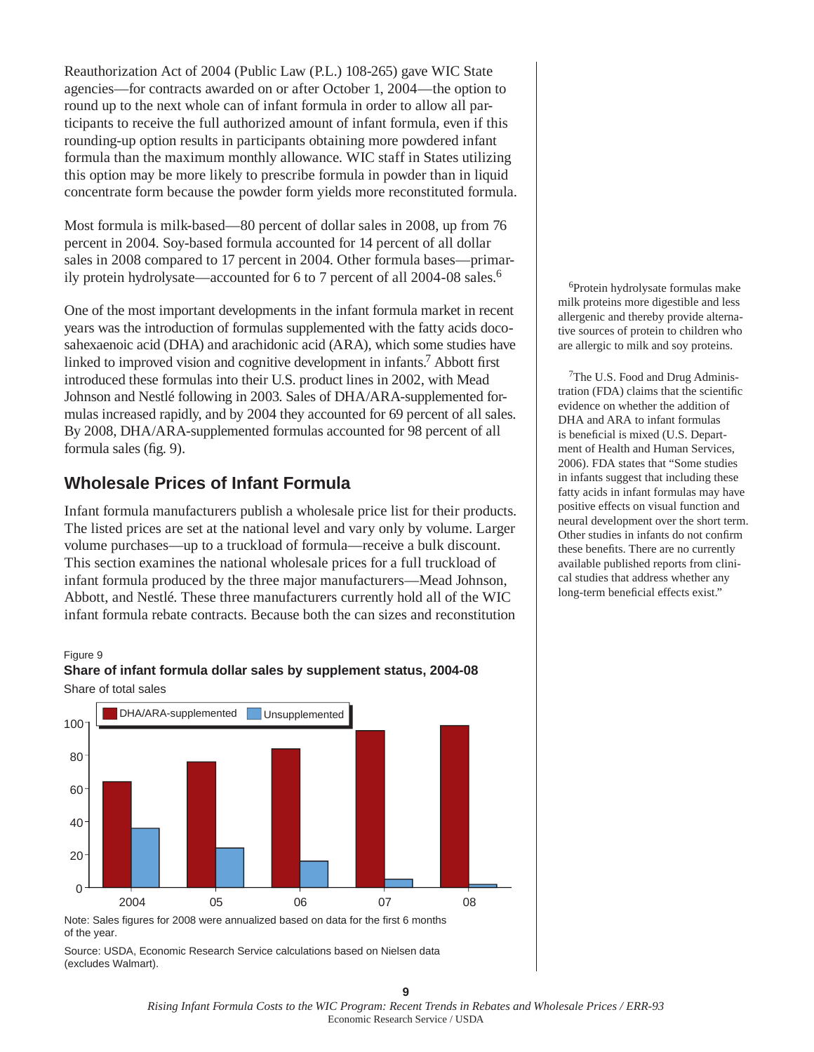Reauthorization Act of 2004 (Public Law (P.L.) 108-265) gave WIC State agencies—for contracts awarded on or after October 1, 2004—the option to round up to the next whole can of infant formula in order to allow all participants to receive the full authorized amount of infant formula, even if this rounding-up option results in participants obtaining more powdered infant formula than the maximum monthly allowance. WIC staff in States utilizing this option may be more likely to prescribe formula in powder than in liquid concentrate form because the powder form yields more reconstituted formula.

Most formula is milk-based—80 percent of dollar sales in 2008, up from 76 percent in 2004. Soy-based formula accounted for 14 percent of all dollar sales in 2008 compared to 17 percent in 2004. Other formula bases—primarily protein hydrolysate—accounted for 6 to 7 percent of all 2004-08 sales.[6]

One of the most important developments in the infant formula market in recent years was the introduction of formulas supplemented with the fatty acids docosahexaenoic acid (DHA) and arachidonic acid (ARA), which some studies have linked to improved vision and cognitive development in infants.[7] Abbott first introduced these formulas into their U.S. product lines in 2002, with Mead Johnson and Nestlé following in 2003. Sales of DHA/ARA-supplemented formulas increased rapidly, and by 2004 they accounted for 69 percent of all sales. By 2008, DHA/ARA-supplemented formulas accounted for 98 percent of all formula sales (fig. 9).

## Wholesale Prices of Infant Formula

Infant formula manufacturers publish a wholesale price list for their products. The listed prices are set at the national level and vary only by volume. Larger volume purchases—up to a truckload of formula—receive a bulk discount. This section examines the national wholesale prices for a full truckload of infant formula produced by the three major manufacturers—Mead Johnson, Abbott, and Nestlé. These three manufacturers currently hold all of the WIC infant formula rebate contracts. Because both the can sizes and reconstitution

Figure 9

**Share of infant formula dollar sales by supplement status, 2004-08**

Share of total sales

Note: Sales figures for 2008 were annualized based on data for the first 6 months of the year.

Source: USDA, Economic Research Service calculations based on Nielsen data (excludes Walmart).

[6]Protein hydrolysate formulas make milk proteins more digestible and less allergenic and thereby provide alternative sources of protein to children who are allergic to milk and soy proteins.

[7]The U.S. Food and Drug Administration (FDA) claims that the scientific evidence on whether the addition of DHA and ARA to infant formulas is beneficial is mixed (U.S. Department of Health and Human Services, 2006). FDA states that "Some studies in infants suggest that including these fatty acids in infant formulas may have positive effects on visual function and neural development over the short term. Other studies in infants do not confirm these benefits. There are no currently available published reports from clinical studies that address whether any long-term beneficial effects exist."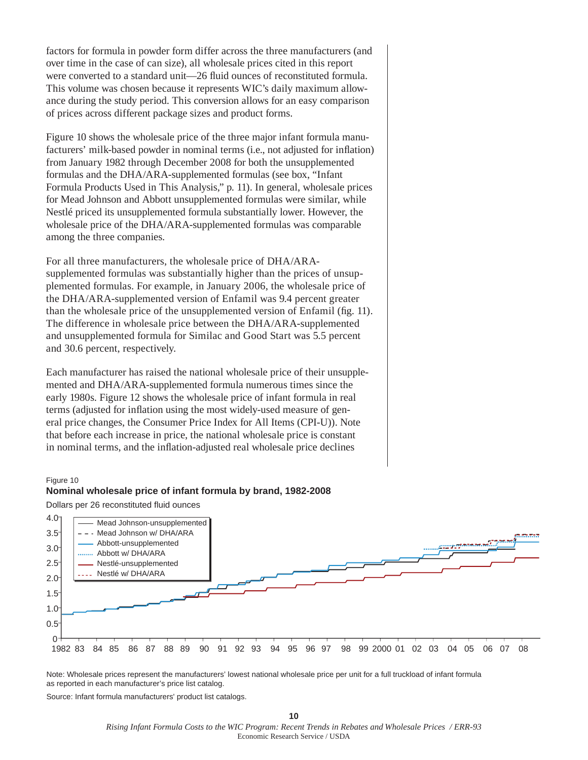factors for formula in powder form differ across the three manufacturers (and over time in the case of can size), all wholesale prices cited in this report were converted to a standard unit—26 fluid ounces of reconstituted formula. This volume was chosen because it represents WIC's daily maximum allowance during the study period. This conversion allows for an easy comparison of prices across different package sizes and product forms.

Figure 10 shows the wholesale price of the three major infant formula manufacturers' milk-based powder in nominal terms (i.e., not adjusted for inflation) from January 1982 through December 2008 for both the unsupplemented formulas and the DHA/ARA-supplemented formulas (see box, "Infant Formula Products Used in This Analysis," p. 11). In general, wholesale prices for Mead Johnson and Abbott unsupplemented formulas were similar, while Nestlé priced its unsupplemented formula substantially lower. However, the wholesale price of the DHA/ARA-supplemented formulas was comparable among the three companies.

For all three manufacturers, the wholesale price of DHA/ARA-supplemented formulas was substantially higher than the prices of unsupplemented formulas. For example, in January 2006, the wholesale price of the DHA/ARA-supplemented version of Enfamil was 9.4 percent greater than the wholesale price of the unsupplemented version of Enfamil (fig. 11). The difference in wholesale price between the DHA/ARA-supplemented and unsupplemented formula for Similac and Good Start was 5.5 percent and 30.6 percent, respectively.

Each manufacturer has raised the national wholesale price of their unsupplemented and DHA/ARA-supplemented formula numerous times since the early 1980s. Figure 12 shows the wholesale price of infant formula in real terms (adjusted for inflation using the most widely-used measure of general price changes, the Consumer Price Index for All Items (CPI-U)). Note that before each increase in price, the national wholesale price is constant in nominal terms, and the inflation-adjusted real wholesale price declines

Figure 10

**Nominal wholesale price of infant formula by brand, 1982-2008**

Dollars per 26 reconstituted fluid ounces

Note: Wholesale prices represent the manufacturers' lowest national wholesale price per unit for a full truckload of infant formula as reported in each manufacturer's price list catalog.

Source: Infant formula manufacturers' product list catalogs.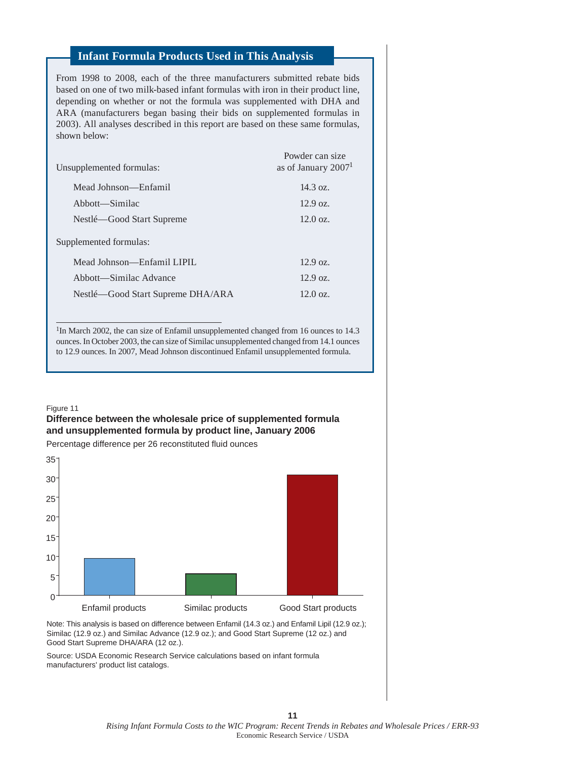## Infant Formula Products Used in This Analysis

From 1998 to 2008, each of the three manufacturers submitted rebate bids based on one of two milk-based infant formulas with iron in their product line, depending on whether or not the formula was supplemented with DHA and ARA (manufacturers began basing their bids on supplemented formulas in 2003). All analyses described in this report are based on these same formulas, shown below:

| Unsupplemented formulas: | Powder can size as of January 2007[1] |
|---|---|
| Mead Johnson—Enfamil | 14.3 oz. |
| Abbott—Similac | 12.9 oz. |
| Nestlé—Good Start Supreme | 12.0 oz. |
| **Supplemented formulas:** | |
| Mead Johnson—Enfamil LIPIL | 12.9 oz. |
| Abbott—Similac Advance | 12.9 oz. |
| Nestlé—Good Start Supreme DHA/ARA | 12.0 oz. |

[1]In March 2002, the can size of Enfamil unsupplemented changed from 16 ounces to 14.3 ounces. In October 2003, the can size of Similac unsupplemented changed from 14.1 ounces to 12.9 ounces. In 2007, Mead Johnson discontinued Enfamil unsupplemented formula.

Figure 11

**Difference between the wholesale price of supplemented formula and unsupplemented formula by product line, January 2006**

Percentage difference per 26 reconstituted fluid ounces

| Product line | Percentage difference (approx.) |
|---|---|
| Enfamil products | 9.5 |
| Similac products | 5.5 |
| Good Start products | 30.5 |

Note: This analysis is based on difference between Enfamil (14.3 oz.) and Enfamil Lipil (12.9 oz.); Similac (12.9 oz.) and Similac Advance (12.9 oz.); and Good Start Supreme (12 oz.) and Good Start Supreme DHA/ARA (12 oz.).

Source: USDA Economic Research Service calculations based on infant formula manufacturers' product list catalogs.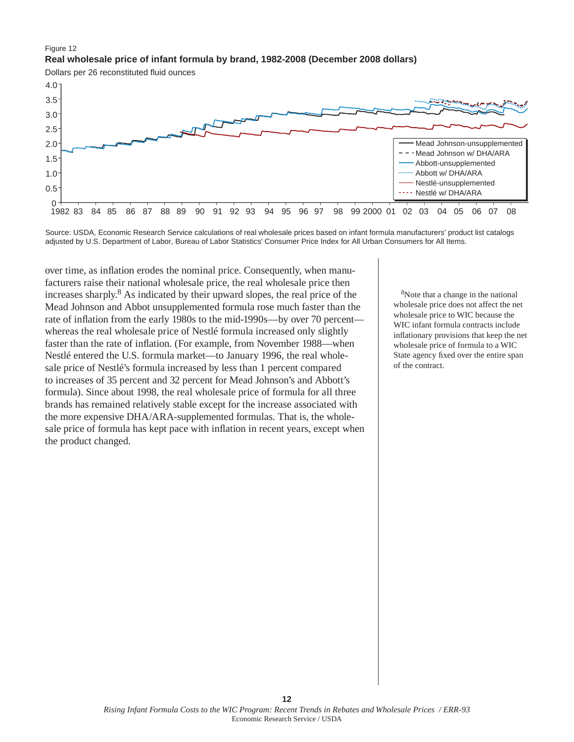Figure 12

**Real wholesale price of infant formula by brand, 1982-2008 (December 2008 dollars)**

Dollars per 26 reconstituted fluid ounces

Source: USDA, Economic Research Service calculations of real wholesale prices based on infant formula manufacturers' product list catalogs adjusted by U.S. Department of Labor, Bureau of Labor Statistics' Consumer Price Index for All Urban Consumers for All Items.

over time, as inflation erodes the nominal price. Consequently, when manufacturers raise their national wholesale price, the real wholesale price then increases sharply.[8] As indicated by their upward slopes, the real price of the Mead Johnson and Abbot unsupplemented formula rose much faster than the rate of inflation from the early 1980s to the mid-1990s—by over 70 percent—whereas the real wholesale price of Nestlé formula increased only slightly faster than the rate of inflation. (For example, from November 1988—when Nestlé entered the U.S. formula market—to January 1996, the real wholesale price of Nestlé's formula increased by less than 1 percent compared to increases of 35 percent and 32 percent for Mead Johnson's and Abbott's formula). Since about 1998, the real wholesale price of formula for all three brands has remained relatively stable except for the increase associated with the more expensive DHA/ARA-supplemented formulas. That is, the wholesale price of formula has kept pace with inflation in recent years, except when the product changed.

[8]Note that a change in the national wholesale price does not affect the net wholesale price to WIC because the WIC infant formula contracts include inflationary provisions that keep the net wholesale price of formula to a WIC State agency fixed over the entire span of the contract.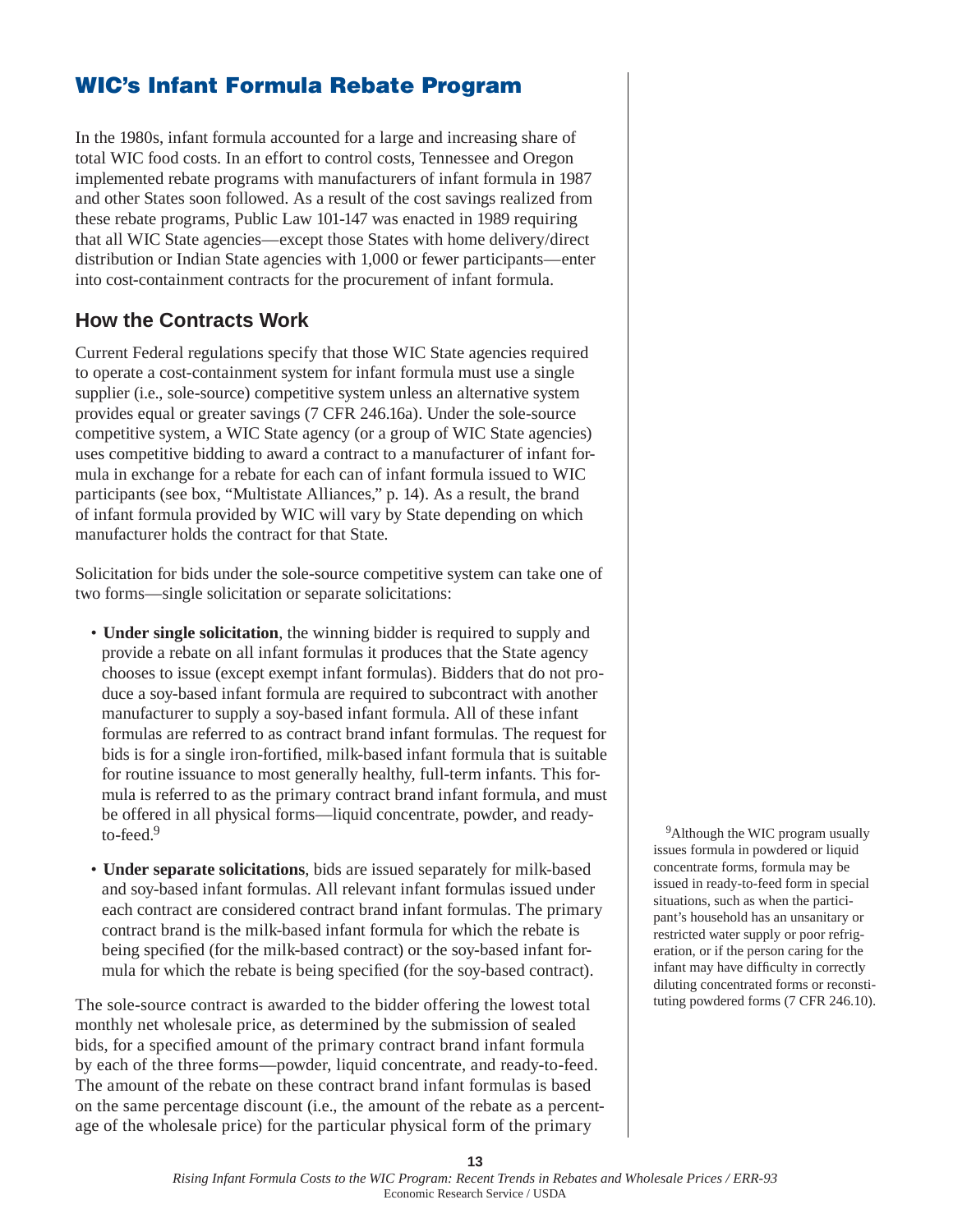# WIC's Infant Formula Rebate Program

In the 1980s, infant formula accounted for a large and increasing share of total WIC food costs. In an effort to control costs, Tennessee and Oregon implemented rebate programs with manufacturers of infant formula in 1987 and other States soon followed. As a result of the cost savings realized from these rebate programs, Public Law 101-147 was enacted in 1989 requiring that all WIC State agencies—except those States with home delivery/direct distribution or Indian State agencies with 1,000 or fewer participants—enter into cost-containment contracts for the procurement of infant formula.

## How the Contracts Work

Current Federal regulations specify that those WIC State agencies required to operate a cost-containment system for infant formula must use a single supplier (i.e., sole-source) competitive system unless an alternative system provides equal or greater savings (7 CFR 246.16a). Under the sole-source competitive system, a WIC State agency (or a group of WIC State agencies) uses competitive bidding to award a contract to a manufacturer of infant formula in exchange for a rebate for each can of infant formula issued to WIC participants (see box, "Multistate Alliances," p. 14). As a result, the brand of infant formula provided by WIC will vary by State depending on which manufacturer holds the contract for that State.

Solicitation for bids under the sole-source competitive system can take one of two forms—single solicitation or separate solicitations:

- **Under single solicitation**, the winning bidder is required to supply and provide a rebate on all infant formulas it produces that the State agency chooses to issue (except exempt infant formulas). Bidders that do not produce a soy-based infant formula are required to subcontract with another manufacturer to supply a soy-based infant formula. All of these infant formulas are referred to as contract brand infant formulas. The request for bids is for a single iron-fortified, milk-based infant formula that is suitable for routine issuance to most generally healthy, full-term infants. This formula is referred to as the primary contract brand infant formula, and must be offered in all physical forms—liquid concentrate, powder, and ready-to-feed.[9]
- **Under separate solicitations**, bids are issued separately for milk-based and soy-based infant formulas. All relevant infant formulas issued under each contract are considered contract brand infant formulas. The primary contract brand is the milk-based infant formula for which the rebate is being specified (for the milk-based contract) or the soy-based infant formula for which the rebate is being specified (for the soy-based contract).

The sole-source contract is awarded to the bidder offering the lowest total monthly net wholesale price, as determined by the submission of sealed bids, for a specified amount of the primary contract brand infant formula by each of the three forms—powder, liquid concentrate, and ready-to-feed. The amount of the rebate on these contract brand infant formulas is based on the same percentage discount (i.e., the amount of the rebate as a percentage of the wholesale price) for the particular physical form of the primary

[9]Although the WIC program usually issues formula in powdered or liquid concentrate forms, formula may be issued in ready-to-feed form in special situations, such as when the participant's household has an unsanitary or restricted water supply or poor refrigeration, or if the person caring for the infant may have difficulty in correctly diluting concentrated forms or reconstituting powdered forms (7 CFR 246.10).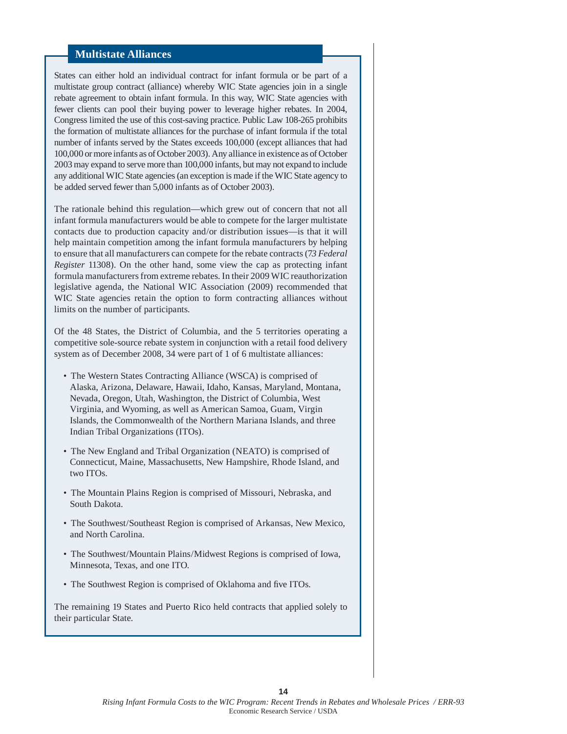## Multistate Alliances

States can either hold an individual contract for infant formula or be part of a multistate group contract (alliance) whereby WIC State agencies join in a single rebate agreement to obtain infant formula. In this way, WIC State agencies with fewer clients can pool their buying power to leverage higher rebates. In 2004, Congress limited the use of this cost-saving practice. Public Law 108-265 prohibits the formation of multistate alliances for the purchase of infant formula if the total number of infants served by the States exceeds 100,000 (except alliances that had 100,000 or more infants as of October 2003). Any alliance in existence as of October 2003 may expand to serve more than 100,000 infants, but may not expand to include any additional WIC State agencies (an exception is made if the WIC State agency to be added served fewer than 5,000 infants as of October 2003).

The rationale behind this regulation—which grew out of concern that not all infant formula manufacturers would be able to compete for the larger multistate contacts due to production capacity and/or distribution issues—is that it will help maintain competition among the infant formula manufacturers by helping to ensure that all manufacturers can compete for the rebate contracts (73 *Federal Register* 11308). On the other hand, some view the cap as protecting infant formula manufacturers from extreme rebates. In their 2009 WIC reauthorization legislative agenda, the National WIC Association (2009) recommended that WIC State agencies retain the option to form contracting alliances without limits on the number of participants.

Of the 48 States, the District of Columbia, and the 5 territories operating a competitive sole-source rebate system in conjunction with a retail food delivery system as of December 2008, 34 were part of 1 of 6 multistate alliances:

- The Western States Contracting Alliance (WSCA) is comprised of Alaska, Arizona, Delaware, Hawaii, Idaho, Kansas, Maryland, Montana, Nevada, Oregon, Utah, Washington, the District of Columbia, West Virginia, and Wyoming, as well as American Samoa, Guam, Virgin Islands, the Commonwealth of the Northern Mariana Islands, and three Indian Tribal Organizations (ITOs).
- The New England and Tribal Organization (NEATO) is comprised of Connecticut, Maine, Massachusetts, New Hampshire, Rhode Island, and two ITOs.
- The Mountain Plains Region is comprised of Missouri, Nebraska, and South Dakota.
- The Southwest/Southeast Region is comprised of Arkansas, New Mexico, and North Carolina.
- The Southwest/Mountain Plains/Midwest Regions is comprised of Iowa, Minnesota, Texas, and one ITO.
- The Southwest Region is comprised of Oklahoma and five ITOs.

The remaining 19 States and Puerto Rico held contracts that applied solely to their particular State.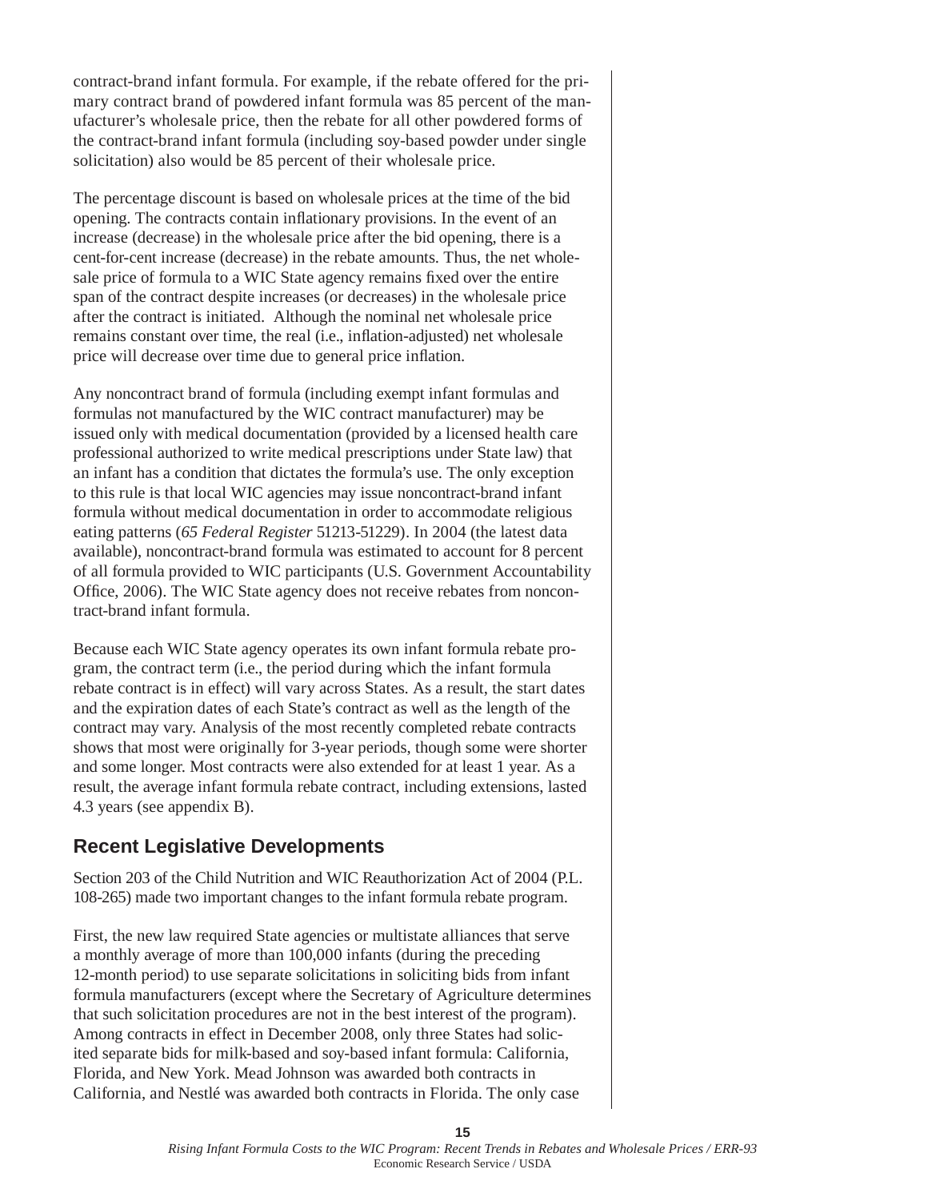contract-brand infant formula. For example, if the rebate offered for the primary contract brand of powdered infant formula was 85 percent of the manufacturer's wholesale price, then the rebate for all other powdered forms of the contract-brand infant formula (including soy-based powder under single solicitation) also would be 85 percent of their wholesale price.

The percentage discount is based on wholesale prices at the time of the bid opening. The contracts contain inflationary provisions. In the event of an increase (decrease) in the wholesale price after the bid opening, there is a cent-for-cent increase (decrease) in the rebate amounts. Thus, the net wholesale price of formula to a WIC State agency remains fixed over the entire span of the contract despite increases (or decreases) in the wholesale price after the contract is initiated. Although the nominal net wholesale price remains constant over time, the real (i.e., inflation-adjusted) net wholesale price will decrease over time due to general price inflation.

Any noncontract brand of formula (including exempt infant formulas and formulas not manufactured by the WIC contract manufacturer) may be issued only with medical documentation (provided by a licensed health care professional authorized to write medical prescriptions under State law) that an infant has a condition that dictates the formula's use. The only exception to this rule is that local WIC agencies may issue noncontract-brand infant formula without medical documentation in order to accommodate religious eating patterns (*65 Federal Register* 51213-51229). In 2004 (the latest data available), noncontract-brand formula was estimated to account for 8 percent of all formula provided to WIC participants (U.S. Government Accountability Office, 2006). The WIC State agency does not receive rebates from noncontract-brand infant formula.

Because each WIC State agency operates its own infant formula rebate program, the contract term (i.e., the period during which the infant formula rebate contract is in effect) will vary across States. As a result, the start dates and the expiration dates of each State's contract as well as the length of the contract may vary. Analysis of the most recently completed rebate contracts shows that most were originally for 3-year periods, though some were shorter and some longer. Most contracts were also extended for at least 1 year. As a result, the average infant formula rebate contract, including extensions, lasted 4.3 years (see appendix B).

## Recent Legislative Developments

Section 203 of the Child Nutrition and WIC Reauthorization Act of 2004 (P.L. 108-265) made two important changes to the infant formula rebate program.

First, the new law required State agencies or multistate alliances that serve a monthly average of more than 100,000 infants (during the preceding 12-month period) to use separate solicitations in soliciting bids from infant formula manufacturers (except where the Secretary of Agriculture determines that such solicitation procedures are not in the best interest of the program). Among contracts in effect in December 2008, only three States had solicited separate bids for milk-based and soy-based infant formula: California, Florida, and New York. Mead Johnson was awarded both contracts in California, and Nestlé was awarded both contracts in Florida. The only case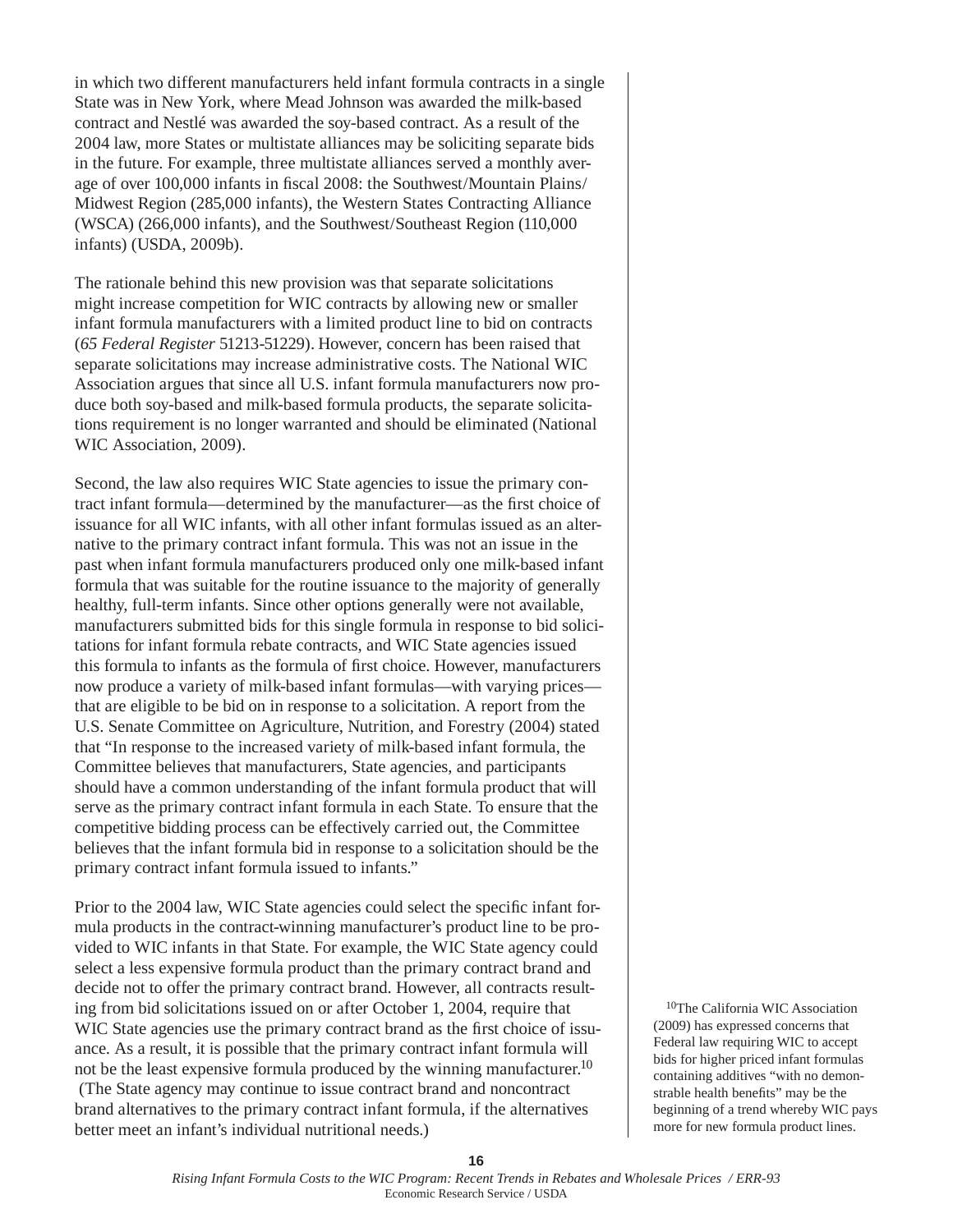in which two different manufacturers held infant formula contracts in a single State was in New York, where Mead Johnson was awarded the milk-based contract and Nestlé was awarded the soy-based contract. As a result of the 2004 law, more States or multistate alliances may be soliciting separate bids in the future. For example, three multistate alliances served a monthly average of over 100,000 infants in fiscal 2008: the Southwest/Mountain Plains/Midwest Region (285,000 infants), the Western States Contracting Alliance (WSCA) (266,000 infants), and the Southwest/Southeast Region (110,000 infants) (USDA, 2009b).

The rationale behind this new provision was that separate solicitations might increase competition for WIC contracts by allowing new or smaller infant formula manufacturers with a limited product line to bid on contracts (*65 Federal Register* 51213-51229). However, concern has been raised that separate solicitations may increase administrative costs. The National WIC Association argues that since all U.S. infant formula manufacturers now produce both soy-based and milk-based formula products, the separate solicitations requirement is no longer warranted and should be eliminated (National WIC Association, 2009).

Second, the law also requires WIC State agencies to issue the primary contract infant formula—determined by the manufacturer—as the first choice of issuance for all WIC infants, with all other infant formulas issued as an alternative to the primary contract infant formula. This was not an issue in the past when infant formula manufacturers produced only one milk-based infant formula that was suitable for the routine issuance to the majority of generally healthy, full-term infants. Since other options generally were not available, manufacturers submitted bids for this single formula in response to bid solicitations for infant formula rebate contracts, and WIC State agencies issued this formula to infants as the formula of first choice. However, manufacturers now produce a variety of milk-based infant formulas—with varying prices—that are eligible to be bid on in response to a solicitation. A report from the U.S. Senate Committee on Agriculture, Nutrition, and Forestry (2004) stated that "In response to the increased variety of milk-based infant formula, the Committee believes that manufacturers, State agencies, and participants should have a common understanding of the infant formula product that will serve as the primary contract infant formula in each State. To ensure that the competitive bidding process can be effectively carried out, the Committee believes that the infant formula bid in response to a solicitation should be the primary contract infant formula issued to infants."

Prior to the 2004 law, WIC State agencies could select the specific infant formula products in the contract-winning manufacturer's product line to be provided to WIC infants in that State. For example, the WIC State agency could select a less expensive formula product than the primary contract brand and decide not to offer the primary contract brand. However, all contracts resulting from bid solicitations issued on or after October 1, 2004, require that WIC State agencies use the primary contract brand as the first choice of issuance. As a result, it is possible that the primary contract infant formula will not be the least expensive formula produced by the winning manufacturer.[10] (The State agency may continue to issue contract brand and noncontract brand alternatives to the primary contract infant formula, if the alternatives better meet an infant's individual nutritional needs.)

[10]The California WIC Association (2009) has expressed concerns that Federal law requiring WIC to accept bids for higher priced infant formulas containing additives "with no demonstrable health benefits" may be the beginning of a trend whereby WIC pays more for new formula product lines.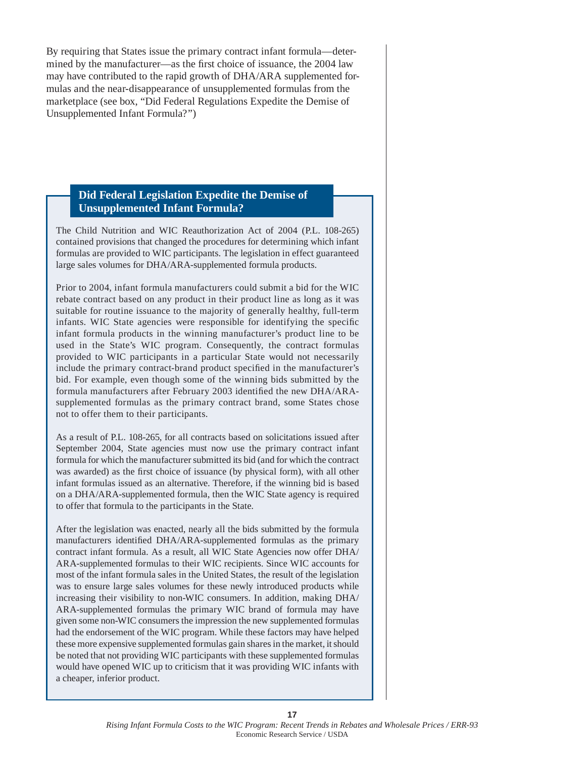By requiring that States issue the primary contract infant formula—determined by the manufacturer—as the first choice of issuance, the 2004 law may have contributed to the rapid growth of DHA/ARA supplemented formulas and the near-disappearance of unsupplemented formulas from the marketplace (see box, "Did Federal Regulations Expedite the Demise of Unsupplemented Infant Formula?")

## Did Federal Legislation Expedite the Demise of Unsupplemented Infant Formula?

The Child Nutrition and WIC Reauthorization Act of 2004 (P.L. 108-265) contained provisions that changed the procedures for determining which infant formulas are provided to WIC participants. The legislation in effect guaranteed large sales volumes for DHA/ARA-supplemented formula products.

Prior to 2004, infant formula manufacturers could submit a bid for the WIC rebate contract based on any product in their product line as long as it was suitable for routine issuance to the majority of generally healthy, full-term infants. WIC State agencies were responsible for identifying the specific infant formula products in the winning manufacturer's product line to be used in the State's WIC program. Consequently, the contract formulas provided to WIC participants in a particular State would not necessarily include the primary contract-brand product specified in the manufacturer's bid. For example, even though some of the winning bids submitted by the formula manufacturers after February 2003 identified the new DHA/ARA-supplemented formulas as the primary contract brand, some States chose not to offer them to their participants.

As a result of P.L. 108-265, for all contracts based on solicitations issued after September 2004, State agencies must now use the primary contract infant formula for which the manufacturer submitted its bid (and for which the contract was awarded) as the first choice of issuance (by physical form), with all other infant formulas issued as an alternative. Therefore, if the winning bid is based on a DHA/ARA-supplemented formula, then the WIC State agency is required to offer that formula to the participants in the State.

After the legislation was enacted, nearly all the bids submitted by the formula manufacturers identified DHA/ARA-supplemented formulas as the primary contract infant formula. As a result, all WIC State Agencies now offer DHA/ARA-supplemented formulas to their WIC recipients. Since WIC accounts for most of the infant formula sales in the United States, the result of the legislation was to ensure large sales volumes for these newly introduced products while increasing their visibility to non-WIC consumers. In addition, making DHA/ARA-supplemented formulas the primary WIC brand of formula may have given some non-WIC consumers the impression the new supplemented formulas had the endorsement of the WIC program. While these factors may have helped these more expensive supplemented formulas gain shares in the market, it should be noted that not providing WIC participants with these supplemented formulas would have opened WIC up to criticism that it was providing WIC infants with a cheaper, inferior product.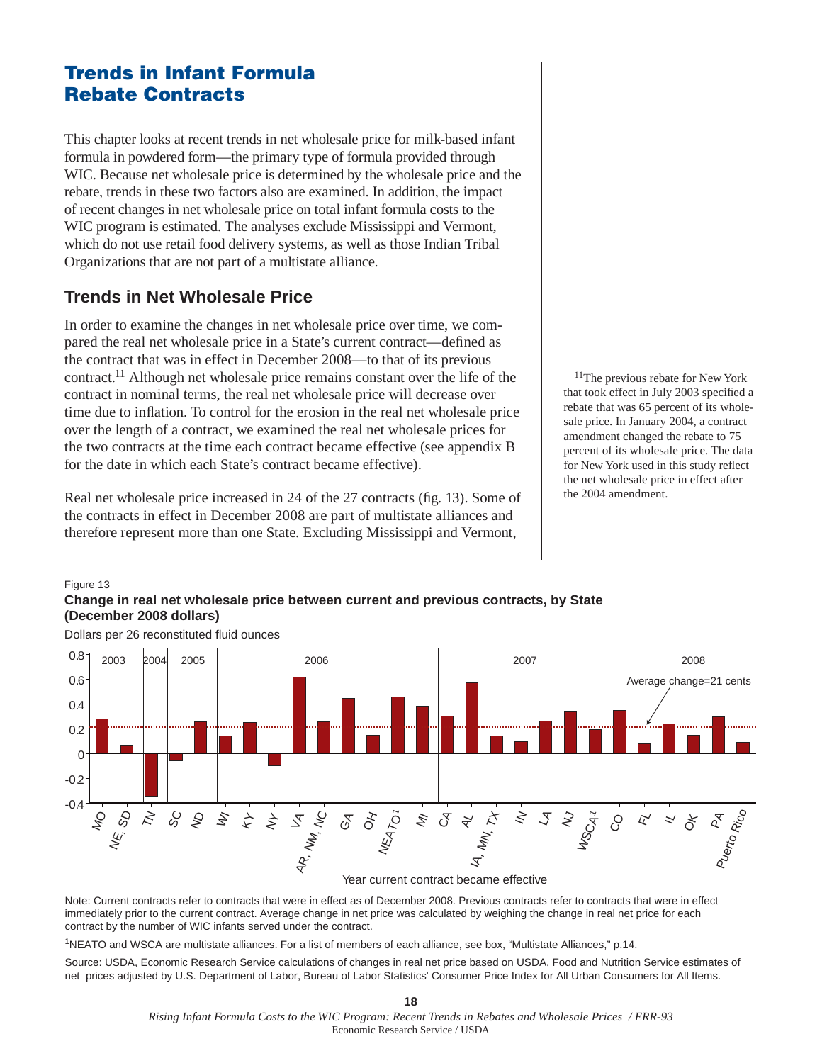## Trends in Infant Formula Rebate Contracts

This chapter looks at recent trends in net wholesale price for milk-based infant formula in powdered form—the primary type of formula provided through WIC. Because net wholesale price is determined by the wholesale price and the rebate, trends in these two factors also are examined. In addition, the impact of recent changes in net wholesale price on total infant formula costs to the WIC program is estimated. The analyses exclude Mississippi and Vermont, which do not use retail food delivery systems, as well as those Indian Tribal Organizations that are not part of a multistate alliance.

### Trends in Net Wholesale Price

In order to examine the changes in net wholesale price over time, we compared the real net wholesale price in a State's current contract—defined as the contract that was in effect in December 2008—to that of its previous contract.[11] Although net wholesale price remains constant over the life of the contract in nominal terms, the real net wholesale price will decrease over time due to inflation. To control for the erosion in the real net wholesale price over the length of a contract, we examined the real net wholesale prices for the two contracts at the time each contract became effective (see appendix B for the date in which each State's contract became effective).

Real net wholesale price increased in 24 of the 27 contracts (fig. 13). Some of the contracts in effect in December 2008 are part of multistate alliances and therefore represent more than one State. Excluding Mississippi and Vermont,

[11] The previous rebate for New York that took effect in July 2003 specified a rebate that was 65 percent of its wholesale price. In January 2004, a contract amendment changed the rebate to 75 percent of its wholesale price. The data for New York used in this study reflect the net wholesale price in effect after the 2004 amendment.

Figure 13

**Change in real net wholesale price between current and previous contracts, by State (December 2008 dollars)**

Dollars per 26 reconstituted fluid ounces

| Year current contract became effective | State | Approx. change |
|---|---|---|
| 2003 | MO | 0.28 |
| 2003 | NE, SD | 0.07 |
| 2004 | TN | -0.35 |
| 2005 | SC | -0.06 |
| 2005 | ND | 0.26 |
| 2006 | WI | 0.14 |
| 2006 | KY | 0.25 |
| 2006 | NY | -0.10 |
| 2006 | VA | 0.62 |
| 2006 | AR, NM, NC | 0.26 |
| 2006 | GA | 0.45 |
| 2006 | OH | 0.15 |
| 2006 | NEATO[1] | 0.46 |
| 2006 | MI | 0.38 |
| 2007 | CA | 0.30 |
| 2007 | AL | 0.57 |
| 2007 | IA, MN, TX | 0.14 |
| 2007 | IN | 0.10 |
| 2007 | LA | 0.26 |
| 2007 | NJ | 0.34 |
| 2007 | WSCA[1] | 0.19 |
| 2008 | CO | 0.35 |
| 2008 | FL | 0.08 |
| 2008 | IL | 0.24 |
| 2008 | OK | 0.15 |
| 2008 | PA | 0.30 |
| 2008 | Puerto Rico | 0.09 |

Average change=21 cents

Note: Current contracts refer to contracts that were in effect as of December 2008. Previous contracts refer to contracts that were in effect immediately prior to the current contract. Average change in net price was calculated by weighing the change in real net price for each contract by the number of WIC infants served under the contract.

[1] NEATO and WSCA are multistate alliances. For a list of members of each alliance, see box, "Multistate Alliances," p.14.

Source: USDA, Economic Research Service calculations of changes in real net price based on USDA, Food and Nutrition Service estimates of net prices adjusted by U.S. Department of Labor, Bureau of Labor Statistics' Consumer Price Index for All Urban Consumers for All Items.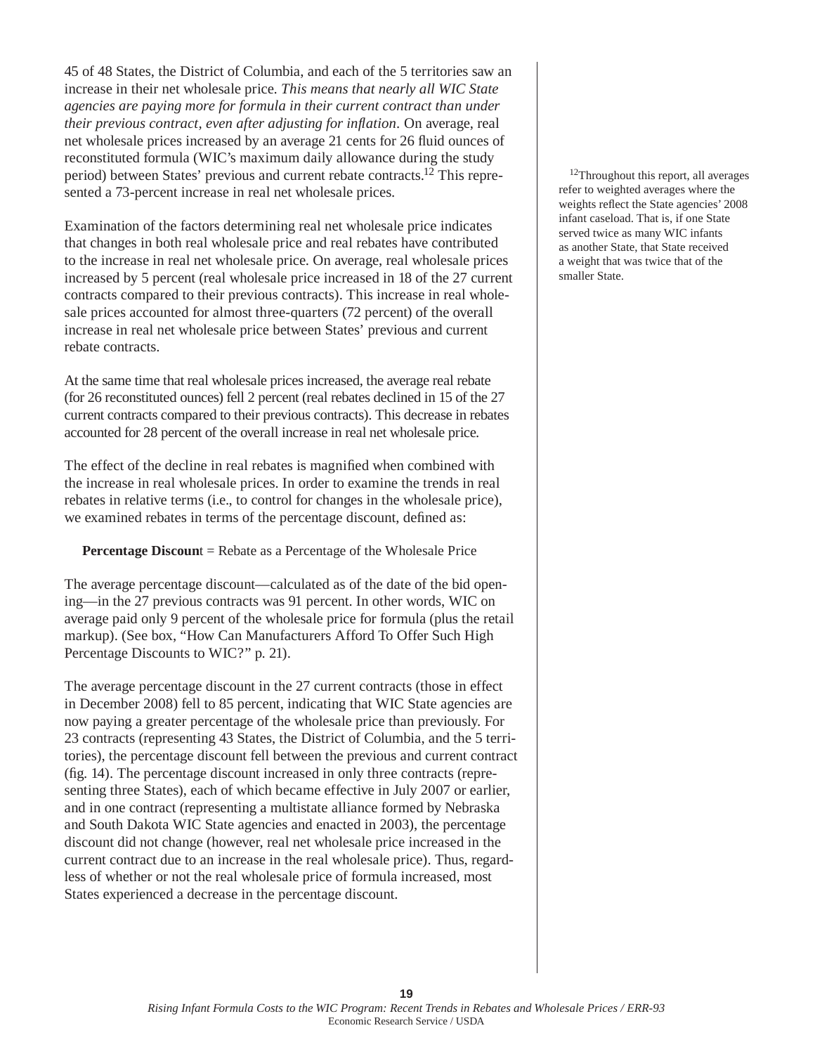45 of 48 States, the District of Columbia, and each of the 5 territories saw an increase in their net wholesale price. *This means that nearly all WIC State agencies are paying more for formula in their current contract than under their previous contract, even after adjusting for inflation.* On average, real net wholesale prices increased by an average 21 cents for 26 fluid ounces of reconstituted formula (WIC's maximum daily allowance during the study period) between States' previous and current rebate contracts.[12] This represented a 73-percent increase in real net wholesale prices.

Examination of the factors determining real net wholesale price indicates that changes in both real wholesale price and real rebates have contributed to the increase in real net wholesale price. On average, real wholesale prices increased by 5 percent (real wholesale price increased in 18 of the 27 current contracts compared to their previous contracts). This increase in real wholesale prices accounted for almost three-quarters (72 percent) of the overall increase in real net wholesale price between States' previous and current rebate contracts.

At the same time that real wholesale prices increased, the average real rebate (for 26 reconstituted ounces) fell 2 percent (real rebates declined in 15 of the 27 current contracts compared to their previous contracts). This decrease in rebates accounted for 28 percent of the overall increase in real net wholesale price.

The effect of the decline in real rebates is magnified when combined with the increase in real wholesale prices. In order to examine the trends in real rebates in relative terms (i.e., to control for changes in the wholesale price), we examined rebates in terms of the percentage discount, defined as:

**Percentage Discount** = Rebate as a Percentage of the Wholesale Price

The average percentage discount—calculated as of the date of the bid opening—in the 27 previous contracts was 91 percent. In other words, WIC on average paid only 9 percent of the wholesale price for formula (plus the retail markup). (See box, "How Can Manufacturers Afford To Offer Such High Percentage Discounts to WIC?" p. 21).

The average percentage discount in the 27 current contracts (those in effect in December 2008) fell to 85 percent, indicating that WIC State agencies are now paying a greater percentage of the wholesale price than previously. For 23 contracts (representing 43 States, the District of Columbia, and the 5 territories), the percentage discount fell between the previous and current contract (fig. 14). The percentage discount increased in only three contracts (representing three States), each of which became effective in July 2007 or earlier, and in one contract (representing a multistate alliance formed by Nebraska and South Dakota WIC State agencies and enacted in 2003), the percentage discount did not change (however, real net wholesale price increased in the current contract due to an increase in the real wholesale price). Thus, regardless of whether or not the real wholesale price of formula increased, most States experienced a decrease in the percentage discount.

[12]Throughout this report, all averages refer to weighted averages where the weights reflect the State agencies' 2008 infant caseload. That is, if one State served twice as many WIC infants as another State, that State received a weight that was twice that of the smaller State.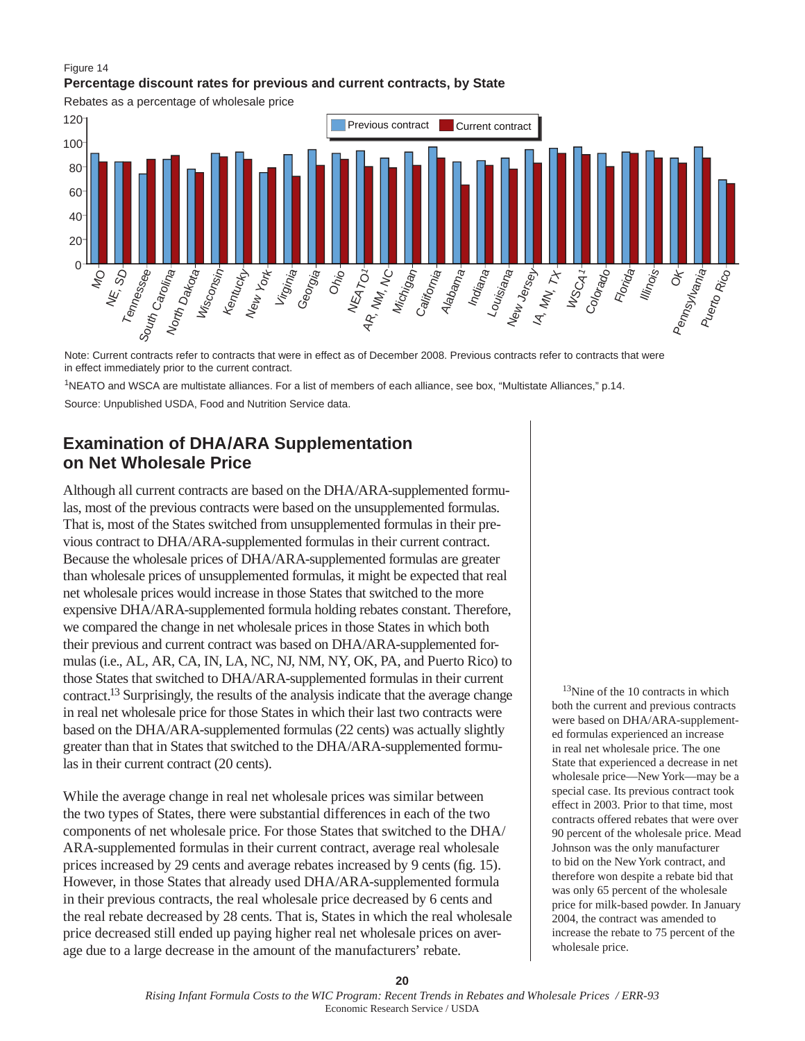Figure 14

**Percentage discount rates for previous and current contracts, by State**

Rebates as a percentage of wholesale price

Note: Current contracts refer to contracts that were in effect as of December 2008. Previous contracts refer to contracts that were in effect immediately prior to the current contract.

[1]NEATO and WSCA are multistate alliances. For a list of members of each alliance, see box, "Multistate Alliances," p.14.

Source: Unpublished USDA, Food and Nutrition Service data.

## Examination of DHA/ARA Supplementation on Net Wholesale Price

Although all current contracts are based on the DHA/ARA-supplemented formulas, most of the previous contracts were based on the unsupplemented formulas. That is, most of the States switched from unsupplemented formulas in their previous contract to DHA/ARA-supplemented formulas in their current contract. Because the wholesale prices of DHA/ARA-supplemented formulas are greater than wholesale prices of unsupplemented formulas, it might be expected that real net wholesale prices would increase in those States that switched to the more expensive DHA/ARA-supplemented formula holding rebates constant. Therefore, we compared the change in net wholesale prices in those States in which both their previous and current contract was based on DHA/ARA-supplemented formulas (i.e., AL, AR, CA, IN, LA, NC, NJ, NM, NY, OK, PA, and Puerto Rico) to those States that switched to DHA/ARA-supplemented formulas in their current contract.[13] Surprisingly, the results of the analysis indicate that the average change in real net wholesale price for those States in which their last two contracts were based on the DHA/ARA-supplemented formulas (22 cents) was actually slightly greater than that in States that switched to the DHA/ARA-supplemented formulas in their current contract (20 cents).

While the average change in real net wholesale prices was similar between the two types of States, there were substantial differences in each of the two components of net wholesale price. For those States that switched to the DHA/ARA-supplemented formulas in their current contract, average real wholesale prices increased by 29 cents and average rebates increased by 9 cents (fig. 15). However, in those States that already used DHA/ARA-supplemented formula in their previous contracts, the real wholesale price decreased by 6 cents and the real rebate decreased by 28 cents. That is, States in which the real wholesale price decreased still ended up paying higher real net wholesale prices on average due to a large decrease in the amount of the manufacturers' rebate.

[13]Nine of the 10 contracts in which both the current and previous contracts were based on DHA/ARA-supplemented formulas experienced an increase in real net wholesale price. The one State that experienced a decrease in net wholesale price—New York—may be a special case. Its previous contract took effect in 2003. Prior to that time, most contracts offered rebates that were over 90 percent of the wholesale price. Mead Johnson was the only manufacturer to bid on the New York contract, and therefore won despite a rebate bid that was only 65 percent of the wholesale price for milk-based powder. In January 2004, the contract was amended to increase the rebate to 75 percent of the wholesale price.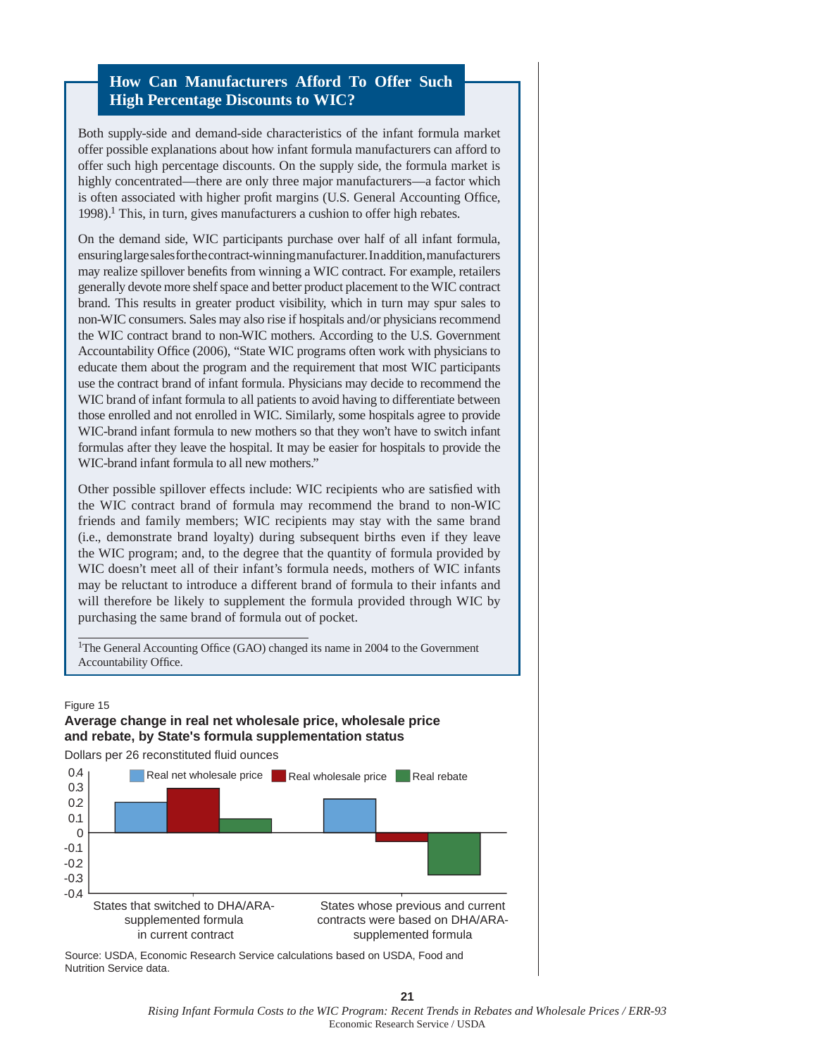## How Can Manufacturers Afford To Offer Such High Percentage Discounts to WIC?

Both supply-side and demand-side characteristics of the infant formula market offer possible explanations about how infant formula manufacturers can afford to offer such high percentage discounts. On the supply side, the formula market is highly concentrated—there are only three major manufacturers—a factor which is often associated with higher profit margins (U.S. General Accounting Office, 1998).[1] This, in turn, gives manufacturers a cushion to offer high rebates.

On the demand side, WIC participants purchase over half of all infant formula, ensuring large sales for the contract-winning manufacturer. In addition, manufacturers may realize spillover benefits from winning a WIC contract. For example, retailers generally devote more shelf space and better product placement to the WIC contract brand. This results in greater product visibility, which in turn may spur sales to non-WIC consumers. Sales may also rise if hospitals and/or physicians recommend the WIC contract brand to non-WIC mothers. According to the U.S. Government Accountability Office (2006), "State WIC programs often work with physicians to educate them about the program and the requirement that most WIC participants use the contract brand of infant formula. Physicians may decide to recommend the WIC brand of infant formula to all patients to avoid having to differentiate between those enrolled and not enrolled in WIC. Similarly, some hospitals agree to provide WIC-brand infant formula to new mothers so that they won't have to switch infant formulas after they leave the hospital. It may be easier for hospitals to provide the WIC-brand infant formula to all new mothers."

Other possible spillover effects include: WIC recipients who are satisfied with the WIC contract brand of formula may recommend the brand to non-WIC friends and family members; WIC recipients may stay with the same brand (i.e., demonstrate brand loyalty) during subsequent births even if they leave the WIC program; and, to the degree that the quantity of formula provided by WIC doesn't meet all of their infant's formula needs, mothers of WIC infants may be reluctant to introduce a different brand of formula to their infants and will therefore be likely to supplement the formula provided through WIC by purchasing the same brand of formula out of pocket.

[1]The General Accounting Office (GAO) changed its name in 2004 to the Government Accountability Office.

Figure 15

**Average change in real net wholesale price, wholesale price and rebate, by State's formula supplementation status**

Dollars per 26 reconstituted fluid ounces

Source: USDA, Economic Research Service calculations based on USDA, Food and Nutrition Service data.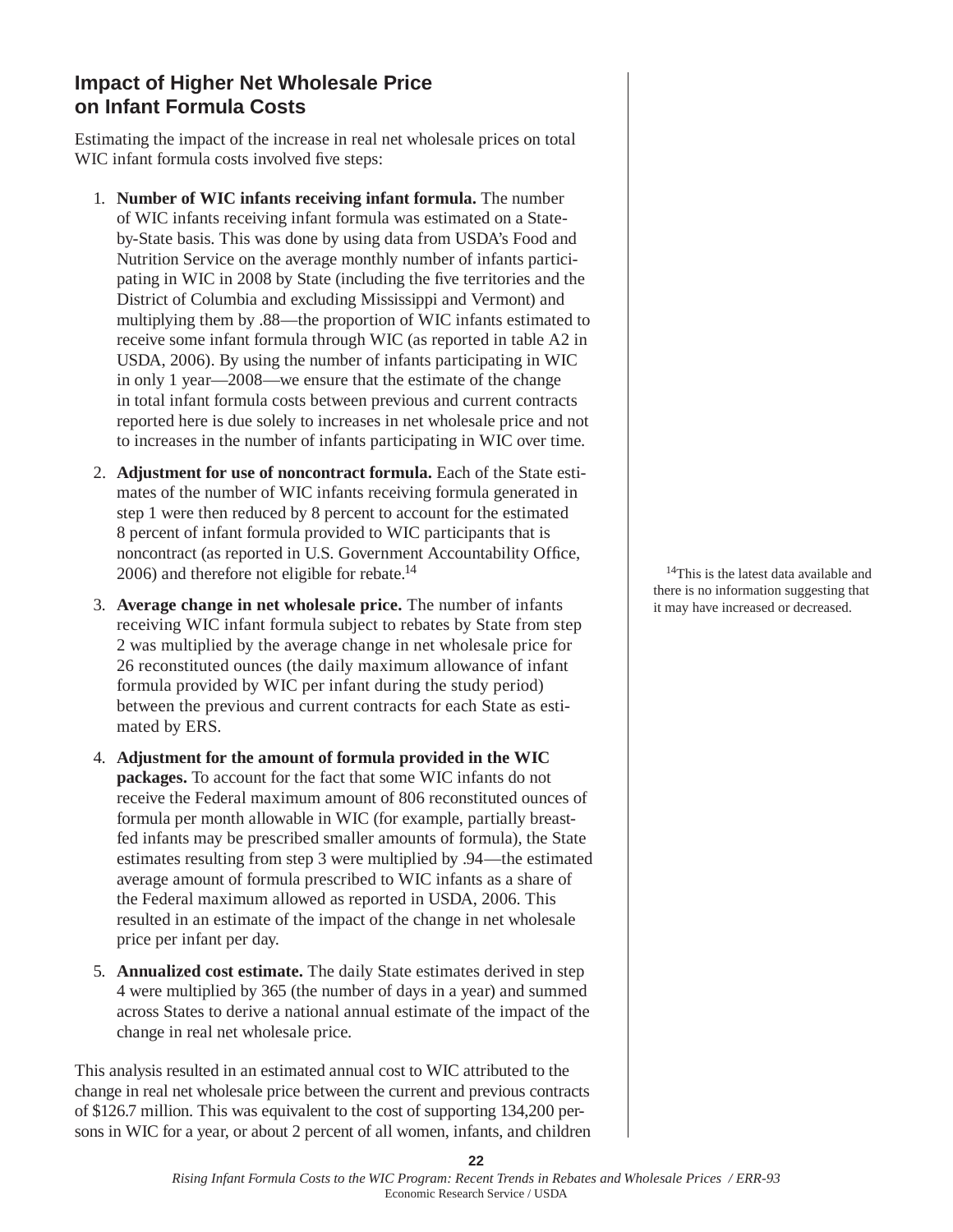## Impact of Higher Net Wholesale Price on Infant Formula Costs

Estimating the impact of the increase in real net wholesale prices on total WIC infant formula costs involved five steps:

1. **Number of WIC infants receiving infant formula.** The number of WIC infants receiving infant formula was estimated on a State-by-State basis. This was done by using data from USDA's Food and Nutrition Service on the average monthly number of infants participating in WIC in 2008 by State (including the five territories and the District of Columbia and excluding Mississippi and Vermont) and multiplying them by .88—the proportion of WIC infants estimated to receive some infant formula through WIC (as reported in table A2 in USDA, 2006). By using the number of infants participating in WIC in only 1 year—2008—we ensure that the estimate of the change in total infant formula costs between previous and current contracts reported here is due solely to increases in net wholesale price and not to increases in the number of infants participating in WIC over time.

2. **Adjustment for use of noncontract formula.** Each of the State estimates of the number of WIC infants receiving formula generated in step 1 were then reduced by 8 percent to account for the estimated 8 percent of infant formula provided to WIC participants that is noncontract (as reported in U.S. Government Accountability Office, 2006) and therefore not eligible for rebate.[14]

3. **Average change in net wholesale price.** The number of infants receiving WIC infant formula subject to rebates by State from step 2 was multiplied by the average change in net wholesale price for 26 reconstituted ounces (the daily maximum allowance of infant formula provided by WIC per infant during the study period) between the previous and current contracts for each State as estimated by ERS.

4. **Adjustment for the amount of formula provided in the WIC packages.** To account for the fact that some WIC infants do not receive the Federal maximum amount of 806 reconstituted ounces of formula per month allowable in WIC (for example, partially breast-fed infants may be prescribed smaller amounts of formula), the State estimates resulting from step 3 were multiplied by .94—the estimated average amount of formula prescribed to WIC infants as a share of the Federal maximum allowed as reported in USDA, 2006. This resulted in an estimate of the impact of the change in net wholesale price per infant per day.

5. **Annualized cost estimate.** The daily State estimates derived in step 4 were multiplied by 365 (the number of days in a year) and summed across States to derive a national annual estimate of the impact of the change in real net wholesale price.

This analysis resulted in an estimated annual cost to WIC attributed to the change in real net wholesale price between the current and previous contracts of $126.7 million. This was equivalent to the cost of supporting 134,200 persons in WIC for a year, or about 2 percent of all women, infants, and children

[14]This is the latest data available and there is no information suggesting that it may have increased or decreased.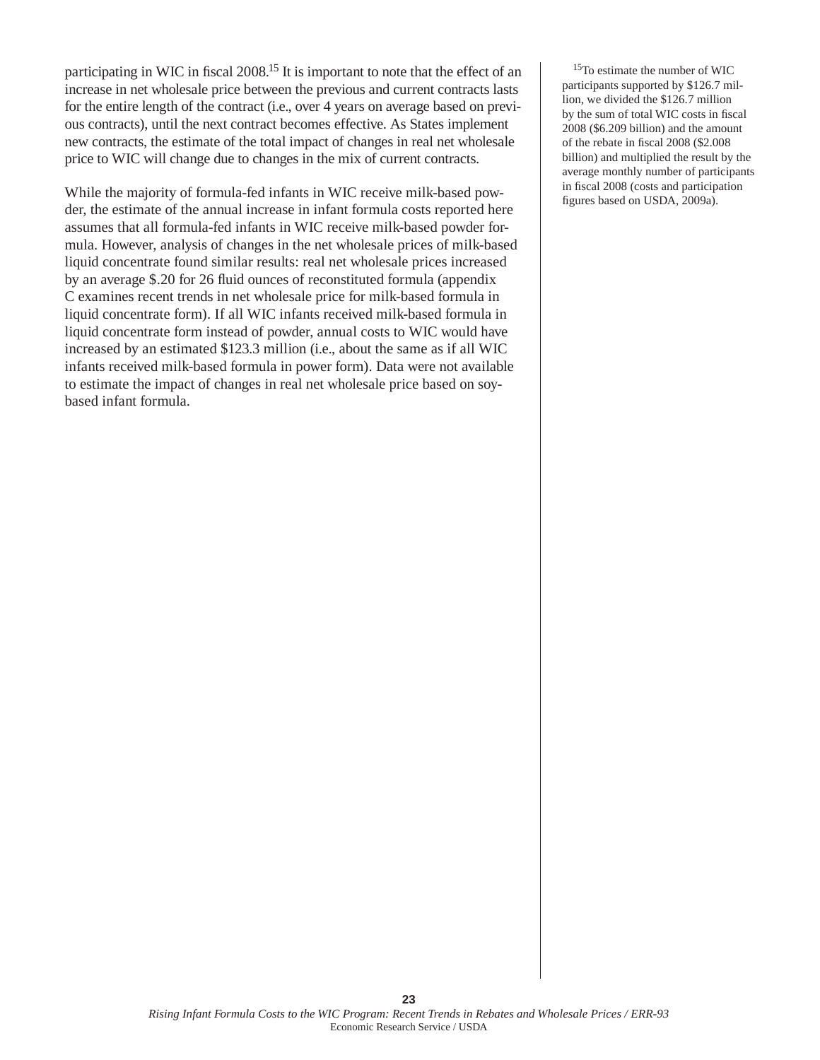participating in WIC in fiscal 2008.[15] It is important to note that the effect of an increase in net wholesale price between the previous and current contracts lasts for the entire length of the contract (i.e., over 4 years on average based on previous contracts), until the next contract becomes effective. As States implement new contracts, the estimate of the total impact of changes in real net wholesale price to WIC will change due to changes in the mix of current contracts.

While the majority of formula-fed infants in WIC receive milk-based powder, the estimate of the annual increase in infant formula costs reported here assumes that all formula-fed infants in WIC receive milk-based powder formula. However, analysis of changes in the net wholesale prices of milk-based liquid concentrate found similar results: real net wholesale prices increased by an average $.20 for 26 fluid ounces of reconstituted formula (appendix C examines recent trends in net wholesale price for milk-based formula in liquid concentrate form). If all WIC infants received milk-based formula in liquid concentrate form instead of powder, annual costs to WIC would have increased by an estimated $123.3 million (i.e., about the same as if all WIC infants received milk-based formula in power form). Data were not available to estimate the impact of changes in real net wholesale price based on soy-based infant formula.

[15]To estimate the number of WIC participants supported by $126.7 million, we divided the $126.7 million by the sum of total WIC costs in fiscal 2008 ($6.209 billion) and the amount of the rebate in fiscal 2008 ($2.008 billion) and multiplied the result by the average monthly number of participants in fiscal 2008 (costs and participation figures based on USDA, 2009a).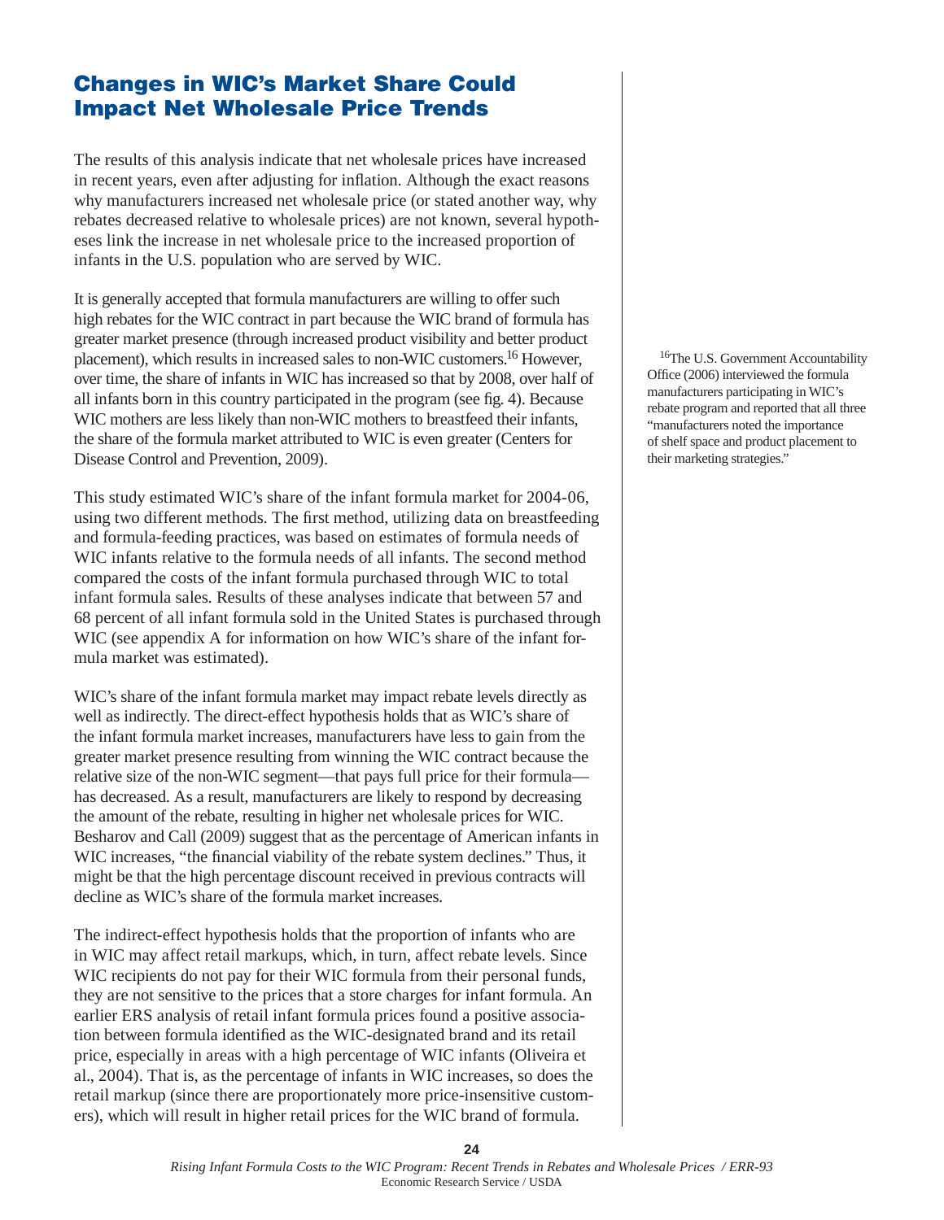## Changes in WIC's Market Share Could Impact Net Wholesale Price Trends

The results of this analysis indicate that net wholesale prices have increased in recent years, even after adjusting for inflation. Although the exact reasons why manufacturers increased net wholesale price (or stated another way, why rebates decreased relative to wholesale prices) are not known, several hypotheses link the increase in net wholesale price to the increased proportion of infants in the U.S. population who are served by WIC.

It is generally accepted that formula manufacturers are willing to offer such high rebates for the WIC contract in part because the WIC brand of formula has greater market presence (through increased product visibility and better product placement), which results in increased sales to non-WIC customers.[16] However, over time, the share of infants in WIC has increased so that by 2008, over half of all infants born in this country participated in the program (see fig. 4). Because WIC mothers are less likely than non-WIC mothers to breastfeed their infants, the share of the formula market attributed to WIC is even greater (Centers for Disease Control and Prevention, 2009).

This study estimated WIC's share of the infant formula market for 2004-06, using two different methods. The first method, utilizing data on breastfeeding and formula-feeding practices, was based on estimates of formula needs of WIC infants relative to the formula needs of all infants. The second method compared the costs of the infant formula purchased through WIC to total infant formula sales. Results of these analyses indicate that between 57 and 68 percent of all infant formula sold in the United States is purchased through WIC (see appendix A for information on how WIC's share of the infant formula market was estimated).

WIC's share of the infant formula market may impact rebate levels directly as well as indirectly. The direct-effect hypothesis holds that as WIC's share of the infant formula market increases, manufacturers have less to gain from the greater market presence resulting from winning the WIC contract because the relative size of the non-WIC segment—that pays full price for their formula—has decreased. As a result, manufacturers are likely to respond by decreasing the amount of the rebate, resulting in higher net wholesale prices for WIC. Besharov and Call (2009) suggest that as the percentage of American infants in WIC increases, "the financial viability of the rebate system declines." Thus, it might be that the high percentage discount received in previous contracts will decline as WIC's share of the formula market increases.

The indirect-effect hypothesis holds that the proportion of infants who are in WIC may affect retail markups, which, in turn, affect rebate levels. Since WIC recipients do not pay for their WIC formula from their personal funds, they are not sensitive to the prices that a store charges for infant formula. An earlier ERS analysis of retail infant formula prices found a positive association between formula identified as the WIC-designated brand and its retail price, especially in areas with a high percentage of WIC infants (Oliveira et al., 2004). That is, as the percentage of infants in WIC increases, so does the retail markup (since there are proportionately more price-insensitive customers), which will result in higher retail prices for the WIC brand of formula.

[16] The U.S. Government Accountability Office (2006) interviewed the formula manufacturers participating in WIC's rebate program and reported that all three "manufacturers noted the importance of shelf space and product placement to their marketing strategies."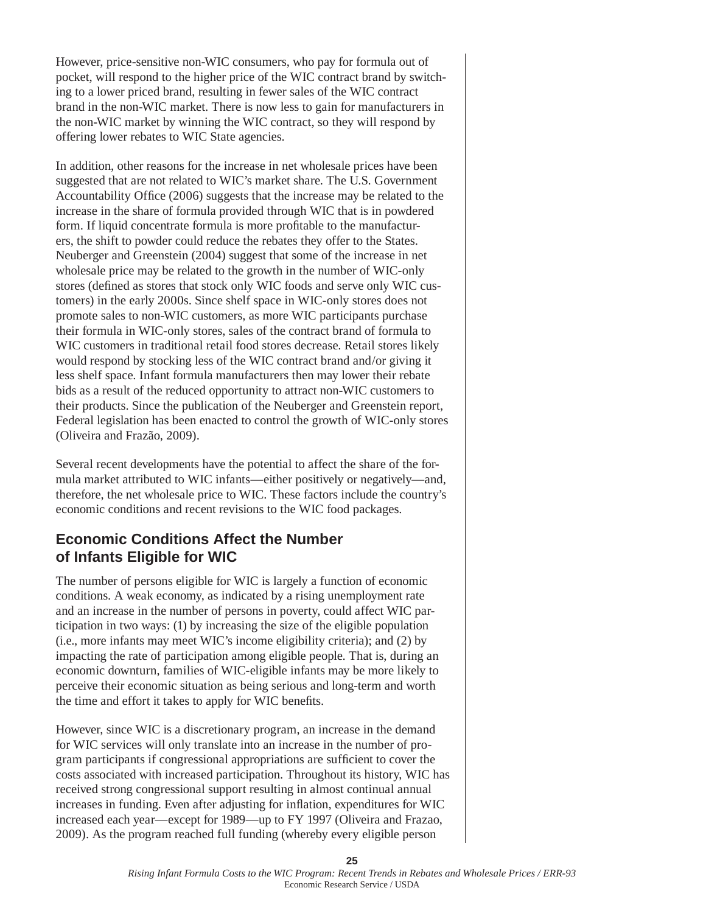However, price-sensitive non-WIC consumers, who pay for formula out of pocket, will respond to the higher price of the WIC contract brand by switching to a lower priced brand, resulting in fewer sales of the WIC contract brand in the non-WIC market. There is now less to gain for manufacturers in the non-WIC market by winning the WIC contract, so they will respond by offering lower rebates to WIC State agencies.

In addition, other reasons for the increase in net wholesale prices have been suggested that are not related to WIC's market share. The U.S. Government Accountability Office (2006) suggests that the increase may be related to the increase in the share of formula provided through WIC that is in powdered form. If liquid concentrate formula is more profitable to the manufacturers, the shift to powder could reduce the rebates they offer to the States. Neuberger and Greenstein (2004) suggest that some of the increase in net wholesale price may be related to the growth in the number of WIC-only stores (defined as stores that stock only WIC foods and serve only WIC customers) in the early 2000s. Since shelf space in WIC-only stores does not promote sales to non-WIC customers, as more WIC participants purchase their formula in WIC-only stores, sales of the contract brand of formula to WIC customers in traditional retail food stores decrease. Retail stores likely would respond by stocking less of the WIC contract brand and/or giving it less shelf space. Infant formula manufacturers then may lower their rebate bids as a result of the reduced opportunity to attract non-WIC customers to their products. Since the publication of the Neuberger and Greenstein report, Federal legislation has been enacted to control the growth of WIC-only stores (Oliveira and Frazão, 2009).

Several recent developments have the potential to affect the share of the formula market attributed to WIC infants—either positively or negatively—and, therefore, the net wholesale price to WIC. These factors include the country's economic conditions and recent revisions to the WIC food packages.

## Economic Conditions Affect the Number of Infants Eligible for WIC

The number of persons eligible for WIC is largely a function of economic conditions. A weak economy, as indicated by a rising unemployment rate and an increase in the number of persons in poverty, could affect WIC participation in two ways: (1) by increasing the size of the eligible population (i.e., more infants may meet WIC's income eligibility criteria); and (2) by impacting the rate of participation among eligible people. That is, during an economic downturn, families of WIC-eligible infants may be more likely to perceive their economic situation as being serious and long-term and worth the time and effort it takes to apply for WIC benefits.

However, since WIC is a discretionary program, an increase in the demand for WIC services will only translate into an increase in the number of program participants if congressional appropriations are sufficient to cover the costs associated with increased participation. Throughout its history, WIC has received strong congressional support resulting in almost continual annual increases in funding. Even after adjusting for inflation, expenditures for WIC increased each year—except for 1989—up to FY 1997 (Oliveira and Frazao, 2009). As the program reached full funding (whereby every eligible person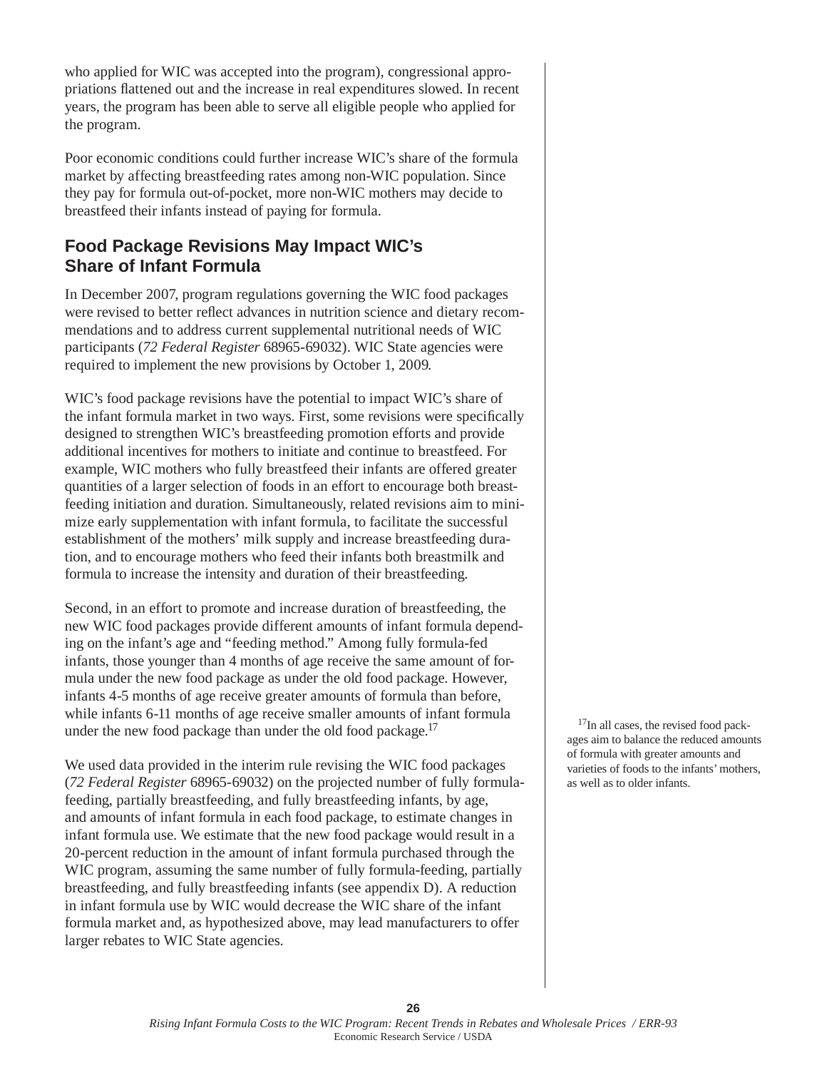who applied for WIC was accepted into the program), congressional appropriations flattened out and the increase in real expenditures slowed. In recent years, the program has been able to serve all eligible people who applied for the program.

Poor economic conditions could further increase WIC's share of the formula market by affecting breastfeeding rates among non-WIC population. Since they pay for formula out-of-pocket, more non-WIC mothers may decide to breastfeed their infants instead of paying for formula.

## Food Package Revisions May Impact WIC's Share of Infant Formula

In December 2007, program regulations governing the WIC food packages were revised to better reflect advances in nutrition science and dietary recommendations and to address current supplemental nutritional needs of WIC participants (*72 Federal Register* 68965-69032). WIC State agencies were required to implement the new provisions by October 1, 2009.

WIC's food package revisions have the potential to impact WIC's share of the infant formula market in two ways. First, some revisions were specifically designed to strengthen WIC's breastfeeding promotion efforts and provide additional incentives for mothers to initiate and continue to breastfeed. For example, WIC mothers who fully breastfeed their infants are offered greater quantities of a larger selection of foods in an effort to encourage both breastfeeding initiation and duration. Simultaneously, related revisions aim to minimize early supplementation with infant formula, to facilitate the successful establishment of the mothers' milk supply and increase breastfeeding duration, and to encourage mothers who feed their infants both breastmilk and formula to increase the intensity and duration of their breastfeeding.

Second, in an effort to promote and increase duration of breastfeeding, the new WIC food packages provide different amounts of infant formula depending on the infant's age and "feeding method." Among fully formula-fed infants, those younger than 4 months of age receive the same amount of formula under the new food package as under the old food package. However, infants 4-5 months of age receive greater amounts of formula than before, while infants 6-11 months of age receive smaller amounts of infant formula under the new food package than under the old food package.[17]

We used data provided in the interim rule revising the WIC food packages (*72 Federal Register* 68965-69032) on the projected number of fully formula-feeding, partially breastfeeding, and fully breastfeeding infants, by age, and amounts of infant formula in each food package, to estimate changes in infant formula use. We estimate that the new food package would result in a 20-percent reduction in the amount of infant formula purchased through the WIC program, assuming the same number of fully formula-feeding, partially breastfeeding, and fully breastfeeding infants (see appendix D). A reduction in infant formula use by WIC would decrease the WIC share of the infant formula market and, as hypothesized above, may lead manufacturers to offer larger rebates to WIC State agencies.

[17]In all cases, the revised food packages aim to balance the reduced amounts of formula with greater amounts and varieties of foods to the infants' mothers, as well as to older infants.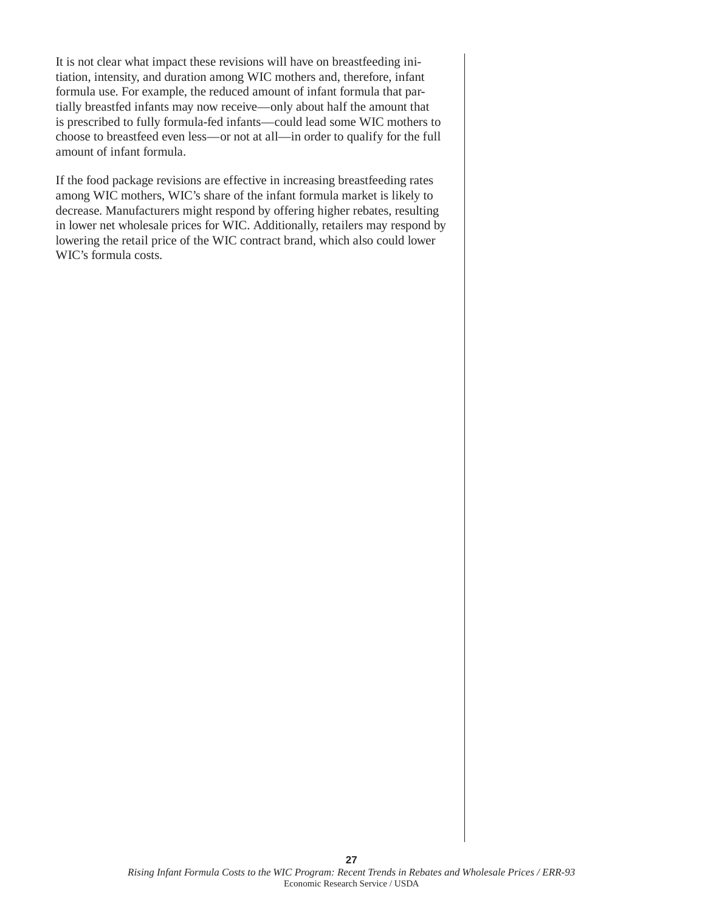It is not clear what impact these revisions will have on breastfeeding initiation, intensity, and duration among WIC mothers and, therefore, infant formula use. For example, the reduced amount of infant formula that partially breastfed infants may now receive—only about half the amount that is prescribed to fully formula-fed infants—could lead some WIC mothers to choose to breastfeed even less—or not at all—in order to qualify for the full amount of infant formula.

If the food package revisions are effective in increasing breastfeeding rates among WIC mothers, WIC's share of the infant formula market is likely to decrease. Manufacturers might respond by offering higher rebates, resulting in lower net wholesale prices for WIC. Additionally, retailers may respond by lowering the retail price of the WIC contract brand, which also could lower WIC's formula costs.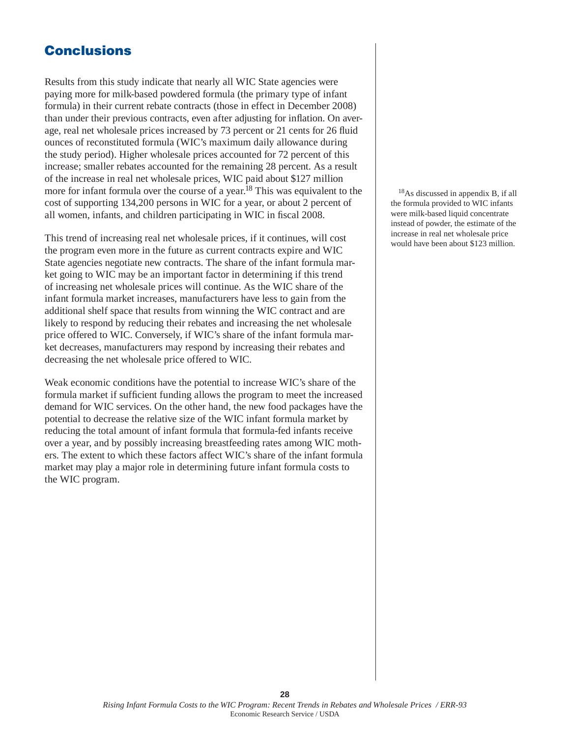## Conclusions

Results from this study indicate that nearly all WIC State agencies were paying more for milk-based powdered formula (the primary type of infant formula) in their current rebate contracts (those in effect in December 2008) than under their previous contracts, even after adjusting for inflation. On average, real net wholesale prices increased by 73 percent or 21 cents for 26 fluid ounces of reconstituted formula (WIC's maximum daily allowance during the study period). Higher wholesale prices accounted for 72 percent of this increase; smaller rebates accounted for the remaining 28 percent. As a result of the increase in real net wholesale prices, WIC paid about $127 million more for infant formula over the course of a year.[18] This was equivalent to the cost of supporting 134,200 persons in WIC for a year, or about 2 percent of all women, infants, and children participating in WIC in fiscal 2008.

This trend of increasing real net wholesale prices, if it continues, will cost the program even more in the future as current contracts expire and WIC State agencies negotiate new contracts. The share of the infant formula market going to WIC may be an important factor in determining if this trend of increasing net wholesale prices will continue. As the WIC share of the infant formula market increases, manufacturers have less to gain from the additional shelf space that results from winning the WIC contract and are likely to respond by reducing their rebates and increasing the net wholesale price offered to WIC. Conversely, if WIC's share of the infant formula market decreases, manufacturers may respond by increasing their rebates and decreasing the net wholesale price offered to WIC.

Weak economic conditions have the potential to increase WIC's share of the formula market if sufficient funding allows the program to meet the increased demand for WIC services. On the other hand, the new food packages have the potential to decrease the relative size of the WIC infant formula market by reducing the total amount of infant formula that formula-fed infants receive over a year, and by possibly increasing breastfeeding rates among WIC mothers. The extent to which these factors affect WIC's share of the infant formula market may play a major role in determining future infant formula costs to the WIC program.

[18] As discussed in appendix B, if all the formula provided to WIC infants were milk-based liquid concentrate instead of powder, the estimate of the increase in real net wholesale price would have been about $123 million.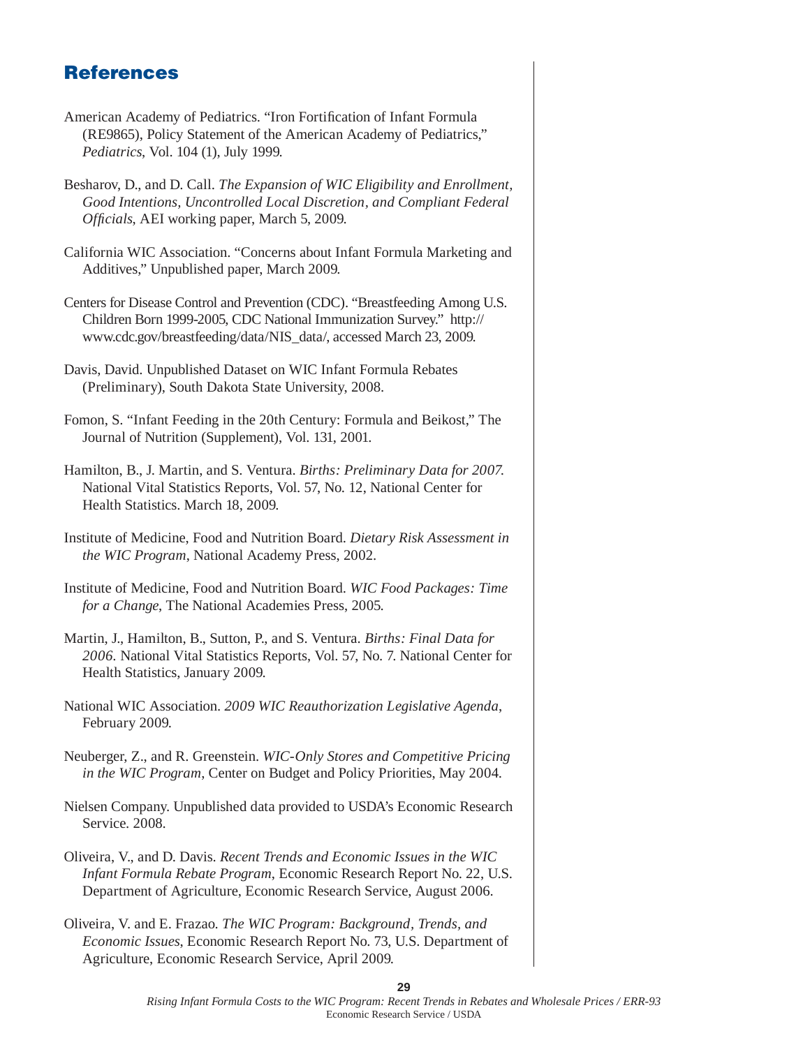## References

American Academy of Pediatrics. "Iron Fortification of Infant Formula (RE9865), Policy Statement of the American Academy of Pediatrics," *Pediatrics*, Vol. 104 (1), July 1999.

Besharov, D., and D. Call. *The Expansion of WIC Eligibility and Enrollment, Good Intentions, Uncontrolled Local Discretion, and Compliant Federal Officials*, AEI working paper, March 5, 2009.

California WIC Association. "Concerns about Infant Formula Marketing and Additives," Unpublished paper, March 2009.

Centers for Disease Control and Prevention (CDC). "Breastfeeding Among U.S. Children Born 1999-2005, CDC National Immunization Survey." http://www.cdc.gov/breastfeeding/data/NIS_data/, accessed March 23, 2009.

Davis, David. Unpublished Dataset on WIC Infant Formula Rebates (Preliminary), South Dakota State University, 2008.

Fomon, S. "Infant Feeding in the 20th Century: Formula and Beikost," The Journal of Nutrition (Supplement), Vol. 131, 2001.

Hamilton, B., J. Martin, and S. Ventura. *Births: Preliminary Data for 2007.* National Vital Statistics Reports, Vol. 57, No. 12, National Center for Health Statistics. March 18, 2009.

Institute of Medicine, Food and Nutrition Board. *Dietary Risk Assessment in the WIC Program*, National Academy Press, 2002.

Institute of Medicine, Food and Nutrition Board. *WIC Food Packages: Time for a Change*, The National Academies Press, 2005.

Martin, J., Hamilton, B., Sutton, P., and S. Ventura. *Births: Final Data for 2006*. National Vital Statistics Reports, Vol. 57, No. 7. National Center for Health Statistics, January 2009.

National WIC Association. *2009 WIC Reauthorization Legislative Agenda*, February 2009.

Neuberger, Z., and R. Greenstein. *WIC-Only Stores and Competitive Pricing in the WIC Program*, Center on Budget and Policy Priorities, May 2004.

Nielsen Company. Unpublished data provided to USDA's Economic Research Service. 2008.

Oliveira, V., and D. Davis. *Recent Trends and Economic Issues in the WIC Infant Formula Rebate Program*, Economic Research Report No. 22, U.S. Department of Agriculture, Economic Research Service, August 2006.

Oliveira, V. and E. Frazao. *The WIC Program: Background, Trends, and Economic Issues*, Economic Research Report No. 73, U.S. Department of Agriculture, Economic Research Service, April 2009.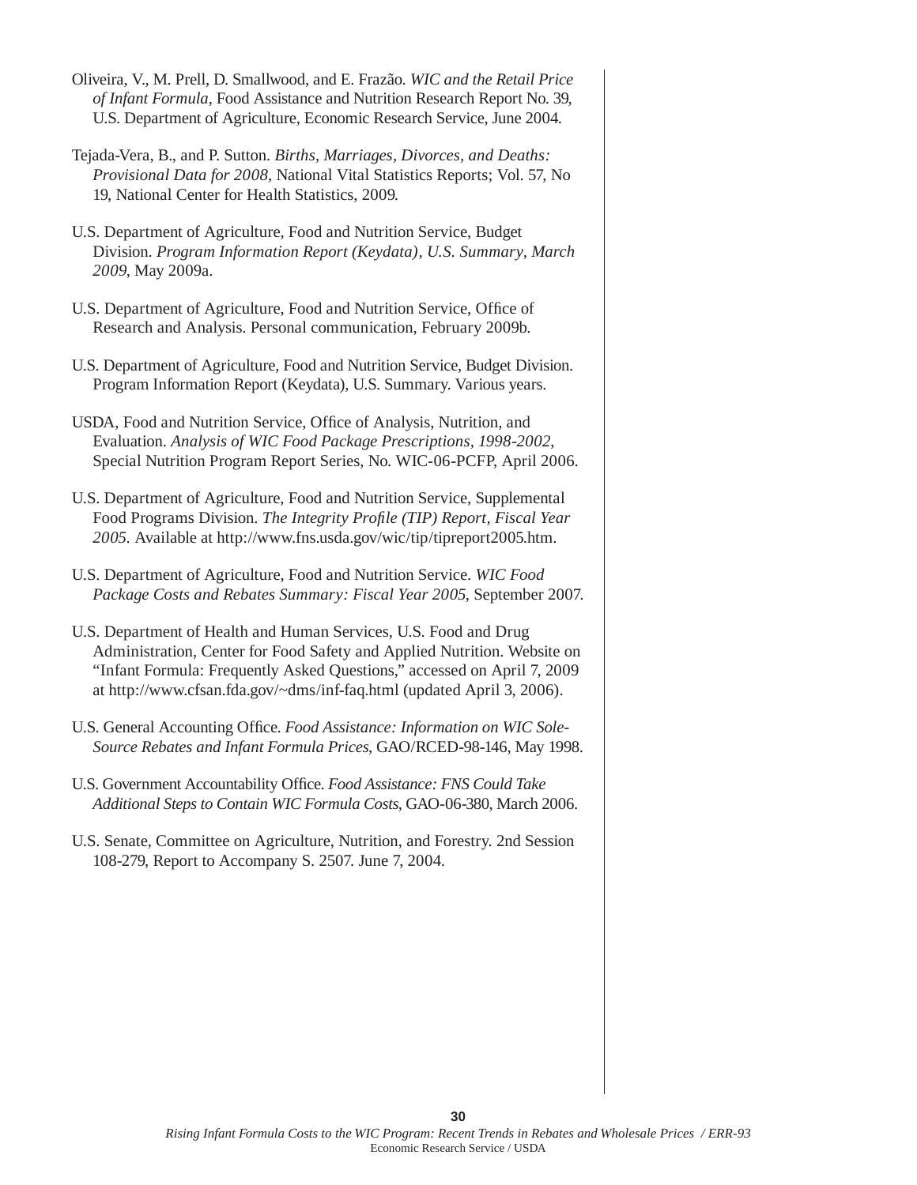Oliveira, V., M. Prell, D. Smallwood, and E. Frazão. *WIC and the Retail Price of Infant Formula*, Food Assistance and Nutrition Research Report No. 39, U.S. Department of Agriculture, Economic Research Service, June 2004.

Tejada-Vera, B., and P. Sutton. *Births, Marriages, Divorces, and Deaths: Provisional Data for 2008*, National Vital Statistics Reports; Vol. 57, No 19, National Center for Health Statistics, 2009.

U.S. Department of Agriculture, Food and Nutrition Service, Budget Division. *Program Information Report (Keydata), U.S. Summary, March 2009*, May 2009a.

U.S. Department of Agriculture, Food and Nutrition Service, Office of Research and Analysis. Personal communication, February 2009b.

U.S. Department of Agriculture, Food and Nutrition Service, Budget Division. Program Information Report (Keydata), U.S. Summary. Various years.

USDA, Food and Nutrition Service, Office of Analysis, Nutrition, and Evaluation. *Analysis of WIC Food Package Prescriptions, 1998-2002*, Special Nutrition Program Report Series, No. WIC-06-PCFP, April 2006.

U.S. Department of Agriculture, Food and Nutrition Service, Supplemental Food Programs Division. *The Integrity Profile (TIP) Report, Fiscal Year 2005.* Available at http://www.fns.usda.gov/wic/tip/tipreport2005.htm.

U.S. Department of Agriculture, Food and Nutrition Service. *WIC Food Package Costs and Rebates Summary: Fiscal Year 2005*, September 2007.

U.S. Department of Health and Human Services, U.S. Food and Drug Administration, Center for Food Safety and Applied Nutrition. Website on "Infant Formula: Frequently Asked Questions," accessed on April 7, 2009 at http://www.cfsan.fda.gov/~dms/inf-faq.html (updated April 3, 2006).

U.S. General Accounting Office. *Food Assistance: Information on WIC Sole-Source Rebates and Infant Formula Prices*, GAO/RCED-98-146, May 1998.

U.S. Government Accountability Office. *Food Assistance: FNS Could Take Additional Steps to Contain WIC Formula Costs*, GAO-06-380, March 2006.

U.S. Senate, Committee on Agriculture, Nutrition, and Forestry. 2nd Session 108-279, Report to Accompany S. 2507. June 7, 2004.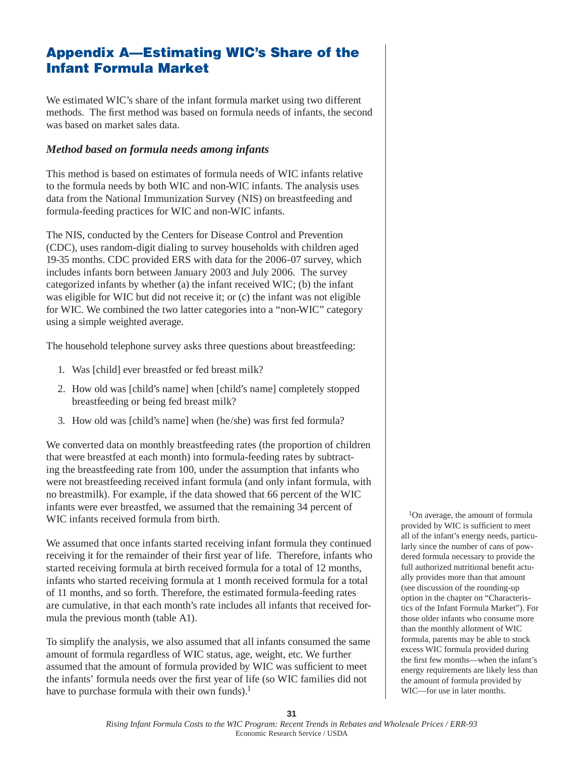# Appendix A—Estimating WIC's Share of the Infant Formula Market

We estimated WIC's share of the infant formula market using two different methods. The first method was based on formula needs of infants, the second was based on market sales data.

### *Method based on formula needs among infants*

This method is based on estimates of formula needs of WIC infants relative to the formula needs by both WIC and non-WIC infants. The analysis uses data from the National Immunization Survey (NIS) on breastfeeding and formula-feeding practices for WIC and non-WIC infants.

The NIS, conducted by the Centers for Disease Control and Prevention (CDC), uses random-digit dialing to survey households with children aged 19-35 months. CDC provided ERS with data for the 2006-07 survey, which includes infants born between January 2003 and July 2006. The survey categorized infants by whether (a) the infant received WIC; (b) the infant was eligible for WIC but did not receive it; or (c) the infant was not eligible for WIC. We combined the two latter categories into a "non-WIC" category using a simple weighted average.

The household telephone survey asks three questions about breastfeeding:

1. Was [child] ever breastfed or fed breast milk?
2. How old was [child's name] when [child's name] completely stopped breastfeeding or being fed breast milk?
3. How old was [child's name] when (he/she) was first fed formula?

We converted data on monthly breastfeeding rates (the proportion of children that were breastfed at each month) into formula-feeding rates by subtracting the breastfeeding rate from 100, under the assumption that infants who were not breastfeeding received infant formula (and only infant formula, with no breastmilk). For example, if the data showed that 66 percent of the WIC infants were ever breastfed, we assumed that the remaining 34 percent of WIC infants received formula from birth.

We assumed that once infants started receiving infant formula they continued receiving it for the remainder of their first year of life. Therefore, infants who started receiving formula at birth received formula for a total of 12 months, infants who started receiving formula at 1 month received formula for a total of 11 months, and so forth. Therefore, the estimated formula-feeding rates are cumulative, in that each month's rate includes all infants that received formula the previous month (table A1).

To simplify the analysis, we also assumed that all infants consumed the same amount of formula regardless of WIC status, age, weight, etc. We further assumed that the amount of formula provided by WIC was sufficient to meet the infants' formula needs over the first year of life (so WIC families did not have to purchase formula with their own funds).[1]

[1]On average, the amount of formula provided by WIC is sufficient to meet all of the infant's energy needs, particularly since the number of cans of powdered formula necessary to provide the full authorized nutritional benefit actually provides more than that amount (see discussion of the rounding-up option in the chapter on "Characteristics of the Infant Formula Market"). For those older infants who consume more than the monthly allotment of WIC formula, parents may be able to stock excess WIC formula provided during the first few months—when the infant's energy requirements are likely less than the amount of formula provided by WIC—for use in later months.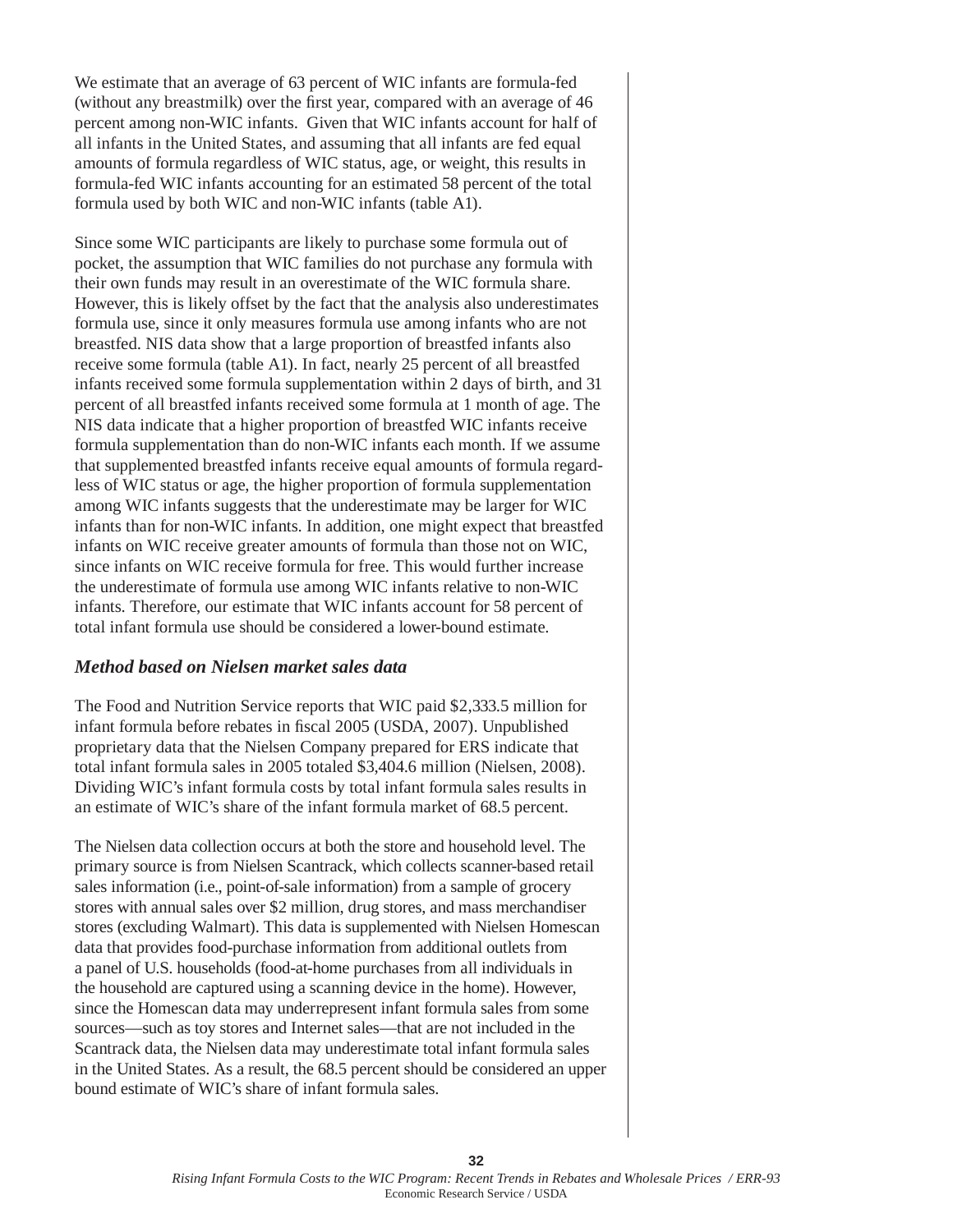We estimate that an average of 63 percent of WIC infants are formula-fed (without any breastmilk) over the first year, compared with an average of 46 percent among non-WIC infants. Given that WIC infants account for half of all infants in the United States, and assuming that all infants are fed equal amounts of formula regardless of WIC status, age, or weight, this results in formula-fed WIC infants accounting for an estimated 58 percent of the total formula used by both WIC and non-WIC infants (table A1).

Since some WIC participants are likely to purchase some formula out of pocket, the assumption that WIC families do not purchase any formula with their own funds may result in an overestimate of the WIC formula share. However, this is likely offset by the fact that the analysis also underestimates formula use, since it only measures formula use among infants who are not breastfed. NIS data show that a large proportion of breastfed infants also receive some formula (table A1). In fact, nearly 25 percent of all breastfed infants received some formula supplementation within 2 days of birth, and 31 percent of all breastfed infants received some formula at 1 month of age. The NIS data indicate that a higher proportion of breastfed WIC infants receive formula supplementation than do non-WIC infants each month. If we assume that supplemented breastfed infants receive equal amounts of formula regardless of WIC status or age, the higher proportion of formula supplementation among WIC infants suggests that the underestimate may be larger for WIC infants than for non-WIC infants. In addition, one might expect that breastfed infants on WIC receive greater amounts of formula than those not on WIC, since infants on WIC receive formula for free. This would further increase the underestimate of formula use among WIC infants relative to non-WIC infants. Therefore, our estimate that WIC infants account for 58 percent of total infant formula use should be considered a lower-bound estimate.

### *Method based on Nielsen market sales data*

The Food and Nutrition Service reports that WIC paid $2,333.5 million for infant formula before rebates in fiscal 2005 (USDA, 2007). Unpublished proprietary data that the Nielsen Company prepared for ERS indicate that total infant formula sales in 2005 totaled $3,404.6 million (Nielsen, 2008). Dividing WIC's infant formula costs by total infant formula sales results in an estimate of WIC's share of the infant formula market of 68.5 percent.

The Nielsen data collection occurs at both the store and household level. The primary source is from Nielsen Scantrack, which collects scanner-based retail sales information (i.e., point-of-sale information) from a sample of grocery stores with annual sales over $2 million, drug stores, and mass merchandiser stores (excluding Walmart). This data is supplemented with Nielsen Homescan data that provides food-purchase information from additional outlets from a panel of U.S. households (food-at-home purchases from all individuals in the household are captured using a scanning device in the home). However, since the Homescan data may underrepresent infant formula sales from some sources—such as toy stores and Internet sales—that are not included in the Scantrack data, the Nielsen data may underestimate total infant formula sales in the United States. As a result, the 68.5 percent should be considered an upper bound estimate of WIC's share of infant formula sales.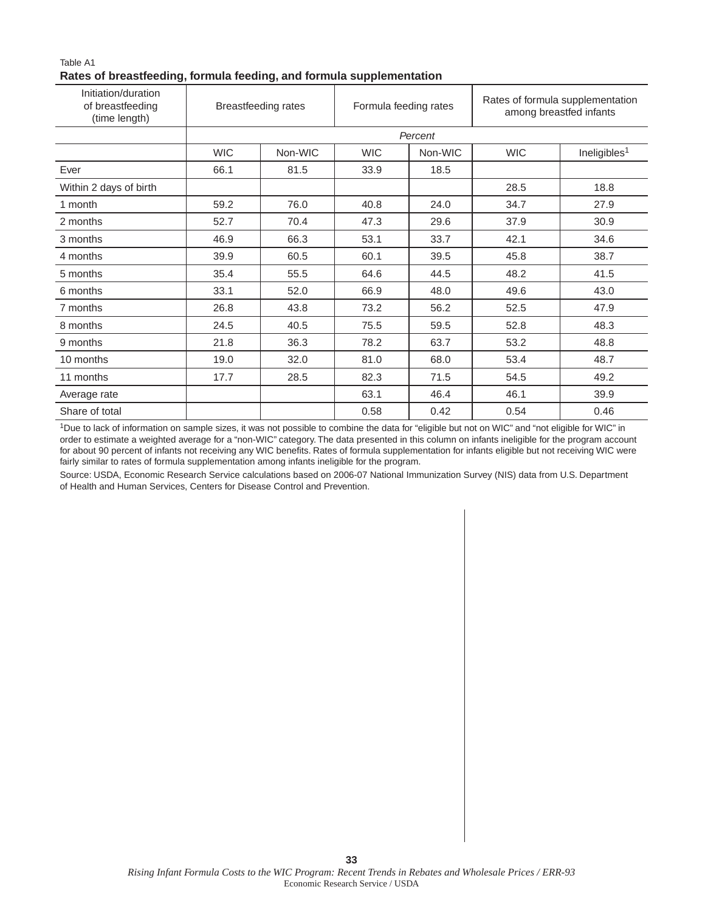Table A1

**Rates of breastfeeding, formula feeding, and formula supplementation**

| Initiation/duration of breastfeeding (time length) | Breastfeeding rates | | Formula feeding rates | | Rates of formula supplementation among breastfed infants | |
|---|---|---|---|---|---|---|
| | *Percent* | | | | | |
| | WIC | Non-WIC | WIC | Non-WIC | WIC | Ineligibles[1] |
| Ever | 66.1 | 81.5 | 33.9 | 18.5 | | |
| Within 2 days of birth | | | | | 28.5 | 18.8 |
| 1 month | 59.2 | 76.0 | 40.8 | 24.0 | 34.7 | 27.9 |
| 2 months | 52.7 | 70.4 | 47.3 | 29.6 | 37.9 | 30.9 |
| 3 months | 46.9 | 66.3 | 53.1 | 33.7 | 42.1 | 34.6 |
| 4 months | 39.9 | 60.5 | 60.1 | 39.5 | 45.8 | 38.7 |
| 5 months | 35.4 | 55.5 | 64.6 | 44.5 | 48.2 | 41.5 |
| 6 months | 33.1 | 52.0 | 66.9 | 48.0 | 49.6 | 43.0 |
| 7 months | 26.8 | 43.8 | 73.2 | 56.2 | 52.5 | 47.9 |
| 8 months | 24.5 | 40.5 | 75.5 | 59.5 | 52.8 | 48.3 |
| 9 months | 21.8 | 36.3 | 78.2 | 63.7 | 53.2 | 48.8 |
| 10 months | 19.0 | 32.0 | 81.0 | 68.0 | 53.4 | 48.7 |
| 11 months | 17.7 | 28.5 | 82.3 | 71.5 | 54.5 | 49.2 |
| Average rate | | | 63.1 | 46.4 | 46.1 | 39.9 |
| Share of total | | | 0.58 | 0.42 | 0.54 | 0.46 |

[1]Due to lack of information on sample sizes, it was not possible to combine the data for “eligible but not on WIC” and “not eligible for WIC” in order to estimate a weighted average for a “non-WIC” category. The data presented in this column on infants ineligible for the program account for about 90 percent of infants not receiving any WIC benefits. Rates of formula supplementation for infants eligible but not receiving WIC were fairly similar to rates of formula supplementation among infants ineligible for the program.

Source: USDA, Economic Research Service calculations based on 2006-07 National Immunization Survey (NIS) data from U.S. Department of Health and Human Services, Centers for Disease Control and Prevention.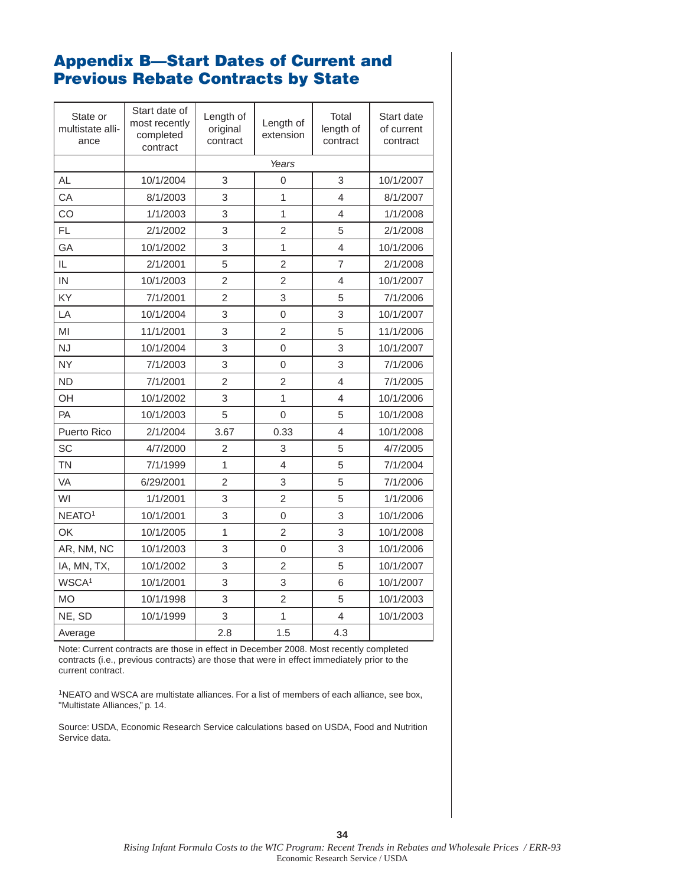## Appendix B—Start Dates of Current and Previous Rebate Contracts by State

| State or multistate alliance | Start date of most recently completed contract | Length of original contract | Length of extension | Total length of contract | Start date of current contract |
|---|---|---|---|---|---|
| | | Years | | | |
| AL | 10/1/2004 | 3 | 0 | 3 | 10/1/2007 |
| CA | 8/1/2003 | 3 | 1 | 4 | 8/1/2007 |
| CO | 1/1/2003 | 3 | 1 | 4 | 1/1/2008 |
| FL | 2/1/2002 | 3 | 2 | 5 | 2/1/2008 |
| GA | 10/1/2002 | 3 | 1 | 4 | 10/1/2006 |
| IL | 2/1/2001 | 5 | 2 | 7 | 2/1/2008 |
| IN | 10/1/2003 | 2 | 2 | 4 | 10/1/2007 |
| KY | 7/1/2001 | 2 | 3 | 5 | 7/1/2006 |
| LA | 10/1/2004 | 3 | 0 | 3 | 10/1/2007 |
| MI | 11/1/2001 | 3 | 2 | 5 | 11/1/2006 |
| NJ | 10/1/2004 | 3 | 0 | 3 | 10/1/2007 |
| NY | 7/1/2003 | 3 | 0 | 3 | 7/1/2006 |
| ND | 7/1/2001 | 2 | 2 | 4 | 7/1/2005 |
| OH | 10/1/2002 | 3 | 1 | 4 | 10/1/2006 |
| PA | 10/1/2003 | 5 | 0 | 5 | 10/1/2008 |
| Puerto Rico | 2/1/2004 | 3.67 | 0.33 | 4 | 10/1/2008 |
| SC | 4/7/2000 | 2 | 3 | 5 | 4/7/2005 |
| TN | 7/1/1999 | 1 | 4 | 5 | 7/1/2004 |
| VA | 6/29/2001 | 2 | 3 | 5 | 7/1/2006 |
| WI | 1/1/2001 | 3 | 2 | 5 | 1/1/2006 |
| NEATO[1] | 10/1/2001 | 3 | 0 | 3 | 10/1/2006 |
| OK | 10/1/2005 | 1 | 2 | 3 | 10/1/2008 |
| AR, NM, NC | 10/1/2003 | 3 | 0 | 3 | 10/1/2006 |
| IA, MN, TX, | 10/1/2002 | 3 | 2 | 5 | 10/1/2007 |
| WSCA[1] | 10/1/2001 | 3 | 3 | 6 | 10/1/2007 |
| MO | 10/1/1998 | 3 | 2 | 5 | 10/1/2003 |
| NE, SD | 10/1/1999 | 3 | 1 | 4 | 10/1/2003 |
| Average | | 2.8 | 1.5 | 4.3 | |

Note: Current contracts are those in effect in December 2008. Most recently completed contracts (i.e., previous contracts) are those that were in effect immediately prior to the current contract.

[1]NEATO and WSCA are multistate alliances. For a list of members of each alliance, see box, "Multistate Alliances," p. 14.

Source: USDA, Economic Research Service calculations based on USDA, Food and Nutrition Service data.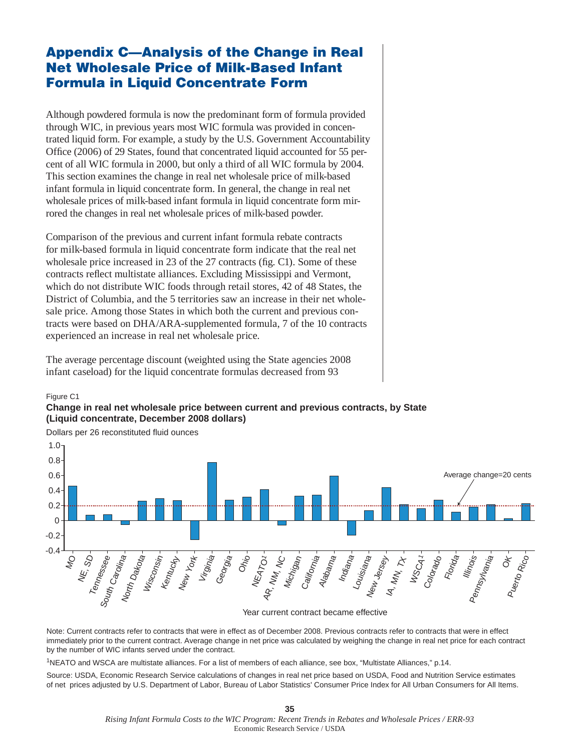# Appendix C—Analysis of the Change in Real Net Wholesale Price of Milk-Based Infant Formula in Liquid Concentrate Form

Although powdered formula is now the predominant form of formula provided through WIC, in previous years most WIC formula was provided in concentrated liquid form. For example, a study by the U.S. Government Accountability Office (2006) of 29 States, found that concentrated liquid accounted for 55 percent of all WIC formula in 2000, but only a third of all WIC formula by 2004. This section examines the change in real net wholesale price of milk-based infant formula in liquid concentrate form. In general, the change in real net wholesale prices of milk-based infant formula in liquid concentrate form mirrored the changes in real net wholesale prices of milk-based powder.

Comparison of the previous and current infant formula rebate contracts for milk-based formula in liquid concentrate form indicate that the real net wholesale price increased in 23 of the 27 contracts (fig. C1). Some of these contracts reflect multistate alliances. Excluding Mississippi and Vermont, which do not distribute WIC foods through retail stores, 42 of 48 States, the District of Columbia, and the 5 territories saw an increase in their net wholesale price. Among those States in which both the current and previous contracts were based on DHA/ARA-supplemented formula, 7 of the 10 contracts experienced an increase in real net wholesale price.

The average percentage discount (weighted using the State agencies 2008 infant caseload) for the liquid concentrate formulas decreased from 93

Figure C1

**Change in real net wholesale price between current and previous contracts, by State (Liquid concentrate, December 2008 dollars)**

Dollars per 26 reconstituted fluid ounces

| State/contract | Approximate change |
|---|---|
| MO | 0.46 |
| NE, SD | 0.07 |
| Tennessee | 0.08 |
| South Carolina | -0.05 |
| North Dakota | 0.26 |
| Wisconsin | 0.29 |
| Kentucky | 0.27 |
| New York | -0.25 |
| Virginia | 0.77 |
| Georgia | 0.27 |
| Ohio | 0.31 |
| NEATO[1] | 0.41 |
| AR, NM, NC | -0.06 |
| Michigan | 0.33 |
| California | 0.34 |
| Alabama | 0.59 |
| Indiana | -0.20 |
| Louisiana | 0.13 |
| New Jersey | 0.44 |
| IA, MN, TX | 0.21 |
| WSCA[1] | 0.16 |
| Colorado | 0.27 |
| Florida | 0.11 |
| Illinois | 0.18 |
| Pennsylvania | 0.21 |
| OK | 0.02 |
| Puerto Rico | 0.22 |

Average change=20 cents

Year current contract became effective

Note: Current contracts refer to contracts that were in effect as of December 2008. Previous contracts refer to contracts that were in effect immediately prior to the current contract. Average change in net price was calculated by weighing the change in real net price for each contract by the number of WIC infants served under the contract.

[1]NEATO and WSCA are multistate alliances. For a list of members of each alliance, see box, "Multistate Alliances," p.14.

Source: USDA, Economic Research Service calculations of changes in real net price based on USDA, Food and Nutrition Service estimates of net prices adjusted by U.S. Department of Labor, Bureau of Labor Statistics' Consumer Price Index for All Urban Consumers for All Items.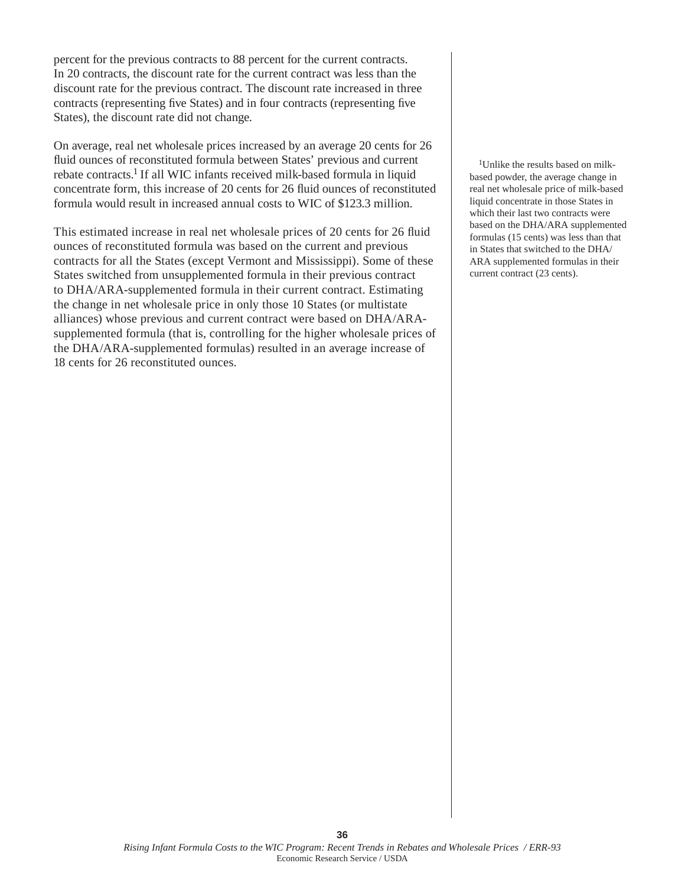percent for the previous contracts to 88 percent for the current contracts. In 20 contracts, the discount rate for the current contract was less than the discount rate for the previous contract. The discount rate increased in three contracts (representing five States) and in four contracts (representing five States), the discount rate did not change.

On average, real net wholesale prices increased by an average 20 cents for 26 fluid ounces of reconstituted formula between States' previous and current rebate contracts.[1] If all WIC infants received milk-based formula in liquid concentrate form, this increase of 20 cents for 26 fluid ounces of reconstituted formula would result in increased annual costs to WIC of $123.3 million.

This estimated increase in real net wholesale prices of 20 cents for 26 fluid ounces of reconstituted formula was based on the current and previous contracts for all the States (except Vermont and Mississippi). Some of these States switched from unsupplemented formula in their previous contract to DHA/ARA-supplemented formula in their current contract. Estimating the change in net wholesale price in only those 10 States (or multistate alliances) whose previous and current contract were based on DHA/ARA-supplemented formula (that is, controlling for the higher wholesale prices of the DHA/ARA-supplemented formulas) resulted in an average increase of 18 cents for 26 reconstituted ounces.

[1]Unlike the results based on milk-based powder, the average change in real net wholesale price of milk-based liquid concentrate in those States in which their last two contracts were based on the DHA/ARA supplemented formulas (15 cents) was less than that in States that switched to the DHA/ARA supplemented formulas in their current contract (23 cents).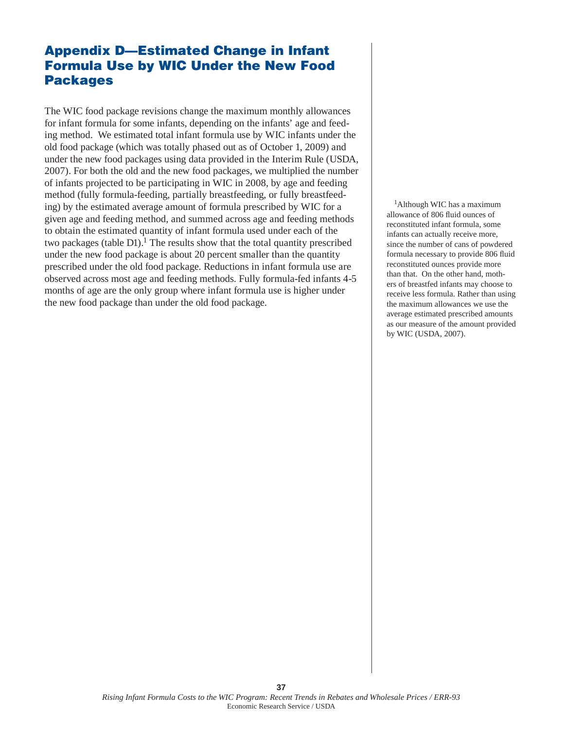# Appendix D—Estimated Change in Infant Formula Use by WIC Under the New Food Packages

The WIC food package revisions change the maximum monthly allowances for infant formula for some infants, depending on the infants' age and feeding method. We estimated total infant formula use by WIC infants under the old food package (which was totally phased out as of October 1, 2009) and under the new food packages using data provided in the Interim Rule (USDA, 2007). For both the old and the new food packages, we multiplied the number of infants projected to be participating in WIC in 2008, by age and feeding method (fully formula-feeding, partially breastfeeding, or fully breastfeeding) by the estimated average amount of formula prescribed by WIC for a given age and feeding method, and summed across age and feeding methods to obtain the estimated quantity of infant formula used under each of the two packages (table D1).[1] The results show that the total quantity prescribed under the new food package is about 20 percent smaller than the quantity prescribed under the old food package. Reductions in infant formula use are observed across most age and feeding methods. Fully formula-fed infants 4-5 months of age are the only group where infant formula use is higher under the new food package than under the old food package.

[1]Although WIC has a maximum allowance of 806 fluid ounces of reconstituted infant formula, some infants can actually receive more, since the number of cans of powdered formula necessary to provide 806 fluid reconstituted ounces provide more than that. On the other hand, mothers of breastfed infants may choose to receive less formula. Rather than using the maximum allowances we use the average estimated prescribed amounts as our measure of the amount provided by WIC (USDA, 2007).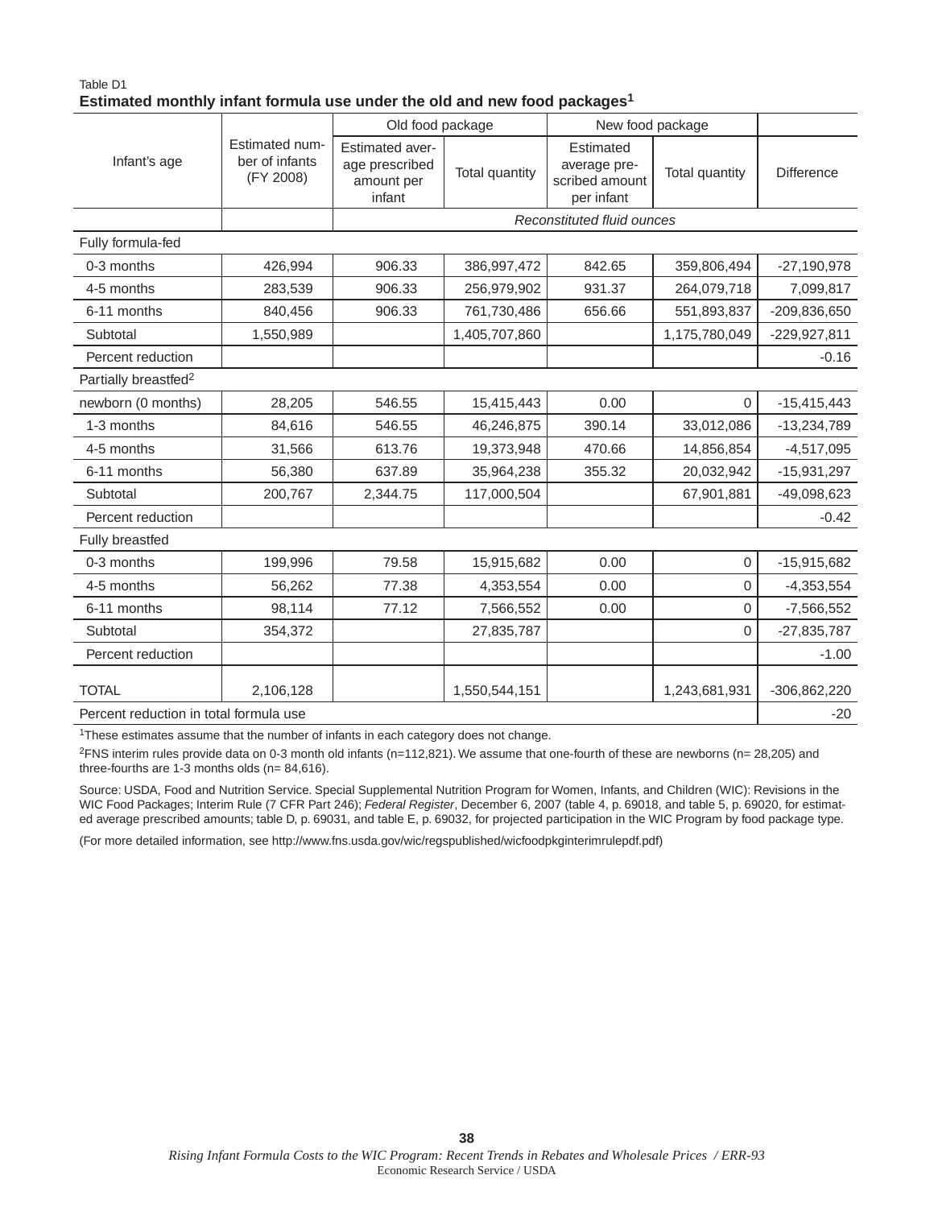Table D1

**Estimated monthly infant formula use under the old and new food packages[1]**

| Infant's age | Estimated number of infants (FY 2008) | Old food package | | New food package | | Difference |
|---|---|---|---|---|---|---|
| | | Estimated average prescribed amount per infant | Total quantity | Estimated average prescribed amount per infant | Total quantity | |
| | | *Reconstituted fluid ounces* | | | | |
| Fully formula-fed | | | | | | |
| 0-3 months | 426,994 | 906.33 | 386,997,472 | 842.65 | 359,806,494 | -27,190,978 |
| 4-5 months | 283,539 | 906.33 | 256,979,902 | 931.37 | 264,079,718 | 7,099,817 |
| 6-11 months | 840,456 | 906.33 | 761,730,486 | 656.66 | 551,893,837 | -209,836,650 |
| Subtotal | 1,550,989 | | 1,405,707,860 | | 1,175,780,049 | -229,927,811 |
| Percent reduction | | | | | | -0.16 |
| Partially breastfed[2] | | | | | | |
| newborn (0 months) | 28,205 | 546.55 | 15,415,443 | 0.00 | 0 | -15,415,443 |
| 1-3 months | 84,616 | 546.55 | 46,246,875 | 390.14 | 33,012,086 | -13,234,789 |
| 4-5 months | 31,566 | 613.76 | 19,373,948 | 470.66 | 14,856,854 | -4,517,095 |
| 6-11 months | 56,380 | 637.89 | 35,964,238 | 355.32 | 20,032,942 | -15,931,297 |
| Subtotal | 200,767 | 2,344.75 | 117,000,504 | | 67,901,881 | -49,098,623 |
| Percent reduction | | | | | | -0.42 |
| Fully breastfed | | | | | | |
| 0-3 months | 199,996 | 79.58 | 15,915,682 | 0.00 | 0 | -15,915,682 |
| 4-5 months | 56,262 | 77.38 | 4,353,554 | 0.00 | 0 | -4,353,554 |
| 6-11 months | 98,114 | 77.12 | 7,566,552 | 0.00 | 0 | -7,566,552 |
| Subtotal | 354,372 | | 27,835,787 | | 0 | -27,835,787 |
| Percent reduction | | | | | | -1.00 |
| TOTAL | 2,106,128 | | 1,550,544,151 | | 1,243,681,931 | -306,862,220 |
| Percent reduction in total formula use | | | | | | -20 |

[1]These estimates assume that the number of infants in each category does not change.

[2]FNS interim rules provide data on 0-3 month old infants (n=112,821). We assume that one-fourth of these are newborns (n= 28,205) and three-fourths are 1-3 months olds (n= 84,616).

Source: USDA, Food and Nutrition Service. Special Supplemental Nutrition Program for Women, Infants, and Children (WIC): Revisions in the WIC Food Packages; Interim Rule (7 CFR Part 246); *Federal Register*, December 6, 2007 (table 4, p. 69018, and table 5, p. 69020, for estimated average prescribed amounts; table D, p. 69031, and table E, p. 69032, for projected participation in the WIC Program by food package type.

(For more detailed information, see http://www.fns.usda.gov/wic/regspublished/wicfoodpkginterimrulepdf.pdf)